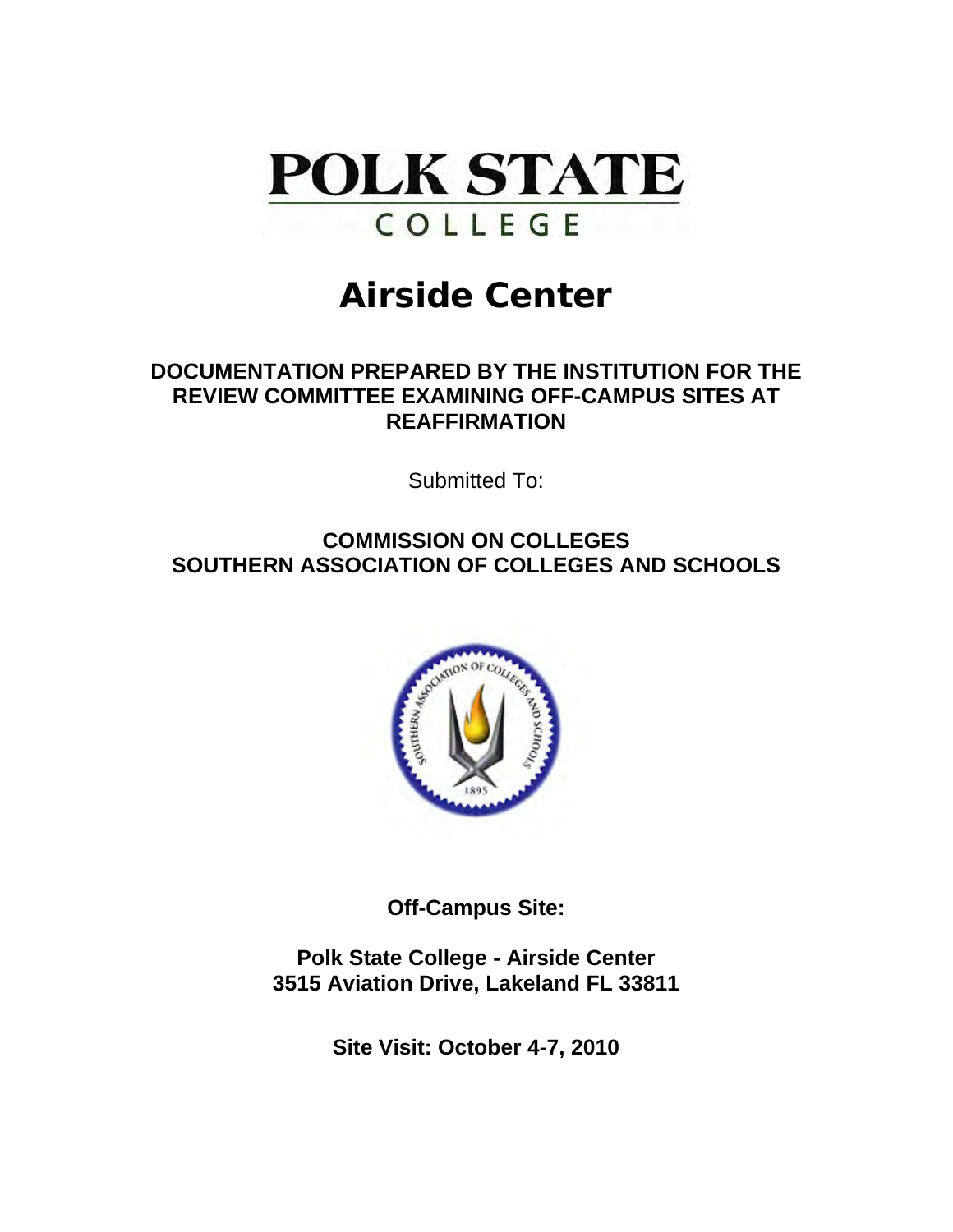# POLK STATE COLLEGE

# Airside Center

## DOCUMENTATION PREPARED BY THE INSTITUTION FOR THE REVIEW COMMITTEE EXAMINING OFF-CAMPUS SITES AT REAFFIRMATION

Submitted To:

**COMMISSION ON COLLEGES**
**SOUTHERN ASSOCIATION OF COLLEGES AND SCHOOLS**

**Off-Campus Site:**

**Polk State College - Airside Center**
**3515 Aviation Drive, Lakeland FL 33811**

**Site Visit: October 4-7, 2010**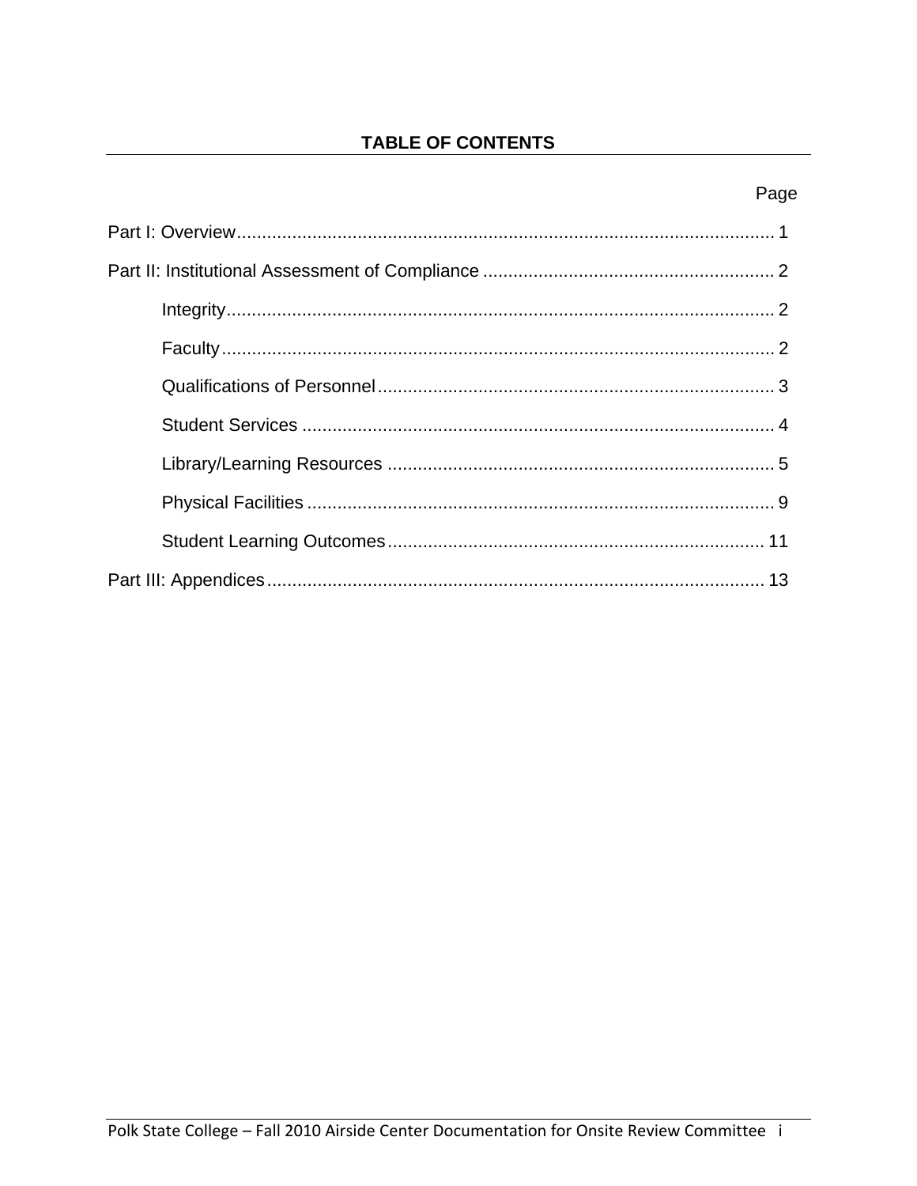## TABLE OF CONTENTS

| | Page |
|---|---|
| Part I: Overview | 1 |
| Part II: Institutional Assessment of Compliance | 2 |
| Integrity | 2 |
| Faculty | 2 |
| Qualifications of Personnel | 3 |
| Student Services | 4 |
| Library/Learning Resources | 5 |
| Physical Facilities | 9 |
| Student Learning Outcomes | 11 |
| Part III: Appendices | 13 |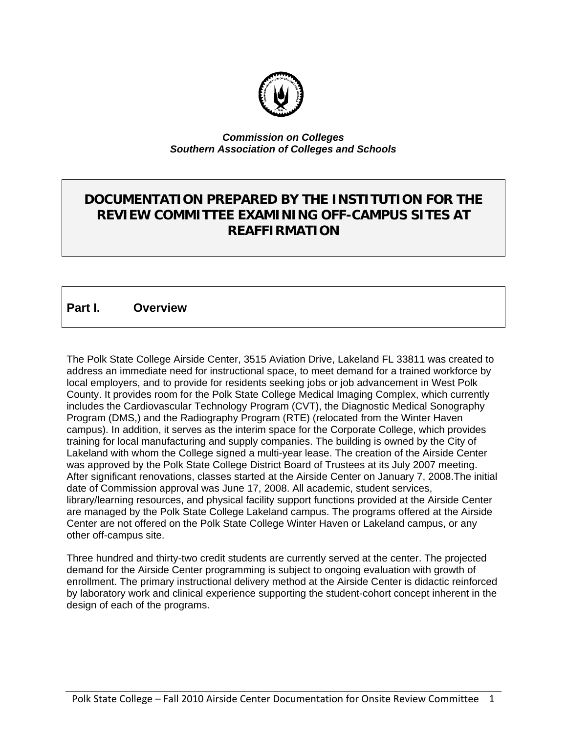***Commission on Colleges***
***Southern Association of Colleges and Schools***

# DOCUMENTATION PREPARED BY THE INSTITUTION FOR THE REVIEW COMMITTEE EXAMINING OFF-CAMPUS SITES AT REAFFIRMATION

## Part I. Overview

The Polk State College Airside Center, 3515 Aviation Drive, Lakeland FL 33811 was created to address an immediate need for instructional space, to meet demand for a trained workforce by local employers, and to provide for residents seeking jobs or job advancement in West Polk County. It provides room for the Polk State College Medical Imaging Complex, which currently includes the Cardiovascular Technology Program (CVT), the Diagnostic Medical Sonography Program (DMS,) and the Radiography Program (RTE) (relocated from the Winter Haven campus). In addition, it serves as the interim space for the Corporate College, which provides training for local manufacturing and supply companies. The building is owned by the City of Lakeland with whom the College signed a multi-year lease. The creation of the Airside Center was approved by the Polk State College District Board of Trustees at its July 2007 meeting. After significant renovations, classes started at the Airside Center on January 7, 2008.The initial date of Commission approval was June 17, 2008. All academic, student services, library/learning resources, and physical facility support functions provided at the Airside Center are managed by the Polk State College Lakeland campus. The programs offered at the Airside Center are not offered on the Polk State College Winter Haven or Lakeland campus, or any other off-campus site.

Three hundred and thirty-two credit students are currently served at the center. The projected demand for the Airside Center programming is subject to ongoing evaluation with growth of enrollment. The primary instructional delivery method at the Airside Center is didactic reinforced by laboratory work and clinical experience supporting the student-cohort concept inherent in the design of each of the programs.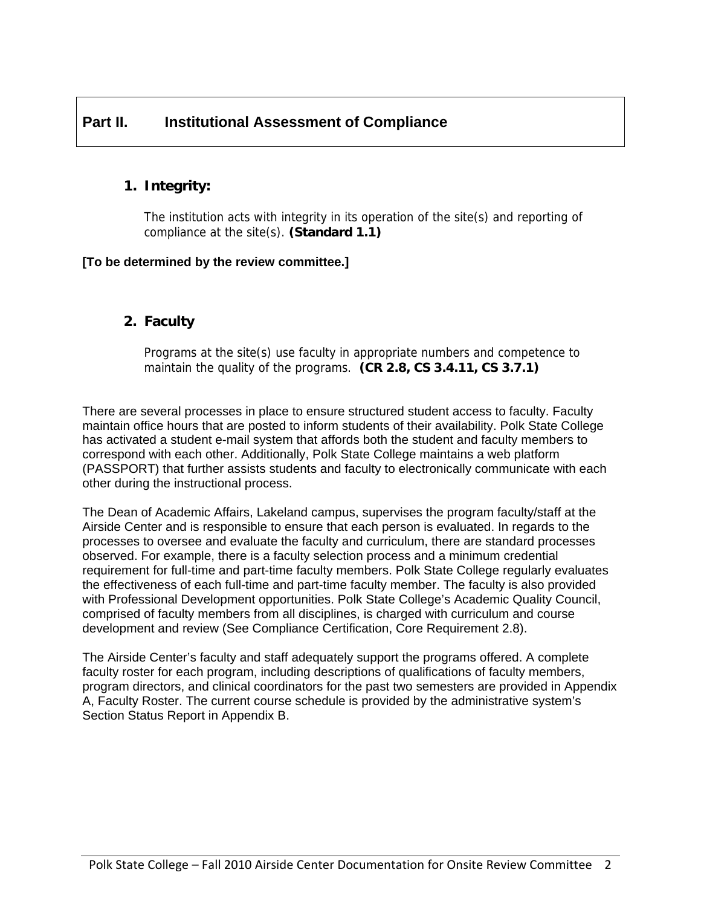## Part II. Institutional Assessment of Compliance

### 1. Integrity:

The institution acts with integrity in its operation of the site(s) and reporting of compliance at the site(s). **(Standard 1.1)**

**[To be determined by the review committee.]**

### 2. Faculty

Programs at the site(s) use faculty in appropriate numbers and competence to maintain the quality of the programs. **(CR 2.8, CS 3.4.11, CS 3.7.1)**

There are several processes in place to ensure structured student access to faculty. Faculty maintain office hours that are posted to inform students of their availability. Polk State College has activated a student e-mail system that affords both the student and faculty members to correspond with each other. Additionally, Polk State College maintains a web platform (PASSPORT) that further assists students and faculty to electronically communicate with each other during the instructional process.

The Dean of Academic Affairs, Lakeland campus, supervises the program faculty/staff at the Airside Center and is responsible to ensure that each person is evaluated. In regards to the processes to oversee and evaluate the faculty and curriculum, there are standard processes observed. For example, there is a faculty selection process and a minimum credential requirement for full-time and part-time faculty members. Polk State College regularly evaluates the effectiveness of each full-time and part-time faculty member. The faculty is also provided with Professional Development opportunities. Polk State College's Academic Quality Council, comprised of faculty members from all disciplines, is charged with curriculum and course development and review (See Compliance Certification, Core Requirement 2.8).

The Airside Center's faculty and staff adequately support the programs offered. A complete faculty roster for each program, including descriptions of qualifications of faculty members, program directors, and clinical coordinators for the past two semesters are provided in Appendix A, Faculty Roster. The current course schedule is provided by the administrative system's Section Status Report in Appendix B.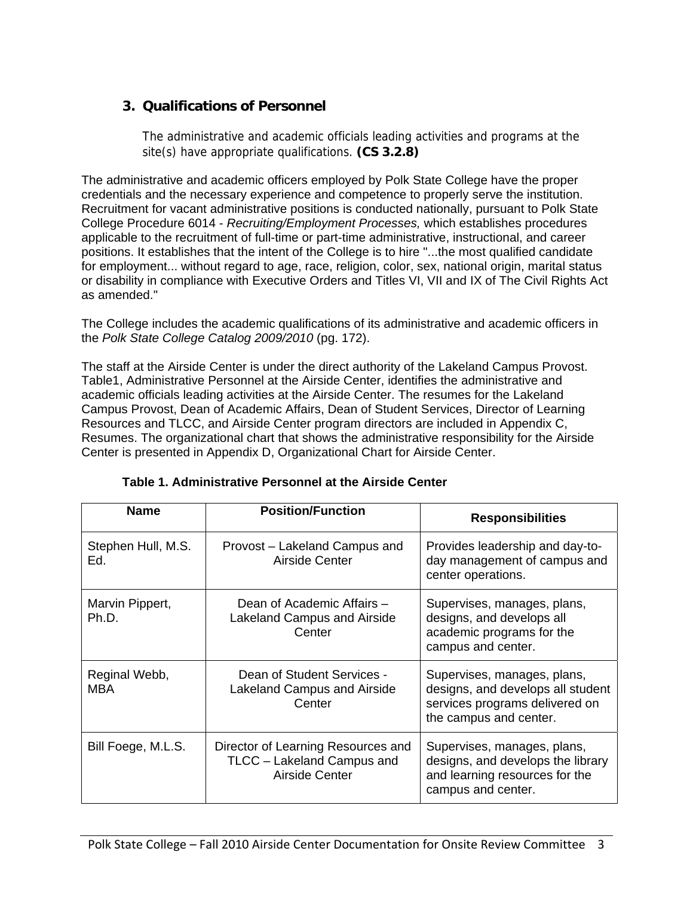## 3. Qualifications of Personnel

The administrative and academic officials leading activities and programs at the site(s) have appropriate qualifications. **(CS 3.2.8)**

The administrative and academic officers employed by Polk State College have the proper credentials and the necessary experience and competence to properly serve the institution. Recruitment for vacant administrative positions is conducted nationally, pursuant to Polk State College Procedure 6014 - *Recruiting/Employment Processes,* which establishes procedures applicable to the recruitment of full-time or part-time administrative, instructional, and career positions. It establishes that the intent of the College is to hire "...the most qualified candidate for employment... without regard to age, race, religion, color, sex, national origin, marital status or disability in compliance with Executive Orders and Titles VI, VII and IX of The Civil Rights Act as amended."

The College includes the academic qualifications of its administrative and academic officers in the *Polk State College Catalog 2009/2010* (pg. 172).

The staff at the Airside Center is under the direct authority of the Lakeland Campus Provost. Table1, Administrative Personnel at the Airside Center, identifies the administrative and academic officials leading activities at the Airside Center. The resumes for the Lakeland Campus Provost, Dean of Academic Affairs, Dean of Student Services, Director of Learning Resources and TLCC, and Airside Center program directors are included in Appendix C, Resumes. The organizational chart that shows the administrative responsibility for the Airside Center is presented in Appendix D, Organizational Chart for Airside Center.

**Table 1. Administrative Personnel at the Airside Center**

| Name | Position/Function | Responsibilities |
|---|---|---|
| Stephen Hull, M.S. Ed. | Provost – Lakeland Campus and Airside Center | Provides leadership and day-to-day management of campus and center operations. |
| Marvin Pippert, Ph.D. | Dean of Academic Affairs – Lakeland Campus and Airside Center | Supervises, manages, plans, designs, and develops all academic programs for the campus and center. |
| Reginal Webb, MBA | Dean of Student Services - Lakeland Campus and Airside Center | Supervises, manages, plans, designs, and develops all student services programs delivered on the campus and center. |
| Bill Foege, M.L.S. | Director of Learning Resources and TLCC – Lakeland Campus and Airside Center | Supervises, manages, plans, designs, and develops the library and learning resources for the campus and center. |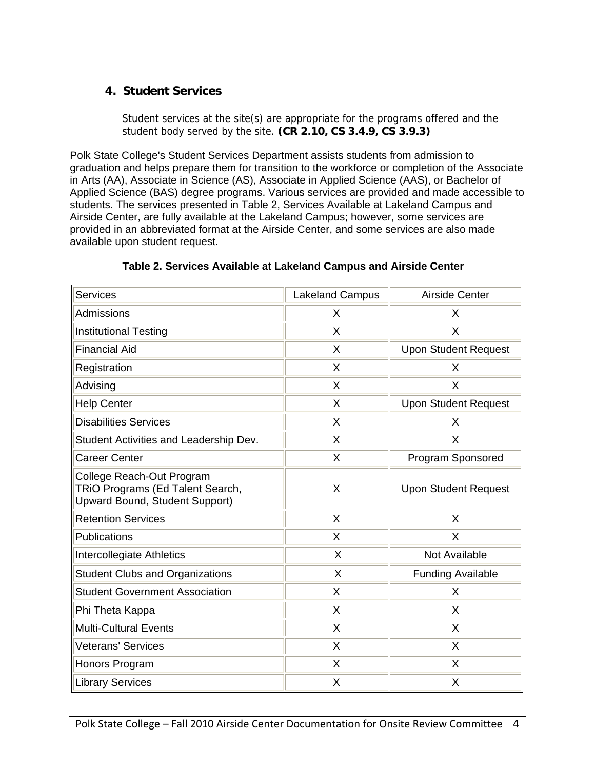## 4. Student Services

Student services at the site(s) are appropriate for the programs offered and the student body served by the site. **(CR 2.10, CS 3.4.9, CS 3.9.3)**

Polk State College's Student Services Department assists students from admission to graduation and helps prepare them for transition to the workforce or completion of the Associate in Arts (AA), Associate in Science (AS), Associate in Applied Science (AAS), or Bachelor of Applied Science (BAS) degree programs. Various services are provided and made accessible to students. The services presented in Table 2, Services Available at Lakeland Campus and Airside Center, are fully available at the Lakeland Campus; however, some services are provided in an abbreviated format at the Airside Center, and some services are also made available upon student request.

**Table 2. Services Available at Lakeland Campus and Airside Center**

| Services | Lakeland Campus | Airside Center |
|---|---|---|
| Admissions | X | X |
| Institutional Testing | X | X |
| Financial Aid | X | Upon Student Request |
| Registration | X | X |
| Advising | X | X |
| Help Center | X | Upon Student Request |
| Disabilities Services | X | X |
| Student Activities and Leadership Dev. | X | X |
| Career Center | X | Program Sponsored |
| College Reach-Out Program TRiO Programs (Ed Talent Search, Upward Bound, Student Support) | X | Upon Student Request |
| Retention Services | X | X |
| Publications | X | X |
| Intercollegiate Athletics | X | Not Available |
| Student Clubs and Organizations | X | Funding Available |
| Student Government Association | X | X |
| Phi Theta Kappa | X | X |
| Multi-Cultural Events | X | X |
| Veterans' Services | X | X |
| Honors Program | X | X |
| Library Services | X | X |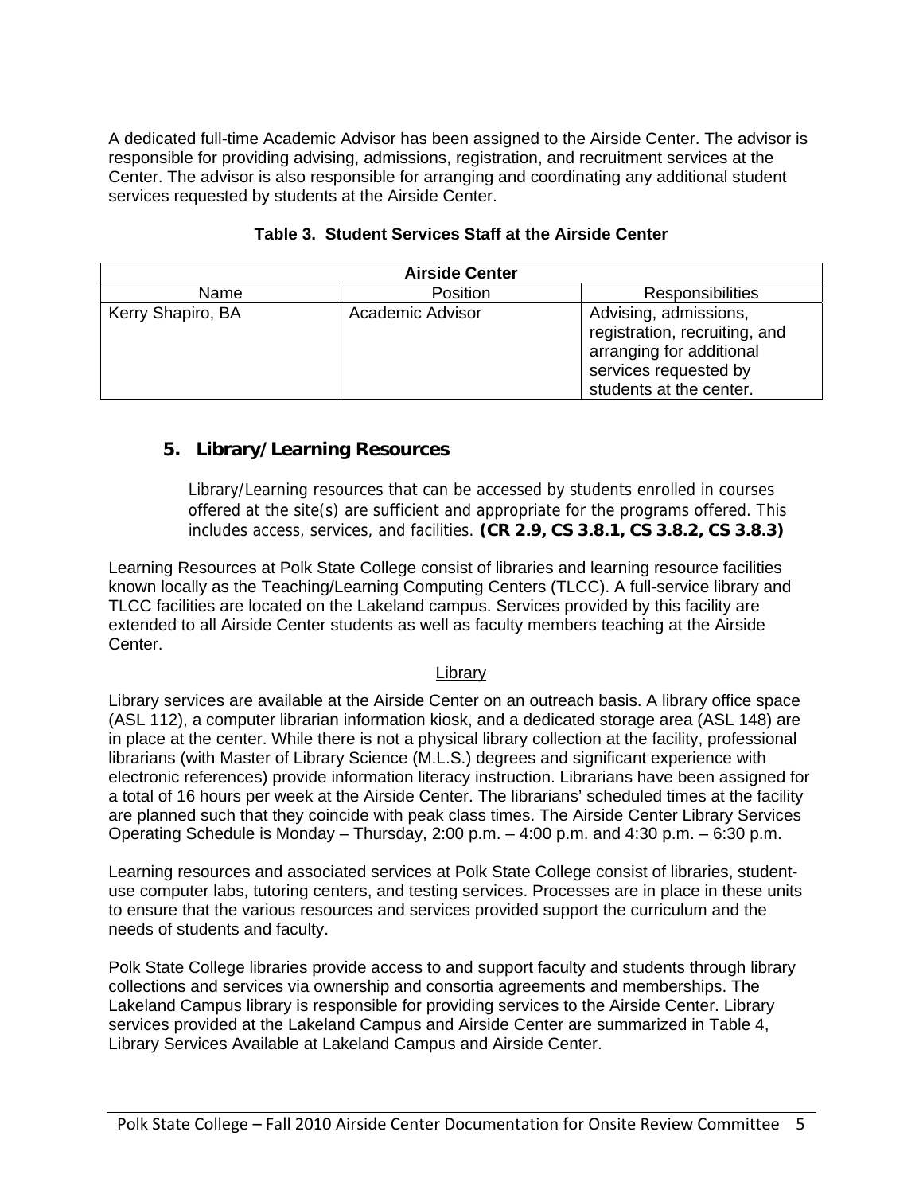A dedicated full-time Academic Advisor has been assigned to the Airside Center. The advisor is responsible for providing advising, admissions, registration, and recruitment services at the Center. The advisor is also responsible for arranging and coordinating any additional student services requested by students at the Airside Center.

**Table 3. Student Services Staff at the Airside Center**

| Airside Center | | |
|---|---|---|
| Name | Position | Responsibilities |
| Kerry Shapiro, BA | Academic Advisor | Advising, admissions, registration, recruiting, and arranging for additional services requested by students at the center. |

## 5. Library/Learning Resources

Library/Learning resources that can be accessed by students enrolled in courses offered at the site(s) are sufficient and appropriate for the programs offered. This includes access, services, and facilities. **(CR 2.9, CS 3.8.1, CS 3.8.2, CS 3.8.3)**

Learning Resources at Polk State College consist of libraries and learning resource facilities known locally as the Teaching/Learning Computing Centers (TLCC). A full-service library and TLCC facilities are located on the Lakeland campus. Services provided by this facility are extended to all Airside Center students as well as faculty members teaching at the Airside Center.

Library

Library services are available at the Airside Center on an outreach basis. A library office space (ASL 112), a computer librarian information kiosk, and a dedicated storage area (ASL 148) are in place at the center. While there is not a physical library collection at the facility, professional librarians (with Master of Library Science (M.L.S.) degrees and significant experience with electronic references) provide information literacy instruction. Librarians have been assigned for a total of 16 hours per week at the Airside Center. The librarians' scheduled times at the facility are planned such that they coincide with peak class times. The Airside Center Library Services Operating Schedule is Monday – Thursday, 2:00 p.m. – 4:00 p.m. and 4:30 p.m. – 6:30 p.m.

Learning resources and associated services at Polk State College consist of libraries, student-use computer labs, tutoring centers, and testing services. Processes are in place in these units to ensure that the various resources and services provided support the curriculum and the needs of students and faculty.

Polk State College libraries provide access to and support faculty and students through library collections and services via ownership and consortia agreements and memberships. The Lakeland Campus library is responsible for providing services to the Airside Center. Library services provided at the Lakeland Campus and Airside Center are summarized in Table 4, Library Services Available at Lakeland Campus and Airside Center.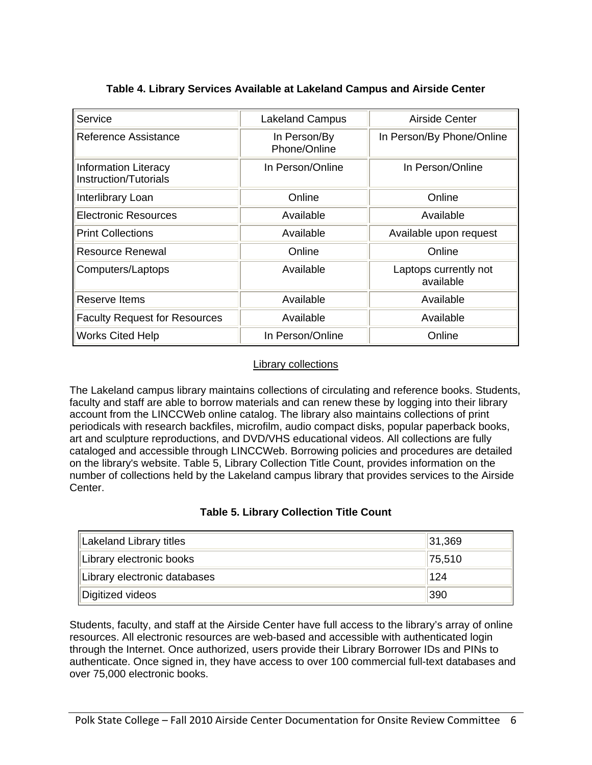**Table 4. Library Services Available at Lakeland Campus and Airside Center**

| Service | Lakeland Campus | Airside Center |
|---|---|---|
| Reference Assistance | In Person/By Phone/Online | In Person/By Phone/Online |
| Information Literacy Instruction/Tutorials | In Person/Online | In Person/Online |
| Interlibrary Loan | Online | Online |
| Electronic Resources | Available | Available |
| Print Collections | Available | Available upon request |
| Resource Renewal | Online | Online |
| Computers/Laptops | Available | Laptops currently not available |
| Reserve Items | Available | Available |
| Faculty Request for Resources | Available | Available |
| Works Cited Help | In Person/Online | Online |

### Library collections

The Lakeland campus library maintains collections of circulating and reference books. Students, faculty and staff are able to borrow materials and can renew these by logging into their library account from the LINCCWeb online catalog. The library also maintains collections of print periodicals with research backfiles, microfilm, audio compact disks, popular paperback books, art and sculpture reproductions, and DVD/VHS educational videos. All collections are fully cataloged and accessible through LINCCWeb. Borrowing policies and procedures are detailed on the library's website. Table 5, Library Collection Title Count, provides information on the number of collections held by the Lakeland campus library that provides services to the Airside Center.

**Table 5. Library Collection Title Count**

| | |
|---|---|
| Lakeland Library titles | 31,369 |
| Library electronic books | 75,510 |
| Library electronic databases | 124 |
| Digitized videos | 390 |

Students, faculty, and staff at the Airside Center have full access to the library's array of online resources. All electronic resources are web-based and accessible with authenticated login through the Internet. Once authorized, users provide their Library Borrower IDs and PINs to authenticate. Once signed in, they have access to over 100 commercial full-text databases and over 75,000 electronic books.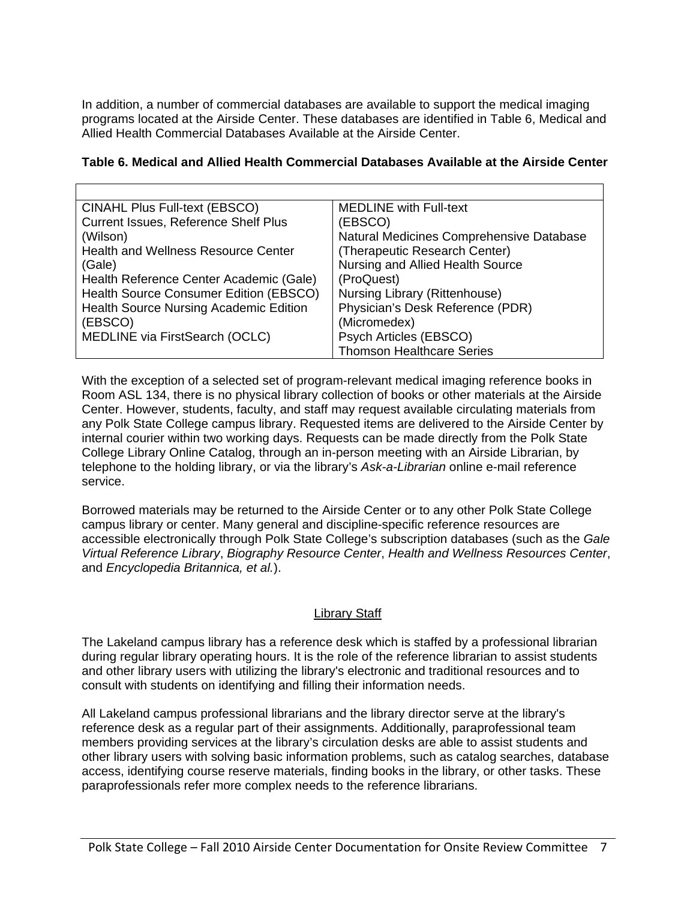In addition, a number of commercial databases are available to support the medical imaging programs located at the Airside Center. These databases are identified in Table 6, Medical and Allied Health Commercial Databases Available at the Airside Center.

**Table 6. Medical and Allied Health Commercial Databases Available at the Airside Center**

| | |
|---|---|
| CINAHL Plus Full-text (EBSCO)<br>Current Issues, Reference Shelf Plus (Wilson)<br>Health and Wellness Resource Center (Gale)<br>Health Reference Center Academic (Gale)<br>Health Source Consumer Edition (EBSCO)<br>Health Source Nursing Academic Edition (EBSCO)<br>MEDLINE via FirstSearch (OCLC) | MEDLINE with Full-text (EBSCO)<br>Natural Medicines Comprehensive Database (Therapeutic Research Center)<br>Nursing and Allied Health Source (ProQuest)<br>Nursing Library (Rittenhouse)<br>Physician's Desk Reference (PDR) (Micromedex)<br>Psych Articles (EBSCO)<br>Thomson Healthcare Series |

With the exception of a selected set of program-relevant medical imaging reference books in Room ASL 134, there is no physical library collection of books or other materials at the Airside Center. However, students, faculty, and staff may request available circulating materials from any Polk State College campus library. Requested items are delivered to the Airside Center by internal courier within two working days. Requests can be made directly from the Polk State College Library Online Catalog, through an in-person meeting with an Airside Librarian, by telephone to the holding library, or via the library's *Ask-a-Librarian* online e-mail reference service.

Borrowed materials may be returned to the Airside Center or to any other Polk State College campus library or center. Many general and discipline-specific reference resources are accessible electronically through Polk State College's subscription databases (such as the *Gale Virtual Reference Library*, *Biography Resource Center*, *Health and Wellness Resources Center*, and *Encyclopedia Britannica, et al.*).

## Library Staff

The Lakeland campus library has a reference desk which is staffed by a professional librarian during regular library operating hours. It is the role of the reference librarian to assist students and other library users with utilizing the library's electronic and traditional resources and to consult with students on identifying and filling their information needs.

All Lakeland campus professional librarians and the library director serve at the library's reference desk as a regular part of their assignments. Additionally, paraprofessional team members providing services at the library's circulation desks are able to assist students and other library users with solving basic information problems, such as catalog searches, database access, identifying course reserve materials, finding books in the library, or other tasks. These paraprofessionals refer more complex needs to the reference librarians.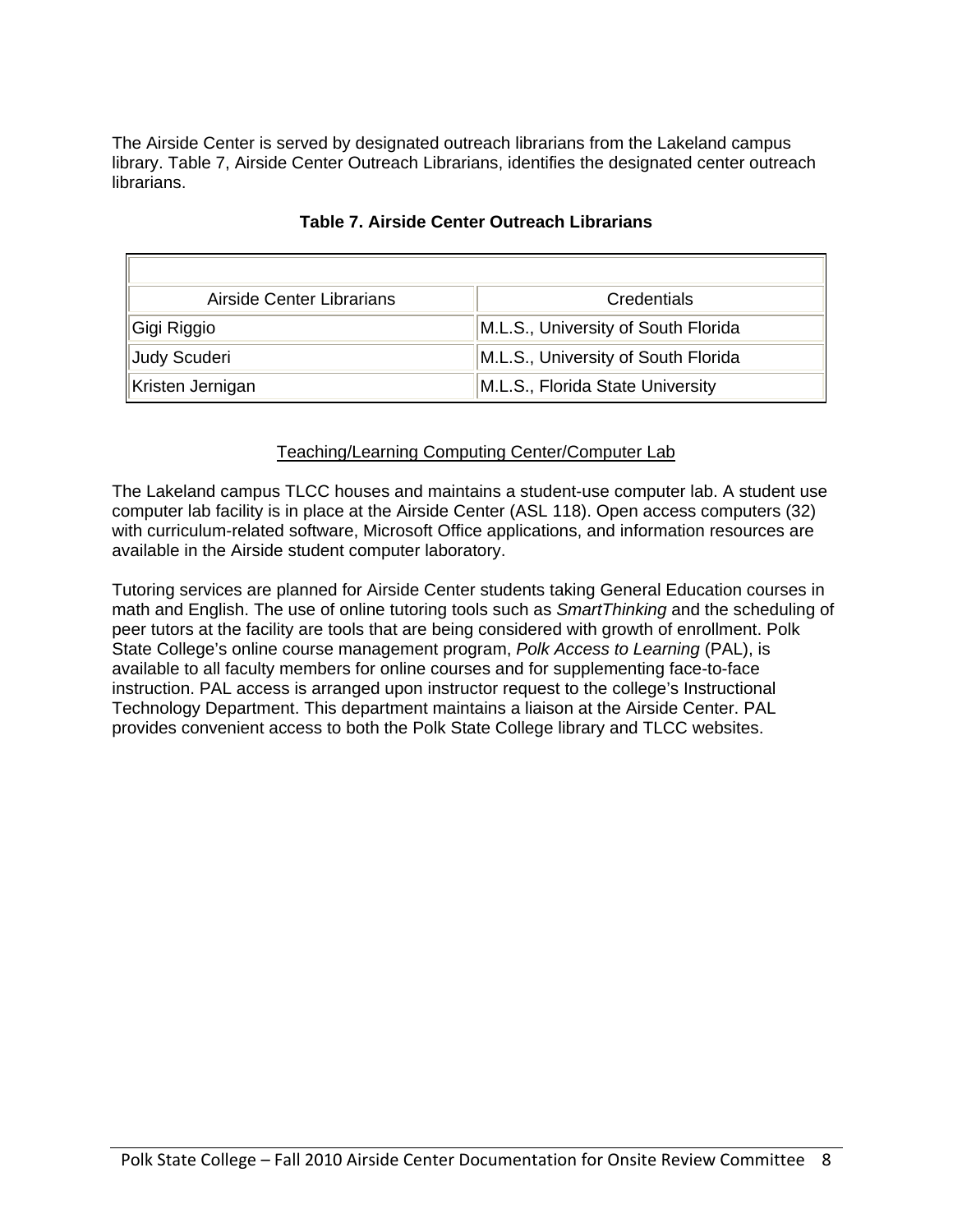The Airside Center is served by designated outreach librarians from the Lakeland campus library. Table 7, Airside Center Outreach Librarians, identifies the designated center outreach librarians.

**Table 7. Airside Center Outreach Librarians**

| Airside Center Librarians | Credentials |
|---|---|
| Gigi Riggio | M.L.S., University of South Florida |
| Judy Scuderi | M.L.S., University of South Florida |
| Kristen Jernigan | M.L.S., Florida State University |

<u>Teaching/Learning Computing Center/Computer Lab</u>

The Lakeland campus TLCC houses and maintains a student-use computer lab. A student use computer lab facility is in place at the Airside Center (ASL 118). Open access computers (32) with curriculum-related software, Microsoft Office applications, and information resources are available in the Airside student computer laboratory.

Tutoring services are planned for Airside Center students taking General Education courses in math and English. The use of online tutoring tools such as *SmartThinking* and the scheduling of peer tutors at the facility are tools that are being considered with growth of enrollment. Polk State College's online course management program, *Polk Access to Learning* (PAL), is available to all faculty members for online courses and for supplementing face-to-face instruction. PAL access is arranged upon instructor request to the college's Instructional Technology Department. This department maintains a liaison at the Airside Center. PAL provides convenient access to both the Polk State College library and TLCC websites.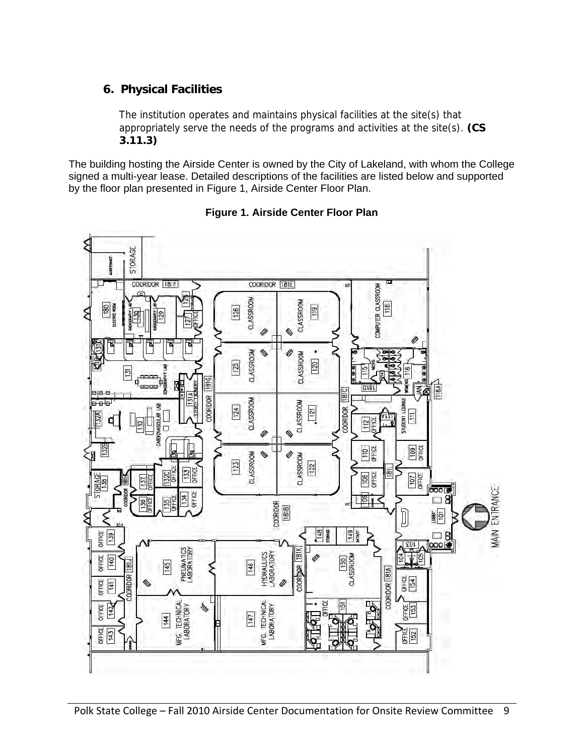## 6. Physical Facilities

The institution operates and maintains physical facilities at the site(s) that appropriately serve the needs of the programs and activities at the site(s). **(CS 3.11.3)**

The building hosting the Airside Center is owned by the City of Lakeland, with whom the College signed a multi-year lease. Detailed descriptions of the facilities are listed below and supported by the floor plan presented in Figure 1, Airside Center Floor Plan.

**Figure 1. Airside Center Floor Plan**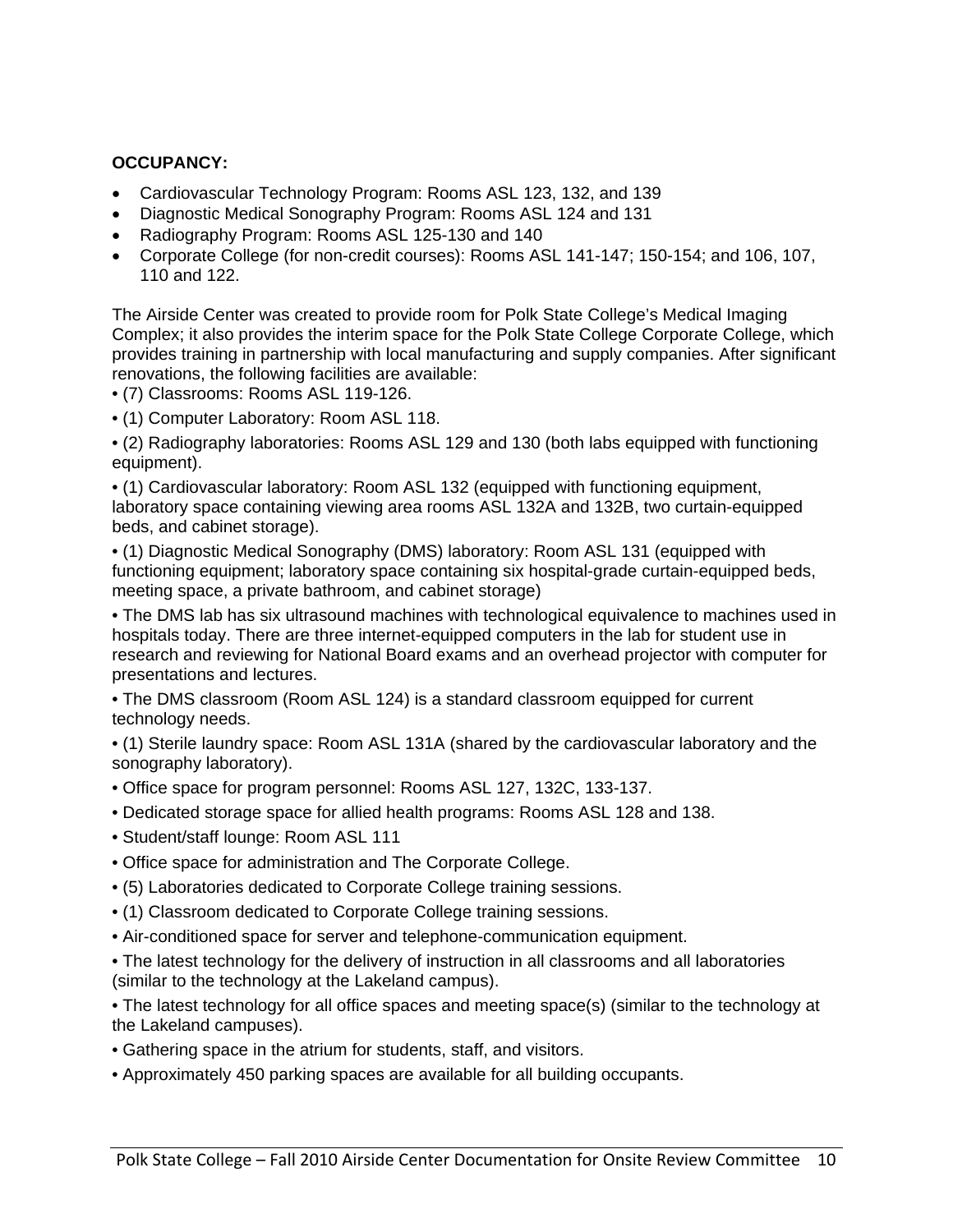**OCCUPANCY:**

- Cardiovascular Technology Program: Rooms ASL 123, 132, and 139
- Diagnostic Medical Sonography Program: Rooms ASL 124 and 131
- Radiography Program: Rooms ASL 125-130 and 140
- Corporate College (for non-credit courses): Rooms ASL 141-147; 150-154; and 106, 107, 110 and 122.

The Airside Center was created to provide room for Polk State College's Medical Imaging Complex; it also provides the interim space for the Polk State College Corporate College, which provides training in partnership with local manufacturing and supply companies. After significant renovations, the following facilities are available:

- (7) Classrooms: Rooms ASL 119-126.
- (1) Computer Laboratory: Room ASL 118.
- (2) Radiography laboratories: Rooms ASL 129 and 130 (both labs equipped with functioning equipment).
- (1) Cardiovascular laboratory: Room ASL 132 (equipped with functioning equipment, laboratory space containing viewing area rooms ASL 132A and 132B, two curtain-equipped beds, and cabinet storage).
- (1) Diagnostic Medical Sonography (DMS) laboratory: Room ASL 131 (equipped with functioning equipment; laboratory space containing six hospital-grade curtain-equipped beds, meeting space, a private bathroom, and cabinet storage)
- The DMS lab has six ultrasound machines with technological equivalence to machines used in hospitals today. There are three internet-equipped computers in the lab for student use in research and reviewing for National Board exams and an overhead projector with computer for presentations and lectures.
- The DMS classroom (Room ASL 124) is a standard classroom equipped for current technology needs.
- (1) Sterile laundry space: Room ASL 131A (shared by the cardiovascular laboratory and the sonography laboratory).
- Office space for program personnel: Rooms ASL 127, 132C, 133-137.
- Dedicated storage space for allied health programs: Rooms ASL 128 and 138.
- Student/staff lounge: Room ASL 111
- Office space for administration and The Corporate College.
- (5) Laboratories dedicated to Corporate College training sessions.
- (1) Classroom dedicated to Corporate College training sessions.
- Air-conditioned space for server and telephone-communication equipment.
- The latest technology for the delivery of instruction in all classrooms and all laboratories (similar to the technology at the Lakeland campus).
- The latest technology for all office spaces and meeting space(s) (similar to the technology at the Lakeland campuses).
- Gathering space in the atrium for students, staff, and visitors.
- Approximately 450 parking spaces are available for all building occupants.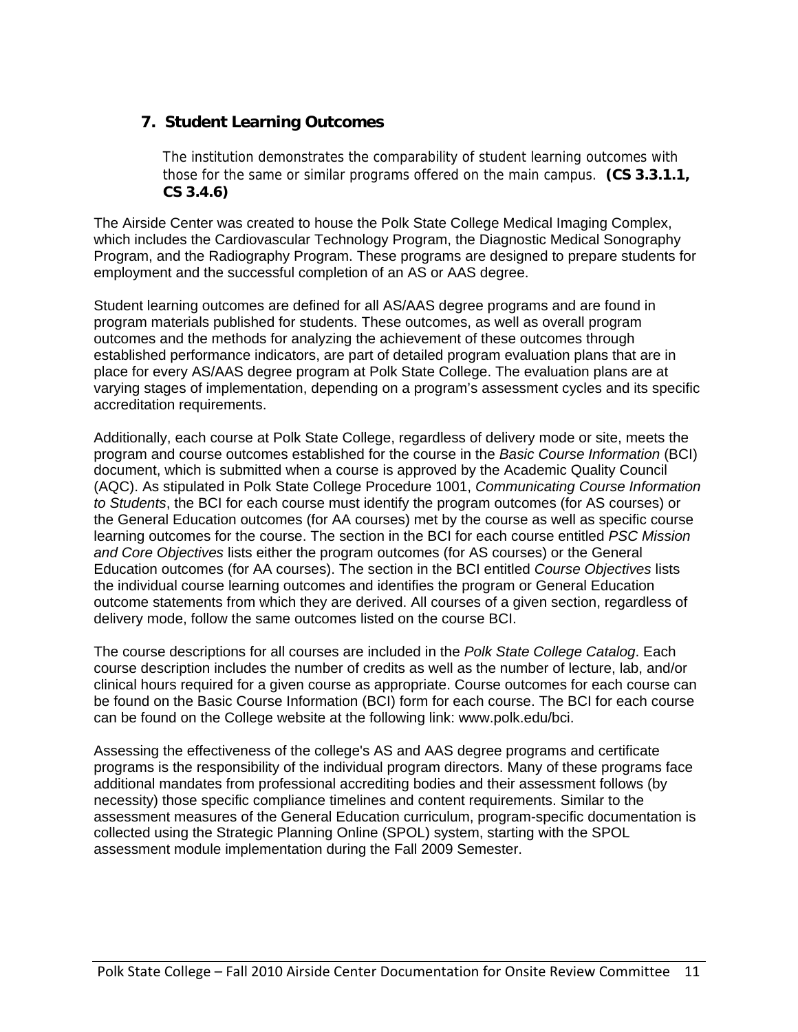## 7. Student Learning Outcomes

The institution demonstrates the comparability of student learning outcomes with those for the same or similar programs offered on the main campus. **(CS 3.3.1.1, CS 3.4.6)**

The Airside Center was created to house the Polk State College Medical Imaging Complex, which includes the Cardiovascular Technology Program, the Diagnostic Medical Sonography Program, and the Radiography Program. These programs are designed to prepare students for employment and the successful completion of an AS or AAS degree.

Student learning outcomes are defined for all AS/AAS degree programs and are found in program materials published for students. These outcomes, as well as overall program outcomes and the methods for analyzing the achievement of these outcomes through established performance indicators, are part of detailed program evaluation plans that are in place for every AS/AAS degree program at Polk State College. The evaluation plans are at varying stages of implementation, depending on a program's assessment cycles and its specific accreditation requirements.

Additionally, each course at Polk State College, regardless of delivery mode or site, meets the program and course outcomes established for the course in the *Basic Course Information* (BCI) document, which is submitted when a course is approved by the Academic Quality Council (AQC). As stipulated in Polk State College Procedure 1001, *Communicating Course Information to Students*, the BCI for each course must identify the program outcomes (for AS courses) or the General Education outcomes (for AA courses) met by the course as well as specific course learning outcomes for the course. The section in the BCI for each course entitled *PSC Mission and Core Objectives* lists either the program outcomes (for AS courses) or the General Education outcomes (for AA courses). The section in the BCI entitled *Course Objectives* lists the individual course learning outcomes and identifies the program or General Education outcome statements from which they are derived. All courses of a given section, regardless of delivery mode, follow the same outcomes listed on the course BCI.

The course descriptions for all courses are included in the *Polk State College Catalog*. Each course description includes the number of credits as well as the number of lecture, lab, and/or clinical hours required for a given course as appropriate. Course outcomes for each course can be found on the Basic Course Information (BCI) form for each course. The BCI for each course can be found on the College website at the following link: www.polk.edu/bci.

Assessing the effectiveness of the college's AS and AAS degree programs and certificate programs is the responsibility of the individual program directors. Many of these programs face additional mandates from professional accrediting bodies and their assessment follows (by necessity) those specific compliance timelines and content requirements. Similar to the assessment measures of the General Education curriculum, program-specific documentation is collected using the Strategic Planning Online (SPOL) system, starting with the SPOL assessment module implementation during the Fall 2009 Semester.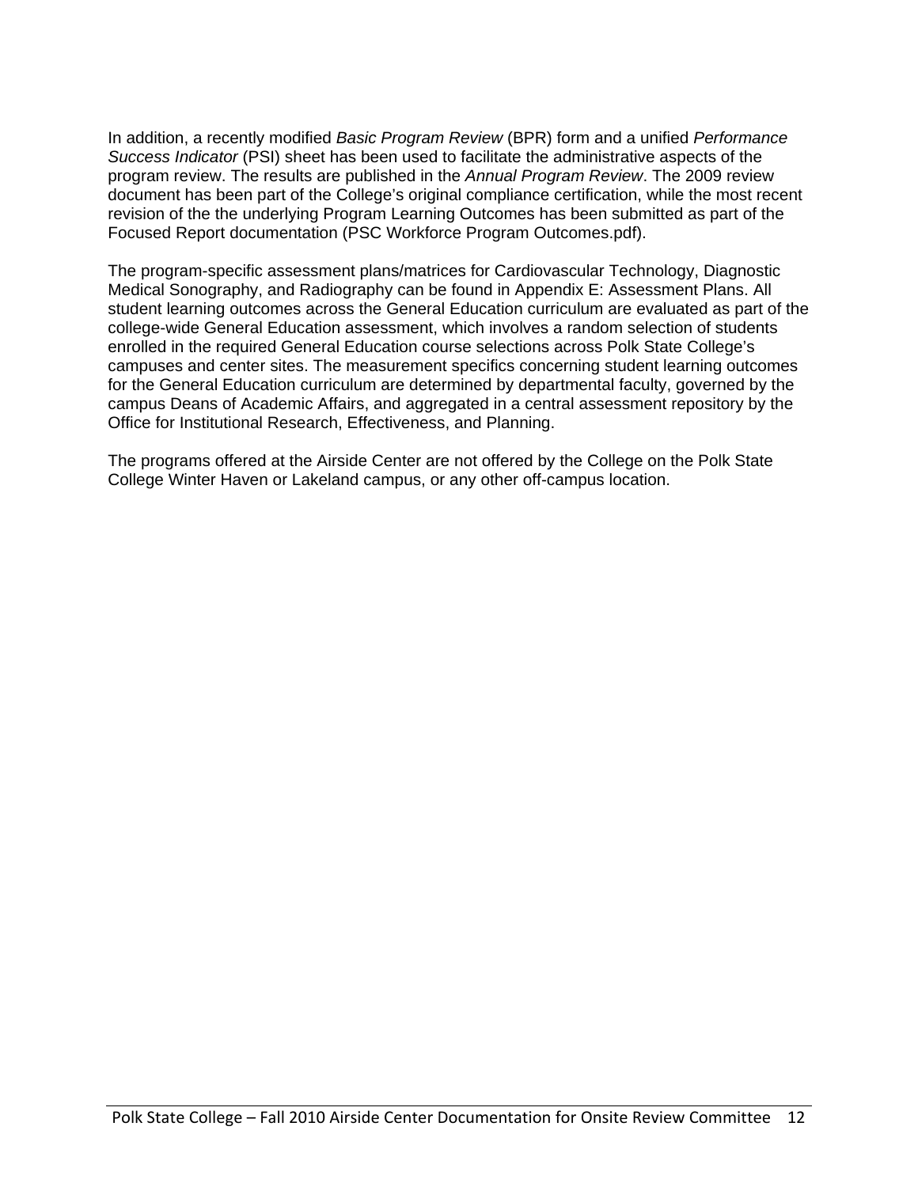In addition, a recently modified *Basic Program Review* (BPR) form and a unified *Performance Success Indicator* (PSI) sheet has been used to facilitate the administrative aspects of the program review. The results are published in the *Annual Program Review*. The 2009 review document has been part of the College's original compliance certification, while the most recent revision of the the underlying Program Learning Outcomes has been submitted as part of the Focused Report documentation (PSC Workforce Program Outcomes.pdf).

The program-specific assessment plans/matrices for Cardiovascular Technology, Diagnostic Medical Sonography, and Radiography can be found in Appendix E: Assessment Plans. All student learning outcomes across the General Education curriculum are evaluated as part of the college-wide General Education assessment, which involves a random selection of students enrolled in the required General Education course selections across Polk State College's campuses and center sites. The measurement specifics concerning student learning outcomes for the General Education curriculum are determined by departmental faculty, governed by the campus Deans of Academic Affairs, and aggregated in a central assessment repository by the Office for Institutional Research, Effectiveness, and Planning.

The programs offered at the Airside Center are not offered by the College on the Polk State College Winter Haven or Lakeland campus, or any other off-campus location.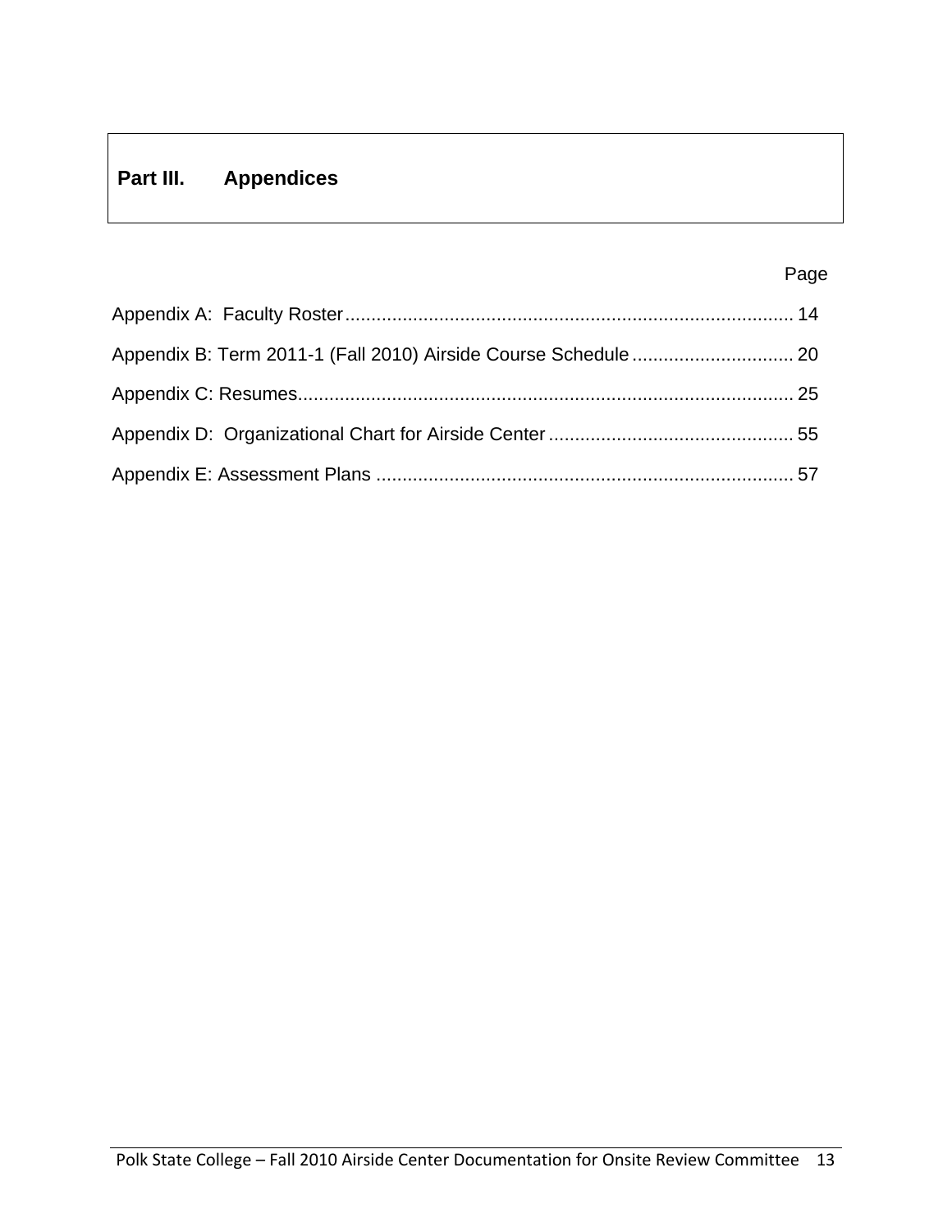# Part III. Appendices

| | Page |
|---|---|
| Appendix A: Faculty Roster | 14 |
| Appendix B: Term 2011-1 (Fall 2010) Airside Course Schedule | 20 |
| Appendix C: Resumes | 25 |
| Appendix D: Organizational Chart for Airside Center | 55 |
| Appendix E: Assessment Plans | 57 |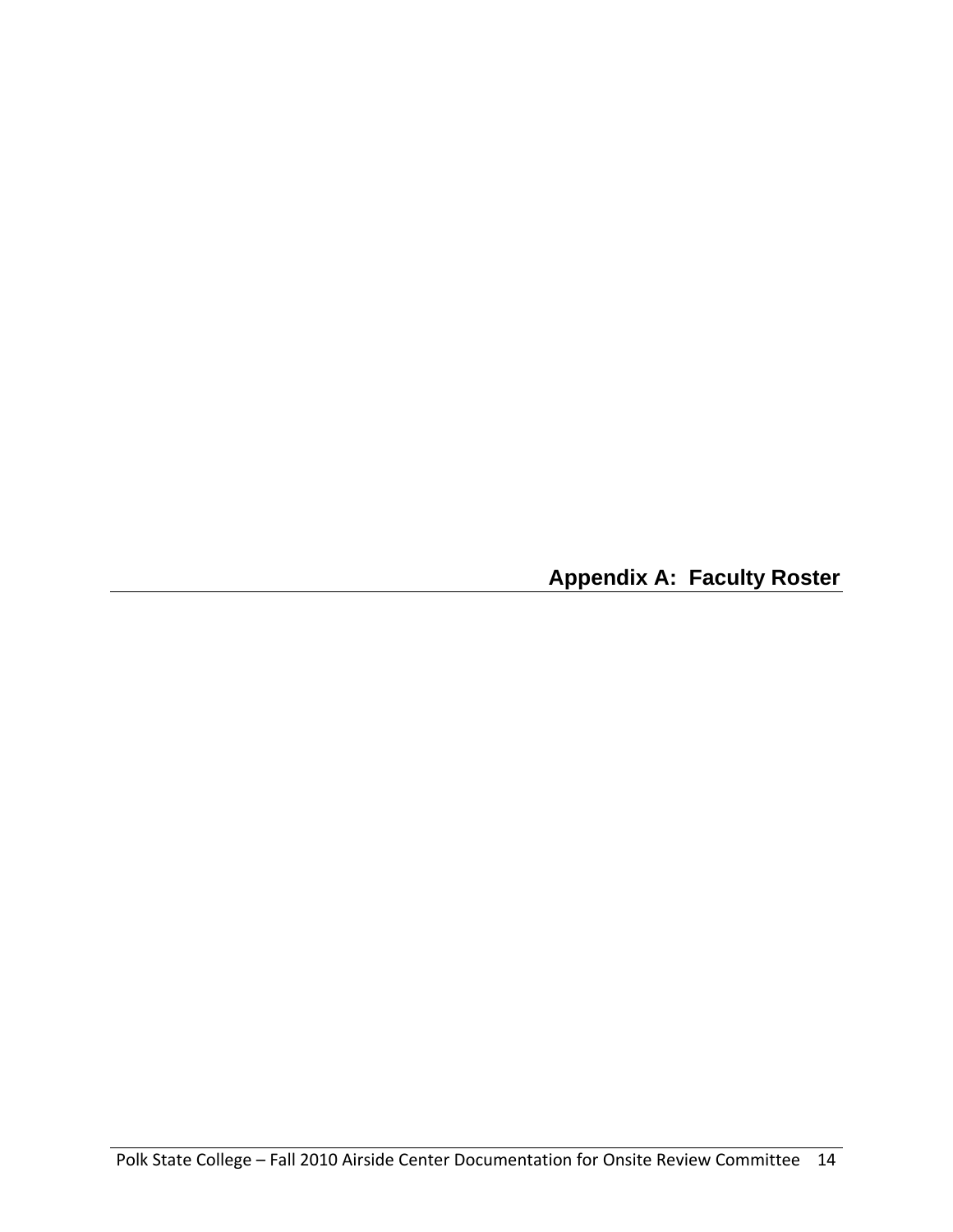# Appendix A: Faculty Roster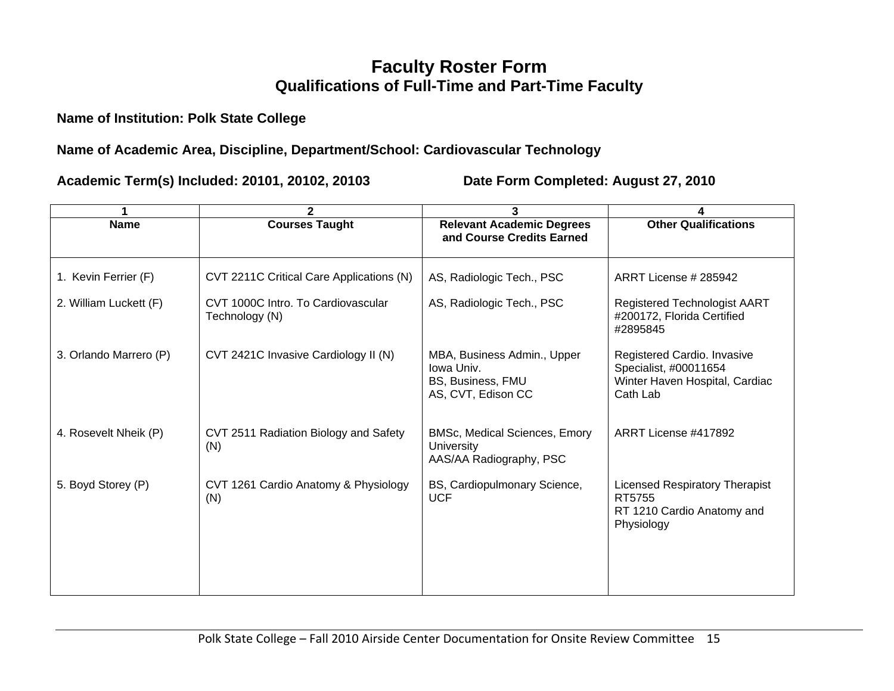# Faculty Roster Form
## Qualifications of Full-Time and Part-Time Faculty

**Name of Institution: Polk State College**

**Name of Academic Area, Discipline, Department/School: Cardiovascular Technology**

**Academic Term(s) Included: 20101, 20102, 20103** **Date Form Completed: August 27, 2010**

| 1 | 2 | 3 | 4 |
|---|---|---|---|
| **Name** | **Courses Taught** | **Relevant Academic Degrees and Course Credits Earned** | **Other Qualifications** |
| 1. Kevin Ferrier (F) | CVT 2211C Critical Care Applications (N) | AS, Radiologic Tech., PSC | ARRT License # 285942 |
| 2. William Luckett (F) | CVT 1000C Intro. To Cardiovascular Technology (N) | AS, Radiologic Tech., PSC | Registered Technologist AART #200172, Florida Certified #2895845 |
| 3. Orlando Marrero (P) | CVT 2421C Invasive Cardiology II (N) | MBA, Business Admin., Upper Iowa Univ.<br>BS, Business, FMU<br>AS, CVT, Edison CC | Registered Cardio. Invasive Specialist, #00011654<br>Winter Haven Hospital, Cardiac Cath Lab |
| 4. Rosevelt Nheik (P) | CVT 2511 Radiation Biology and Safety (N) | BMSc, Medical Sciences, Emory University<br>AAS/AA Radiography, PSC | ARRT License #417892 |
| 5. Boyd Storey (P) | CVT 1261 Cardio Anatomy & Physiology (N) | BS, Cardiopulmonary Science, UCF | Licensed Respiratory Therapist RT5755<br>RT 1210 Cardio Anatomy and Physiology |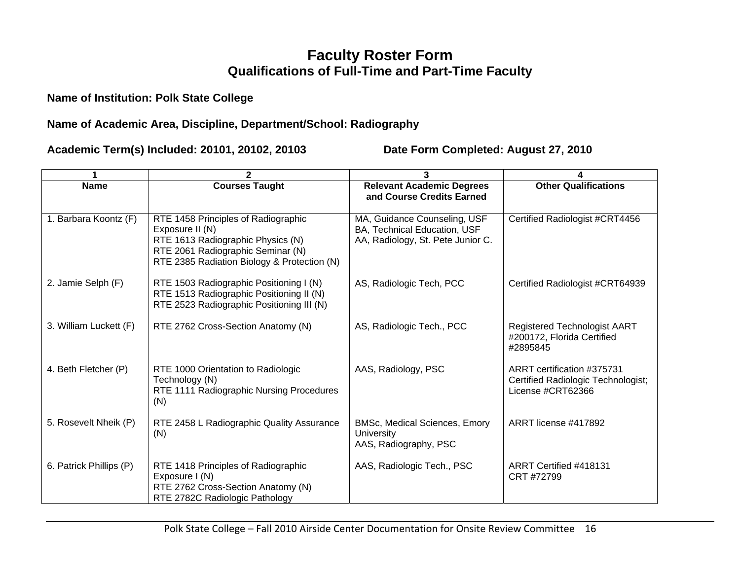# Faculty Roster Form

## Qualifications of Full-Time and Part-Time Faculty

**Name of Institution: Polk State College**

**Name of Academic Area, Discipline, Department/School: Radiography**

**Academic Term(s) Included: 20101, 20102, 20103** **Date Form Completed: August 27, 2010**

| 1 | 2 | 3 | 4 |
|---|---|---|---|
| **Name** | **Courses Taught** | **Relevant Academic Degrees and Course Credits Earned** | **Other Qualifications** |
| 1. Barbara Koontz (F) | RTE 1458 Principles of Radiographic Exposure II (N)<br>RTE 1613 Radiographic Physics (N)<br>RTE 2061 Radiographic Seminar (N)<br>RTE 2385 Radiation Biology & Protection (N) | MA, Guidance Counseling, USF<br>BA, Technical Education, USF<br>AA, Radiology, St. Pete Junior C. | Certified Radiologist #CRT4456 |
| 2. Jamie Selph (F) | RTE 1503 Radiographic Positioning I (N)<br>RTE 1513 Radiographic Positioning II (N)<br>RTE 2523 Radiographic Positioning III (N) | AS, Radiologic Tech, PCC | Certified Radiologist #CRT64939 |
| 3. William Luckett (F) | RTE 2762 Cross-Section Anatomy (N) | AS, Radiologic Tech., PCC | Registered Technologist AART #200172, Florida Certified #2895845 |
| 4. Beth Fletcher (P) | RTE 1000 Orientation to Radiologic Technology (N)<br>RTE 1111 Radiographic Nursing Procedures (N) | AAS, Radiology, PSC | ARRT certification #375731<br>Certified Radiologic Technologist; License #CRT62366 |
| 5. Rosevelt Nheik (P) | RTE 2458 L Radiographic Quality Assurance (N) | BMSc, Medical Sciences, Emory University<br>AAS, Radiography, PSC | ARRT license #417892 |
| 6. Patrick Phillips (P) | RTE 1418 Principles of Radiographic Exposure I (N)<br>RTE 2762 Cross-Section Anatomy (N)<br>RTE 2782C Radiologic Pathology | AAS, Radiologic Tech., PSC | ARRT Certified #418131<br>CRT #72799 |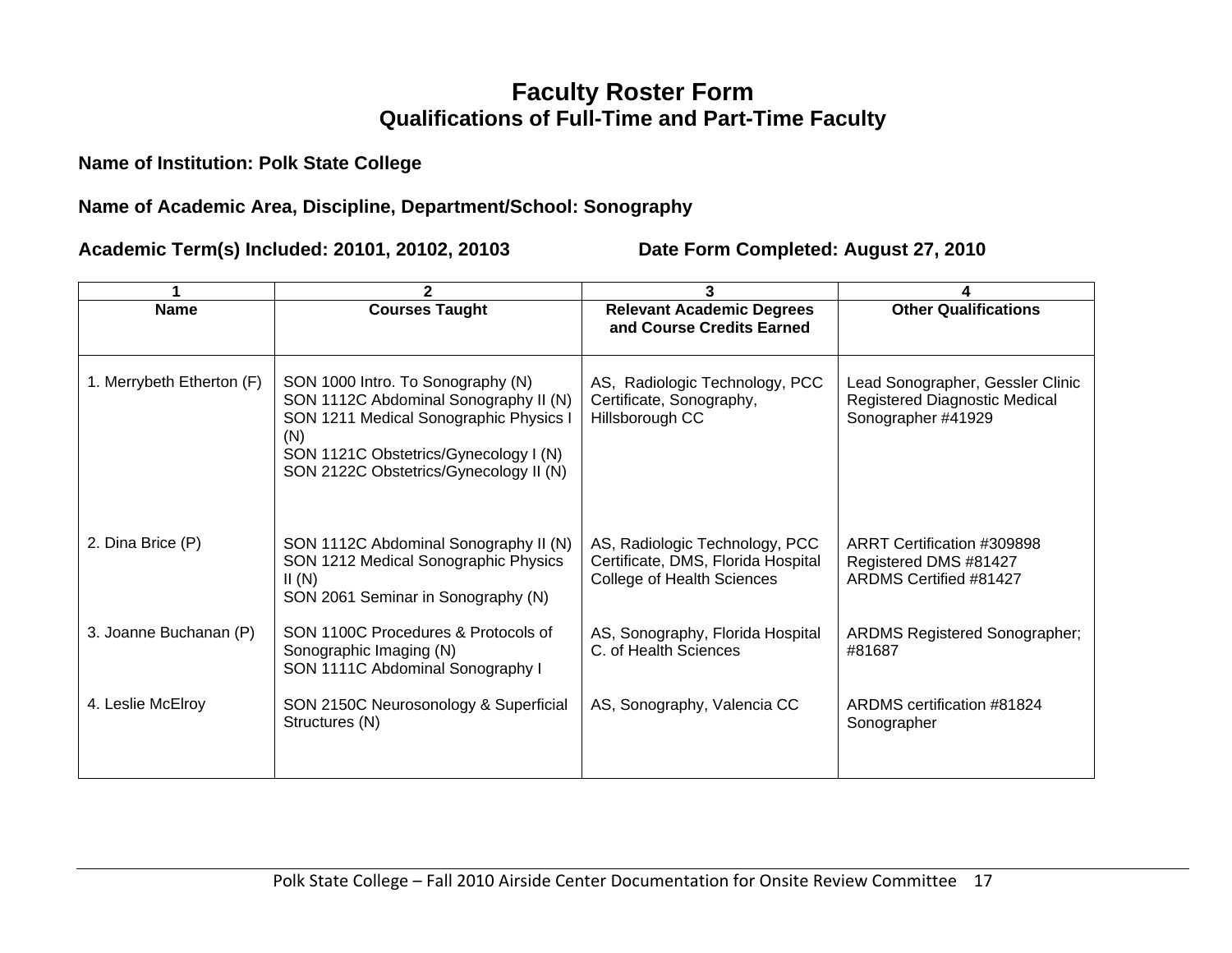# Faculty Roster Form
## Qualifications of Full-Time and Part-Time Faculty

**Name of Institution: Polk State College**

**Name of Academic Area, Discipline, Department/School: Sonography**

**Academic Term(s) Included: 20101, 20102, 20103** **Date Form Completed: August 27, 2010**

| 1 | 2 | 3 | 4 |
|---|---|---|---|
| **Name** | **Courses Taught** | **Relevant Academic Degrees and Course Credits Earned** | **Other Qualifications** |
| 1. Merrybeth Etherton (F) | SON 1000 Intro. To Sonography (N)<br>SON 1112C Abdominal Sonography II (N)<br>SON 1211 Medical Sonographic Physics I (N)<br>SON 1121C Obstetrics/Gynecology I (N)<br>SON 2122C Obstetrics/Gynecology II (N) | AS, Radiologic Technology, PCC<br>Certificate, Sonography, Hillsborough CC | Lead Sonographer, Gessler Clinic<br>Registered Diagnostic Medical Sonographer #41929 |
| 2. Dina Brice (P) | SON 1112C Abdominal Sonography II (N)<br>SON 1212 Medical Sonographic Physics II (N)<br>SON 2061 Seminar in Sonography (N) | AS, Radiologic Technology, PCC<br>Certificate, DMS, Florida Hospital College of Health Sciences | ARRT Certification #309898<br>Registered DMS #81427<br>ARDMS Certified #81427 |
| 3. Joanne Buchanan (P) | SON 1100C Procedures & Protocols of Sonographic Imaging (N)<br>SON 1111C Abdominal Sonography I | AS, Sonography, Florida Hospital C. of Health Sciences | ARDMS Registered Sonographer; #81687 |
| 4. Leslie McElroy | SON 2150C Neurosonology & Superficial Structures (N) | AS, Sonography, Valencia CC | ARDMS certification #81824<br>Sonographer |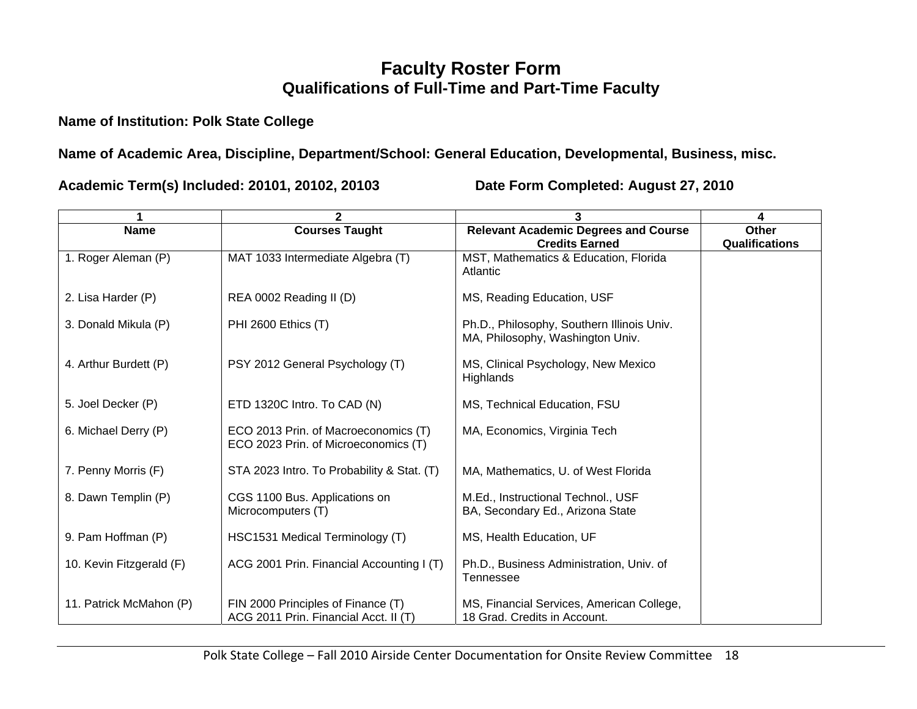# Faculty Roster Form

## Qualifications of Full-Time and Part-Time Faculty

**Name of Institution: Polk State College**

**Name of Academic Area, Discipline, Department/School: General Education, Developmental, Business, misc.**

**Academic Term(s) Included: 20101, 20102, 20103** **Date Form Completed: August 27, 2010**

| 1 | 2 | 3 | 4 |
|---|---|---|---|
| **Name** | **Courses Taught** | **Relevant Academic Degrees and Course Credits Earned** | **Other Qualifications** |
| 1. Roger Aleman (P) | MAT 1033 Intermediate Algebra (T) | MST, Mathematics & Education, Florida Atlantic | |
| 2. Lisa Harder (P) | REA 0002 Reading II (D) | MS, Reading Education, USF | |
| 3. Donald Mikula (P) | PHI 2600 Ethics (T) | Ph.D., Philosophy, Southern Illinois Univ.<br>MA, Philosophy, Washington Univ. | |
| 4. Arthur Burdett (P) | PSY 2012 General Psychology (T) | MS, Clinical Psychology, New Mexico Highlands | |
| 5. Joel Decker (P) | ETD 1320C Intro. To CAD (N) | MS, Technical Education, FSU | |
| 6. Michael Derry (P) | ECO 2013 Prin. of Macroeconomics (T)<br>ECO 2023 Prin. of Microeconomics (T) | MA, Economics, Virginia Tech | |
| 7. Penny Morris (F) | STA 2023 Intro. To Probability & Stat. (T) | MA, Mathematics, U. of West Florida | |
| 8. Dawn Templin (P) | CGS 1100 Bus. Applications on Microcomputers (T) | M.Ed., Instructional Technol., USF<br>BA, Secondary Ed., Arizona State | |
| 9. Pam Hoffman (P) | HSC1531 Medical Terminology (T) | MS, Health Education, UF | |
| 10. Kevin Fitzgerald (F) | ACG 2001 Prin. Financial Accounting I (T) | Ph.D., Business Administration, Univ. of Tennessee | |
| 11. Patrick McMahon (P) | FIN 2000 Principles of Finance (T)<br>ACG 2011 Prin. Financial Acct. II (T) | MS, Financial Services, American College, 18 Grad. Credits in Account. | |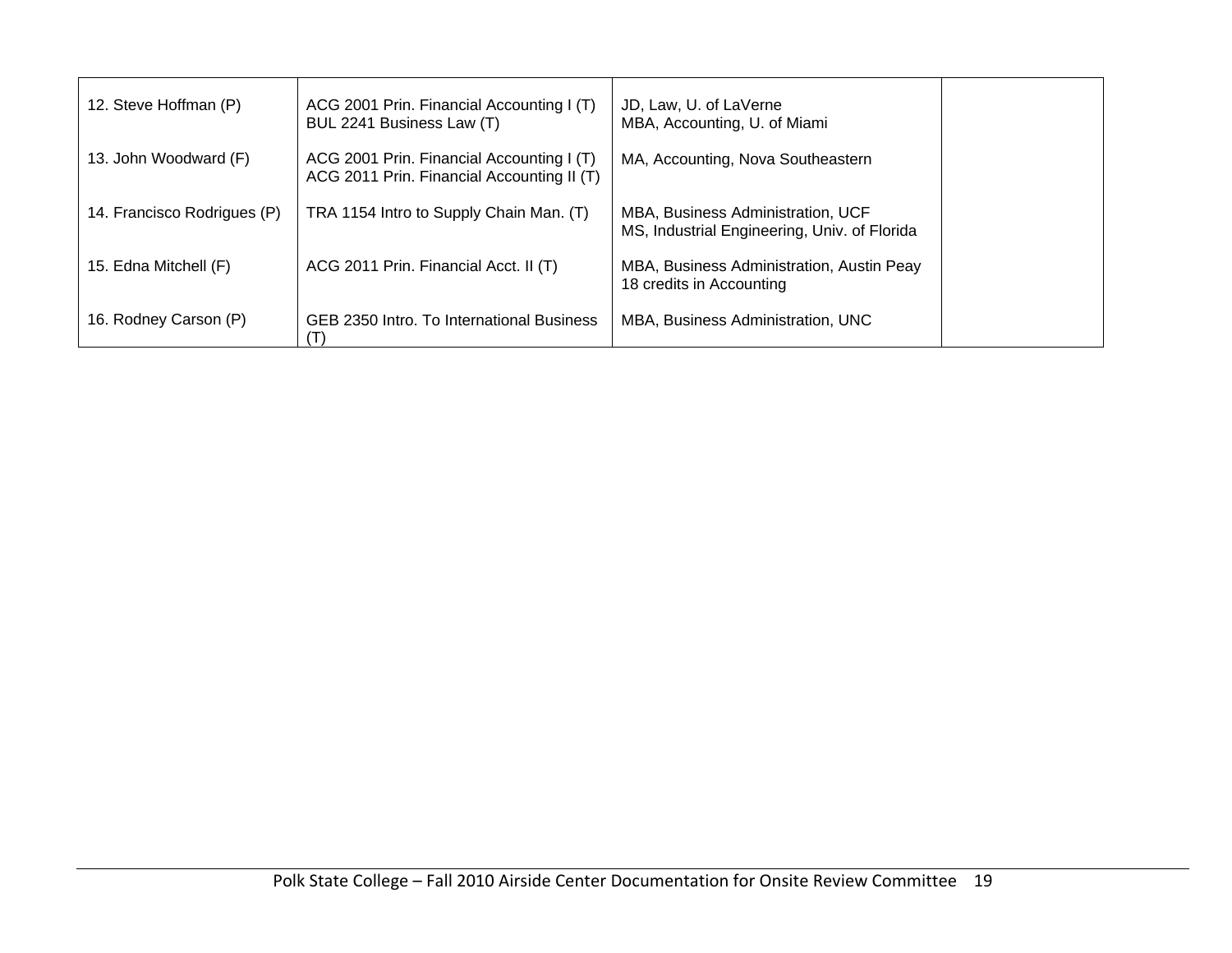|  |  |  |  |
| --- | --- | --- | --- |
| 12. Steve Hoffman (P) | ACG 2001 Prin. Financial Accounting I (T)<br>BUL 2241 Business Law (T) | JD, Law, U. of LaVerne<br>MBA, Accounting, U. of Miami |  |
| 13. John Woodward (F) | ACG 2001 Prin. Financial Accounting I (T)<br>ACG 2011 Prin. Financial Accounting II (T) | MA, Accounting, Nova Southeastern |  |
| 14. Francisco Rodrigues (P) | TRA 1154 Intro to Supply Chain Man. (T) | MBA, Business Administration, UCF<br>MS, Industrial Engineering, Univ. of Florida |  |
| 15. Edna Mitchell (F) | ACG 2011 Prin. Financial Acct. II (T) | MBA, Business Administration, Austin Peay<br>18 credits in Accounting |  |
| 16. Rodney Carson (P) | GEB 2350 Intro. To International Business (T) | MBA, Business Administration, UNC |  |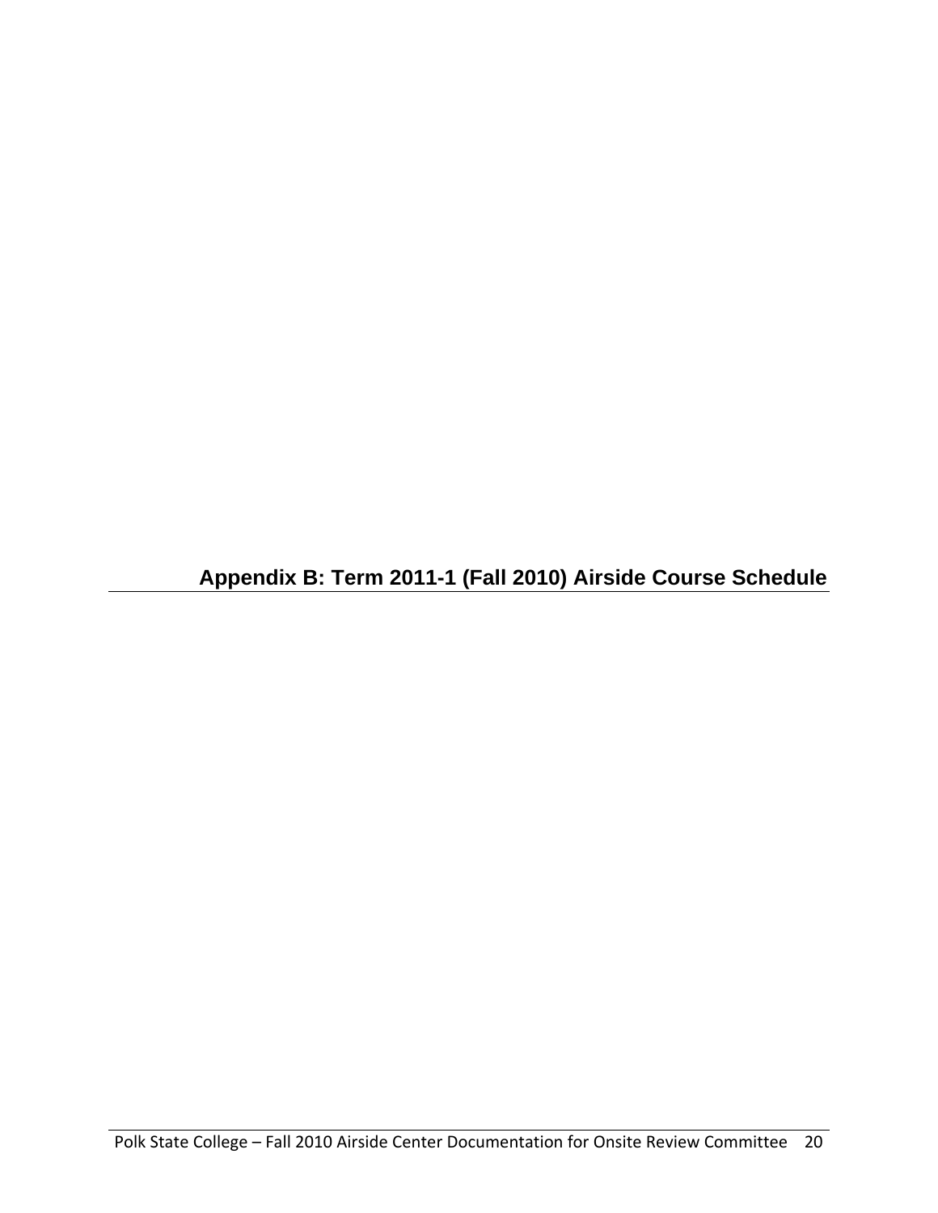# Appendix B: Term 2011-1 (Fall 2010) Airside Course Schedule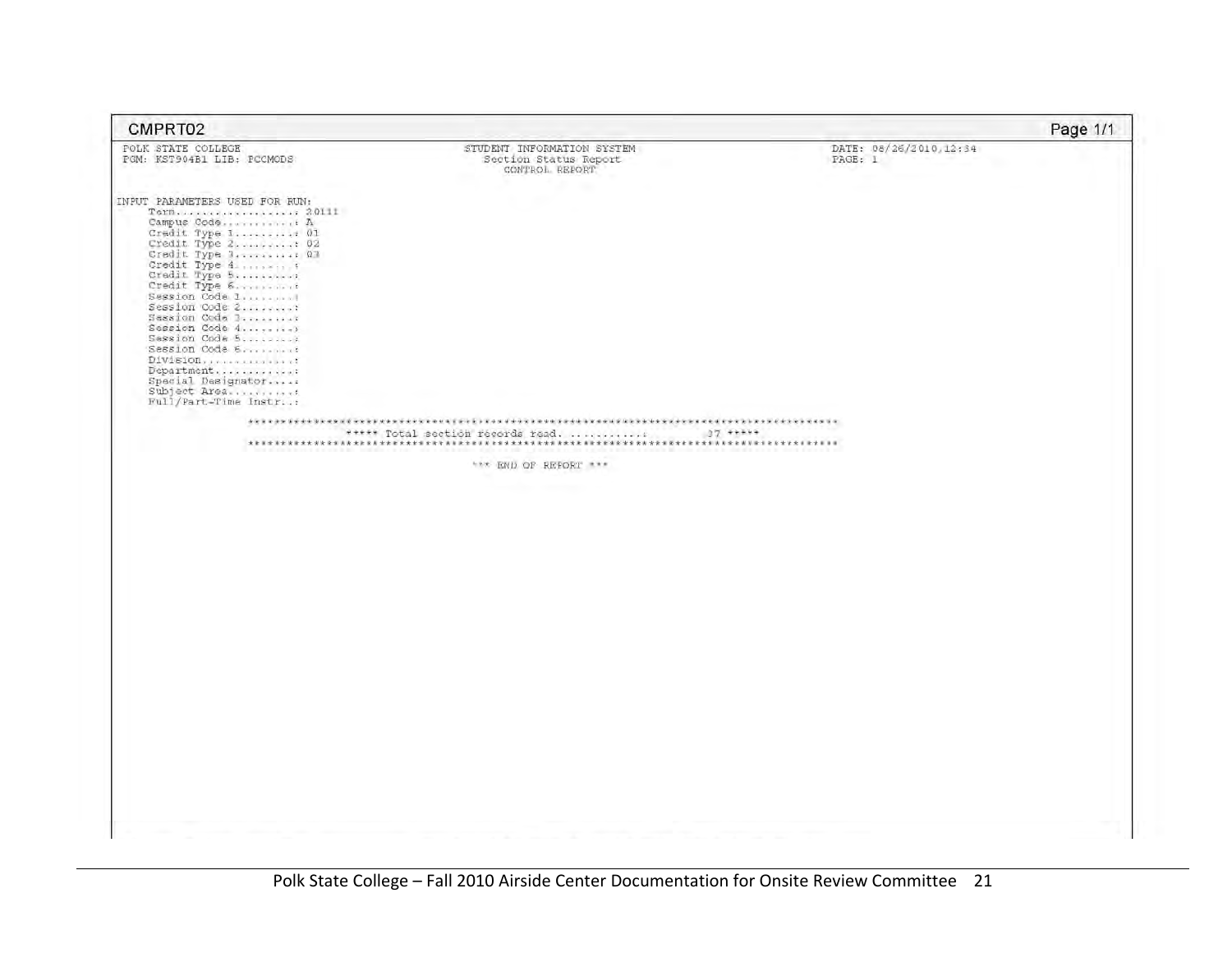CMPRT02

Page 1/1

```
POLK STATE COLLEGE                    STUDENT INFORMATION SYSTEM                DATE: 08/26/2010,12:34
PGM: KST904B1 LIB: PCCMODS              Section Status Report                   PAGE: 1
                                          CONTROL REPORT

INPUT PARAMETERS USED FOR RUN:
     Term..................: 20111
     Campus Code...........: A
     Credit Type 1.........: 01
     Credit Type 2.........: 02
     Credit Type 3.........: 03
     Credit Type 4.........:
     Credit Type 5.........:
     Credit Type 6.........:
     Session Code 1........:
     Session Code 2........:
     Session Code 3........:
     Session Code 4........:
     Session Code 5........:
     Session Code 6........:
     Division..............:
     Department............:
     Special Designator....:
     Subject Area..........:
     Full/Part-Time Instr..:

          ******************************************************************************************
                    ***** Total section records read. ...........:         37 *****
          ******************************************************************************************

                                   *** END OF REPORT ***
```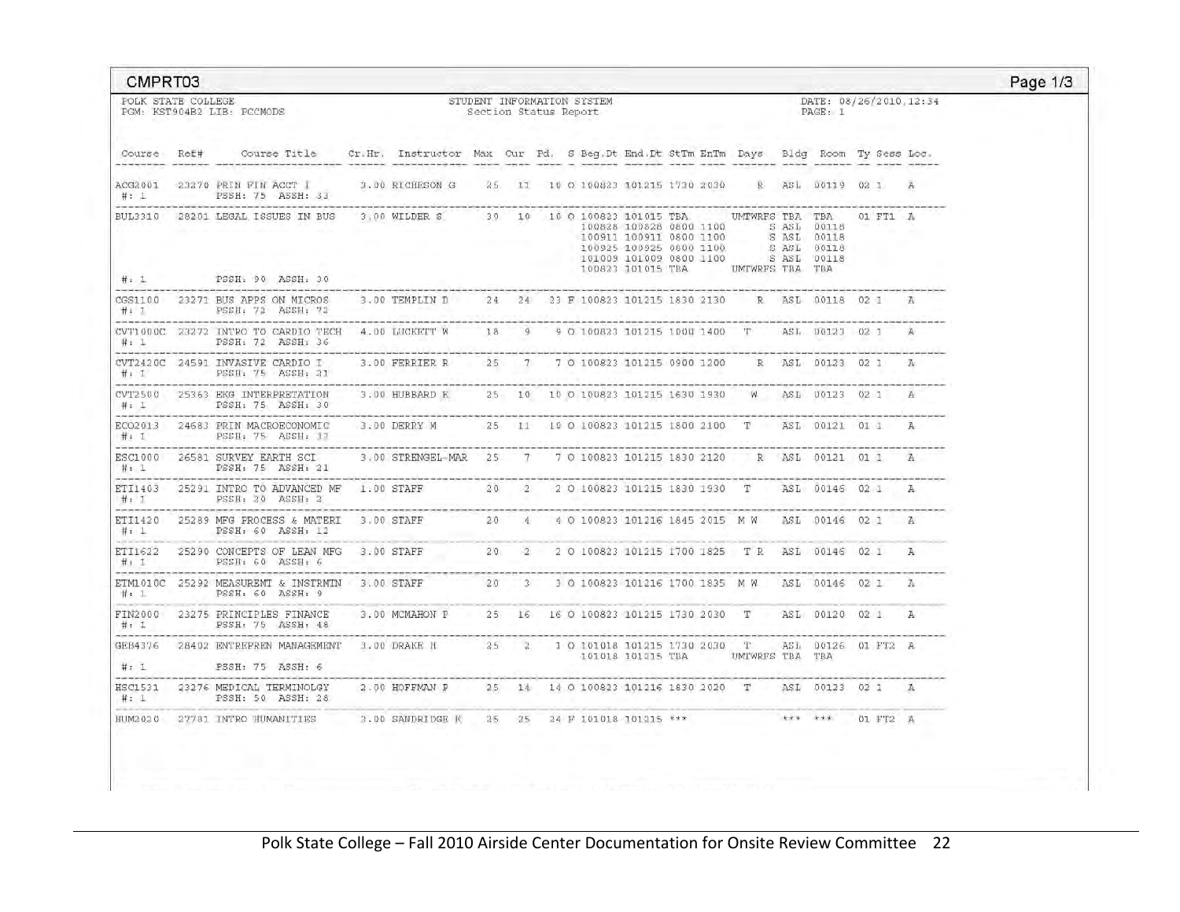CMPRT03

Page 1/3

POLK STATE COLLEGE
PGM: KST904B2 LIB: PCCMODS

STUDENT INFORMATION SYSTEM
Section Status Report

DATE: 08/26/2010,12:34
PAGE: 1

| Course | Ref# | Course Title | Cr.Hr. | Instructor | Max | Cur | Pd. | S | Beg.Dt | End.Dt | StTm | EnTm | Days | Bldg | Room | Ty | Sess | Loc. |
|---|---|---|---|---|---|---|---|---|---|---|---|---|---|---|---|---|---|---|
| ACG2001 | 23270 | PRIN FIN ACCT I | 3.00 | RICHESON G | 25 | 11 | 10 | O | 100823 | 101215 | 1730 | 2030 | R | ASL | 00119 | 02 | 1 | A |
| #: 1 | | PSSH: 75 ASSH: 33 | | | | | | | | | | | | | | | | |
| BUL3310 | 28201 | LEGAL ISSUES IN BUS | 3.00 | WILDER S | 30 | 10 | 10 | O | 100823 | 101015 | TBA | | UMTWRFS | TBA | TBA | 01 | FT1 | A |
| | | | | | | | | | 100828 | 100828 | 0800 | 1100 | S | ASL | 00118 | | | |
| | | | | | | | | | 100911 | 100911 | 0800 | 1100 | S | ASL | 00118 | | | |
| | | | | | | | | | 100925 | 100925 | 0800 | 1100 | S | ASL | 00118 | | | |
| | | | | | | | | | 101009 | 101009 | 0800 | 1100 | S | ASL | 00118 | | | |
| | | | | | | | | | 100823 | 101015 | TBA | | UMTWRFS | TBA | TBA | | | |
| #: 1 | | PSSH: 90 ASSH: 30 | | | | | | | | | | | | | | | | |
| CGS1100 | 23271 | BUS APPS ON MICROS | 3.00 | TEMPLIN D | 24 | 24 | 23 | F | 100823 | 101215 | 1830 | 2130 | R | ASL | 00118 | 02 | 1 | A |
| #: 1 | | PSSH: 72 ASSH: 72 | | | | | | | | | | | | | | | | |
| CVT1000C | 23272 | INTRO TO CARDIO TECH | 4.00 | LUCKETT W | 18 | 9 | 9 | O | 100823 | 101215 | 1000 | 1400 | T | ASL | 00123 | 02 | 1 | A |
| #: 1 | | PSSH: 72 ASSH: 36 | | | | | | | | | | | | | | | | |
| CVT2420C | 24591 | INVASIVE CARDIO I | 3.00 | FERRIER R | 25 | 7 | 7 | O | 100823 | 101215 | 0900 | 1200 | R | ASL | 00123 | 02 | 1 | A |
| #: 1 | | PSSH: 75 ASSH: 21 | | | | | | | | | | | | | | | | |
| CVT2500 | 25363 | EKG INTERPRETATION | 3.00 | HUBBARD K | 25 | 10 | 10 | O | 100823 | 101215 | 1630 | 1930 | W | ASL | 00123 | 02 | 1 | A |
| #: 1 | | PSSH: 75 ASSH: 30 | | | | | | | | | | | | | | | | |
| ECO2013 | 24683 | PRIN MACROECONOMIC | 3.00 | DERRY M | 25 | 11 | 10 | O | 100823 | 101215 | 1800 | 2100 | T | ASL | 00121 | 01 | 1 | A |
| #: 1 | | PSSH: 75 ASSH: 33 | | | | | | | | | | | | | | | | |
| ESC1000 | 26581 | SURVEY EARTH SCI | 3.00 | STRENGEL-MAR | 25 | 7 | 7 | O | 100823 | 101215 | 1830 | 2120 | R | ASL | 00121 | 01 | 1 | A |
| #: 1 | | PSSH: 75 ASSH: 21 | | | | | | | | | | | | | | | | |
| ETI1403 | 25291 | INTRO TO ADVANCED MF | 1.00 | STAFF | 20 | 2 | 2 | O | 100823 | 101215 | 1830 | 1930 | T | ASL | 00146 | 02 | 1 | A |
| #: 1 | | PSSH: 30 ASSH: 2 | | | | | | | | | | | | | | | | |
| ETI1420 | 25289 | MFG PROCESS & MATERI | 3.00 | STAFF | 20 | 4 | 4 | O | 100823 | 101216 | 1845 | 2015 | M W | ASL | 00146 | 02 | 1 | A |
| #: 1 | | PSSH: 60 ASSH: 12 | | | | | | | | | | | | | | | | |
| ETI1622 | 25290 | CONCEPTS OF LEAN MFG | 3.00 | STAFF | 20 | 2 | 2 | O | 100823 | 101215 | 1700 | 1825 | T R | ASL | 00146 | 02 | 1 | A |
| #: 1 | | PSSH: 60 ASSH: 6 | | | | | | | | | | | | | | | | |
| ETM1010C | 25292 | MEASUREMT & INSTRMTN | 3.00 | STAFF | 20 | 3 | 3 | O | 100823 | 101216 | 1700 | 1835 | M W | ASL | 00146 | 02 | 1 | A |
| #: 1 | | PSSH: 60 ASSH: 9 | | | | | | | | | | | | | | | | |
| FIN2000 | 23275 | PRINCIPLES FINANCE | 3.00 | MCMAHON P | 25 | 16 | 16 | O | 100823 | 101215 | 1730 | 2030 | T | ASL | 00120 | 02 | 1 | A |
| #: 1 | | PSSH: 75 ASSH: 48 | | | | | | | | | | | | | | | | |
| GEB4376 | 28402 | ENTREPREN MANAGEMENT | 3.00 | DRAKE H | 25 | 2 | 1 | O | 101018 | 101215 | 1730 | 2030 | T | ASL | 00126 | 01 | FT2 | A |
| | | | | | | | | | 101018 | 101215 | TBA | | UMTWRFS | TBA | TBA | | | |
| #: 1 | | PSSH: 75 ASSH: 6 | | | | | | | | | | | | | | | | |
| HSC1531 | 23276 | MEDICAL TERMINOLGY | 2.00 | HOFFMAN P | 25 | 14 | 14 | O | 100823 | 101216 | 1830 | 2020 | T | ASL | 00123 | 02 | 1 | A |
| #: 1 | | PSSH: 50 ASSH: 28 | | | | | | | | | | | | | | | | |
| HUM2020 | 27781 | INTRO HUMANITIES | 3.00 | SANDRIDGE K | 25 | 25 | 24 | F | 101018 | 101215 | *** | | | *** | *** | 01 | FT2 | A |

Polk State College – Fall 2010 Airside Center Documentation for Onsite Review Committee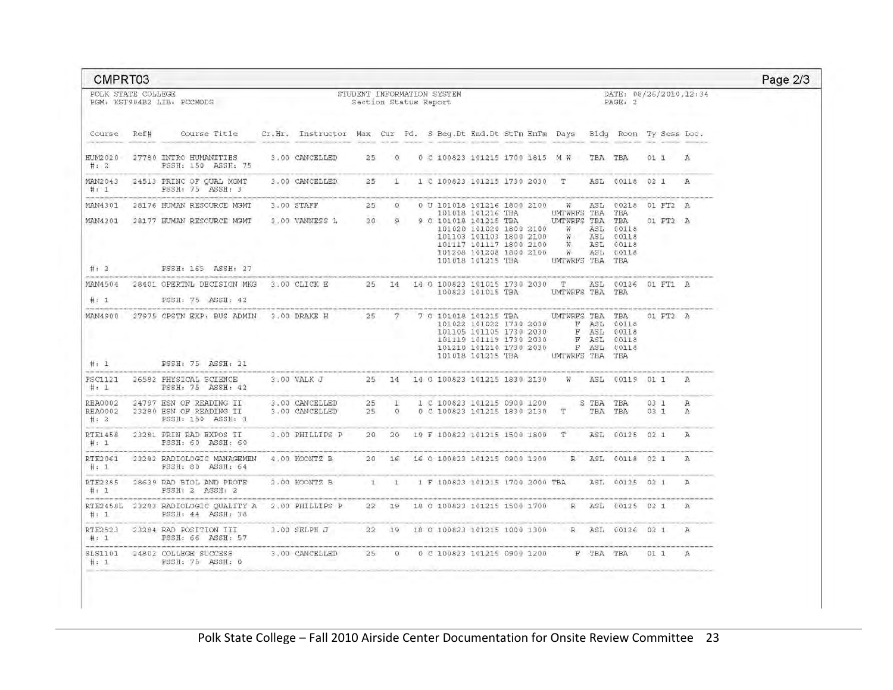CMPRT03

Page 2/3

POLK STATE COLLEGE
PGM: KST904B2 LIB: PCCMODS

STUDENT INFORMATION SYSTEM
Section Status Report

DATE: 08/26/2010,12:34
PAGE: 2

| Course | Ref# | Course Title | Cr.Hr. | Instructor | Max | Cur | Pd. | S | Beg.Dt | End.Dt | StTm | EnTm | Days | Bldg | Room | Ty | Sess | Loc. |
|---|---|---|---|---|---|---|---|---|---|---|---|---|---|---|---|---|---|---|
| HUM2020 | 27780 | INTRO HUMANITIES | 3.00 | CANCELLED | 25 | 0 | 0 | C | 100823 | 101215 | 1700 | 1815 | M W | TBA | TBA | 01 | 1 | A |
| #: 2 | | FSSH: 150 ASSH: 75 | | | | | | | | | | | | | | | | |
| MAN2043 | 24513 | PRINC OF QUAL MGMT | 3.00 | CANCELLED | 25 | 1 | 1 | C | 100823 | 101215 | 1730 | 2030 | T | ASL | 00118 | 02 | 1 | A |
| #: 1 | | FSSH: 75 ASSH: 3 | | | | | | | | | | | | | | | | |
| MAN4301 | 28176 | HUMAN RESOURCE MGMT | 3.00 | STAFF | 25 | 0 | 0 | U | 101018 | 101216 | 1800 | 2100 | W | ASL | 00218 | 01 | FT2 | A |
| | | | | | | | | | 101018 | 101216 | TBA | | UMTWRFS | TBA | TBA | | | |
| MAN4301 | 28177 | HUMAN RESOURCE MGMT | 3.00 | VANNESS L | 30 | 9 | 9 | O | 101018 | 101215 | TBA | | UMTWRFS | TBA | TBA | 01 | FT2 | A |
| | | | | | | | | | 101020 | 101020 | 1800 | 2100 | W | ASL | 00118 | | | |
| | | | | | | | | | 101103 | 101103 | 1800 | 2100 | W | ASL | 00118 | | | |
| | | | | | | | | | 101117 | 101117 | 1800 | 2100 | W | ASL | 00118 | | | |
| | | | | | | | | | 101208 | 101208 | 1800 | 2100 | W | ASL | 00118 | | | |
| | | | | | | | | | 101018 | 101215 | TBA | | UMTWRFS | TBA | TBA | | | |
| #: 2 | | FSSH: 165 ASSH: 27 | | | | | | | | | | | | | | | | |
| MAN4504 | 28401 | OPERTNL DECISION MKG | 3.00 | CLICK E | 25 | 14 | 14 | O | 100823 | 101015 | 1730 | 2030 | T | ASL | 00126 | 01 | FT1 | A |
| | | | | | | | | | 100823 | 101015 | TBA | | UMTWRFS | TBA | TBA | | | |
| #: 1 | | FSSH: 75 ASSH: 42 | | | | | | | | | | | | | | | | |
| MAN4900 | 27975 | CPSTN EXP: BUS ADMIN | 3.00 | DRAKE H | 25 | 7 | 7 | O | 101018 | 101215 | TBA | | UMTWRFS | TBA | TBA | 01 | FT2 | A |
| | | | | | | | | | 101022 | 101022 | 1730 | 2030 | F | ASL | 00118 | | | |
| | | | | | | | | | 101105 | 101105 | 1730 | 2030 | F | ASL | 00118 | | | |
| | | | | | | | | | 101119 | 101119 | 1730 | 2030 | F | ASL | 00118 | | | |
| | | | | | | | | | 101210 | 101210 | 1730 | 2030 | F | ASL | 00118 | | | |
| | | | | | | | | | 101018 | 101215 | TBA | | UMTWRFS | TBA | TBA | | | |
| #: 1 | | FSSH: 75 ASSH: 21 | | | | | | | | | | | | | | | | |
| PSC1121 | 26582 | PHYSICAL SCIENCE | 3.00 | VALK J | 25 | 14 | 14 | O | 100823 | 101215 | 1830 | 2130 | W | ASL | 00119 | 01 | 1 | A |
| #: 1 | | FSSH: 75 ASSH: 42 | | | | | | | | | | | | | | | | |
| REA0002 | 24797 | ESN OF READING II | 3.00 | CANCELLED | 25 | 1 | 1 | C | 100823 | 101215 | 0900 | 1200 | S | TBA | TBA | 03 | 1 | A |
| REA0002 | 23280 | ESN OF READING II | 3.00 | CANCELLED | 25 | 0 | 0 | C | 100823 | 101215 | 1830 | 2130 | T | TBA | TBA | 03 | 1 | A |
| #: 2 | | FSSH: 150 ASSH: 3 | | | | | | | | | | | | | | | | |
| RTE1458 | 23281 | PRIN RAD EXPOS II | 3.00 | PHILLIPS P | 20 | 20 | 19 | F | 100823 | 101215 | 1500 | 1800 | T | ASL | 00125 | 02 | 1 | A |
| #: 1 | | FSSH: 60 ASSH: 60 | | | | | | | | | | | | | | | | |
| RTE2061 | 23282 | RADIOLOGIC MANAGEMEN | 4.00 | KOONTZ B | 20 | 16 | 16 | O | 100823 | 101215 | 0900 | 1300 | R | ASL | 00118 | 02 | 1 | A |
| #: 1 | | FSSH: 80 ASSH: 64 | | | | | | | | | | | | | | | | |
| RTE2385 | 28639 | RAD BIOL AND PROTE | 2.00 | KOONTZ B | 1 | 1 | 1 | F | 100823 | 101215 | 1700 | 2000 | TBA | ASL | 00125 | 02 | 1 | A |
| #: 1 | | FSSH: 2 ASSH: 2 | | | | | | | | | | | | | | | | |
| RTE2458L | 23283 | RADIOLOGIC QUALITY A | 2.00 | PHILLIPS P | 22 | 19 | 18 | O | 100823 | 101215 | 1500 | 1700 | R | ASL | 00125 | 02 | 1 | A |
| #: 1 | | FSSH: 44 ASSH: 38 | | | | | | | | | | | | | | | | |
| RTE2523 | 23284 | RAD POSITION III | 3.00 | SELPH J | 22 | 19 | 18 | O | 100823 | 101215 | 1000 | 1300 | R | ASL | 00126 | 02 | 1 | A |
| #: 1 | | FSSH: 66 ASSH: 57 | | | | | | | | | | | | | | | | |
| SLS1101 | 24802 | COLLEGE SUCCESS | 3.00 | CANCELLED | 25 | 0 | 0 | C | 100823 | 101215 | 0900 | 1200 | F | TBA | TBA | 01 | 1 | A |
| #: 1 | | FSSH: 75 ASSH: 0 | | | | | | | | | | | | | | | | |

Polk State College – Fall 2010 Airside Center Documentation for Onsite Review Committee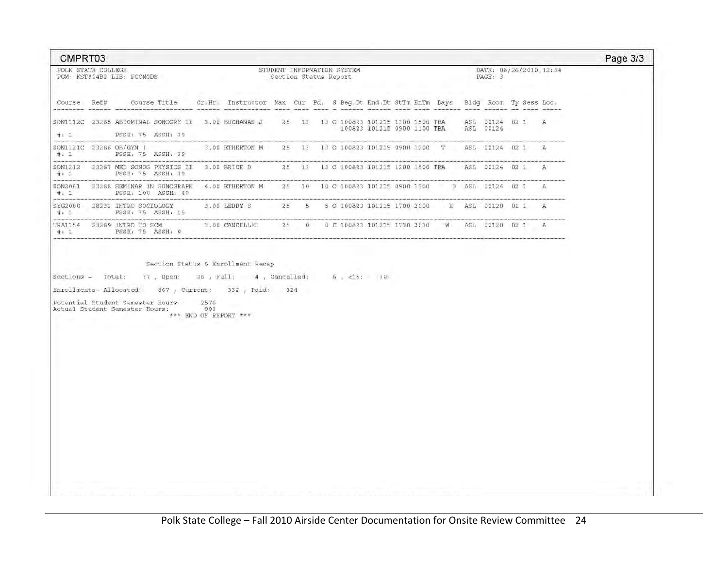CMPRT03

Page 3/3

POLK STATE COLLEGE
PGM: KST904B2 LIB: PCCMODS

STUDENT INFORMATION SYSTEM
Section Status Report

DATE: 08/26/2010,12:34
PAGE: 3

| Course | Ref# | Course Title | Cr.Hr. | Instructor | Max | Cur | Pd. | S | Beg.Dt | End.Dt | StTm | EnTm | Days | Bldg | Room | Ty | Sess | Loc. |
|---|---|---|---|---|---|---|---|---|---|---|---|---|---|---|---|---|---|---|
| SON1112C | 23285 | ABDOMINAL SONOGRY II | 3.00 | BUCHANAN J | 25 | 13 | 13 | O | 100823 | 101215 | 1300 | 1500 | TBA | ASL | 00124 | 02 | 1 | A |
| | | | | | | | | | 100823 | 101215 | 0900 | 1100 | TBA | ASL | 00124 | | | |
| #: 1 | | PSSH: 75 ASSH: 39 | | | | | | | | | | | | | | | | |
| SON1121C | 23286 | OB/GYN I | 3.00 | ETHERTON M | 25 | 13 | 13 | O | 100823 | 101215 | 0900 | 1200 | T | ASL | 00124 | 02 | 1 | A |
| #: 1 | | PSSH: 75 ASSH: 39 | | | | | | | | | | | | | | | | |
| SON1212 | 23287 | MED SONOG PHYSICS II | 3.00 | BRICE D | 25 | 13 | 13 | O | 100823 | 101215 | 1200 | 1500 | TBA | ASL | 00124 | 02 | 1 | A |
| #: 1 | | PSSH: 75 ASSH: 39 | | | | | | | | | | | | | | | | |
| SON2061 | 23288 | SEMINAR IN SONOGRAPH | 4.00 | ETHERTON M | 25 | 10 | 10 | O | 100823 | 101215 | 0900 | 1300 | F | ASL | 00124 | 02 | 1 | A |
| #: 1 | | PSSH: 100 ASSH: 40 | | | | | | | | | | | | | | | | |
| SYG2000 | 28232 | INTRO SOCIOLOGY | 3.00 | LEDDY S | 25 | 5 | 5 | O | 100823 | 101215 | 1700 | 2000 | R | ASL | 00120 | 01 | 1 | A |
| #: 1 | | PSSH: 75 ASSH: 15 | | | | | | | | | | | | | | | | |
| TRA1154 | 23289 | INTRO TO SCM | 3.00 | CANCELLED | 25 | 0 | 0 | C | 100823 | 101215 | 1730 | 2030 | W | ASL | 00120 | 02 | 1 | A |
| #: 1 | | PSSH: 75 ASSH: 0 | | | | | | | | | | | | | | | | |

Section Status & Enrollment Recap

Sections - Total: 37 , Open: 26 , Full: 4 , Cancelled: 6 , <15: 30

Enrollments- Allocated: 867 , Current: 332 , Paid: 324

Potential Student Semester Hours: 2576
Actual Student Semester Hours: 993

\*\*\* END OF REPORT \*\*\*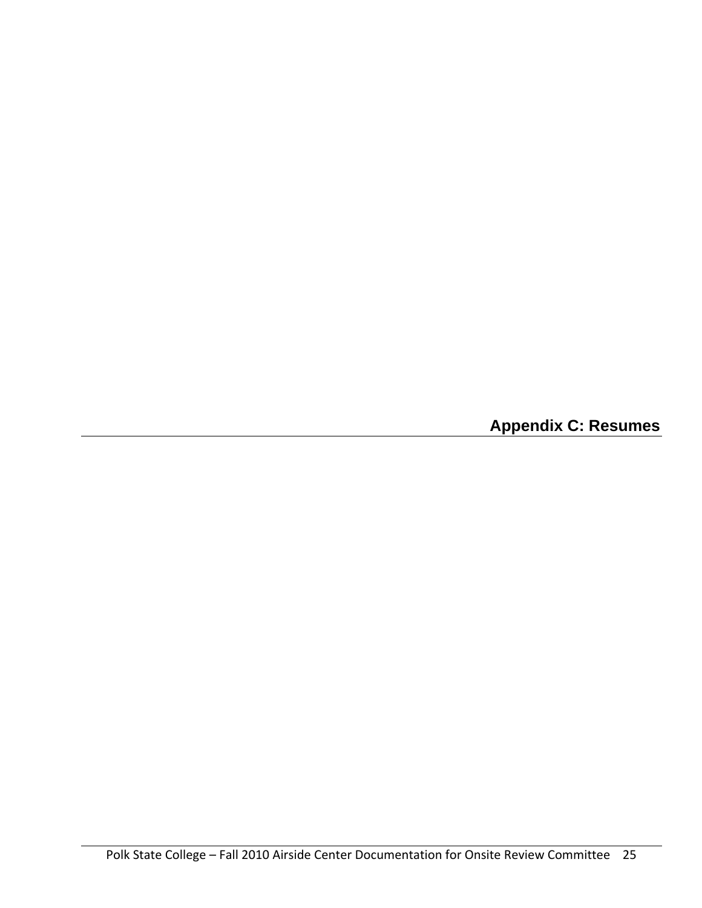# Appendix C: Resumes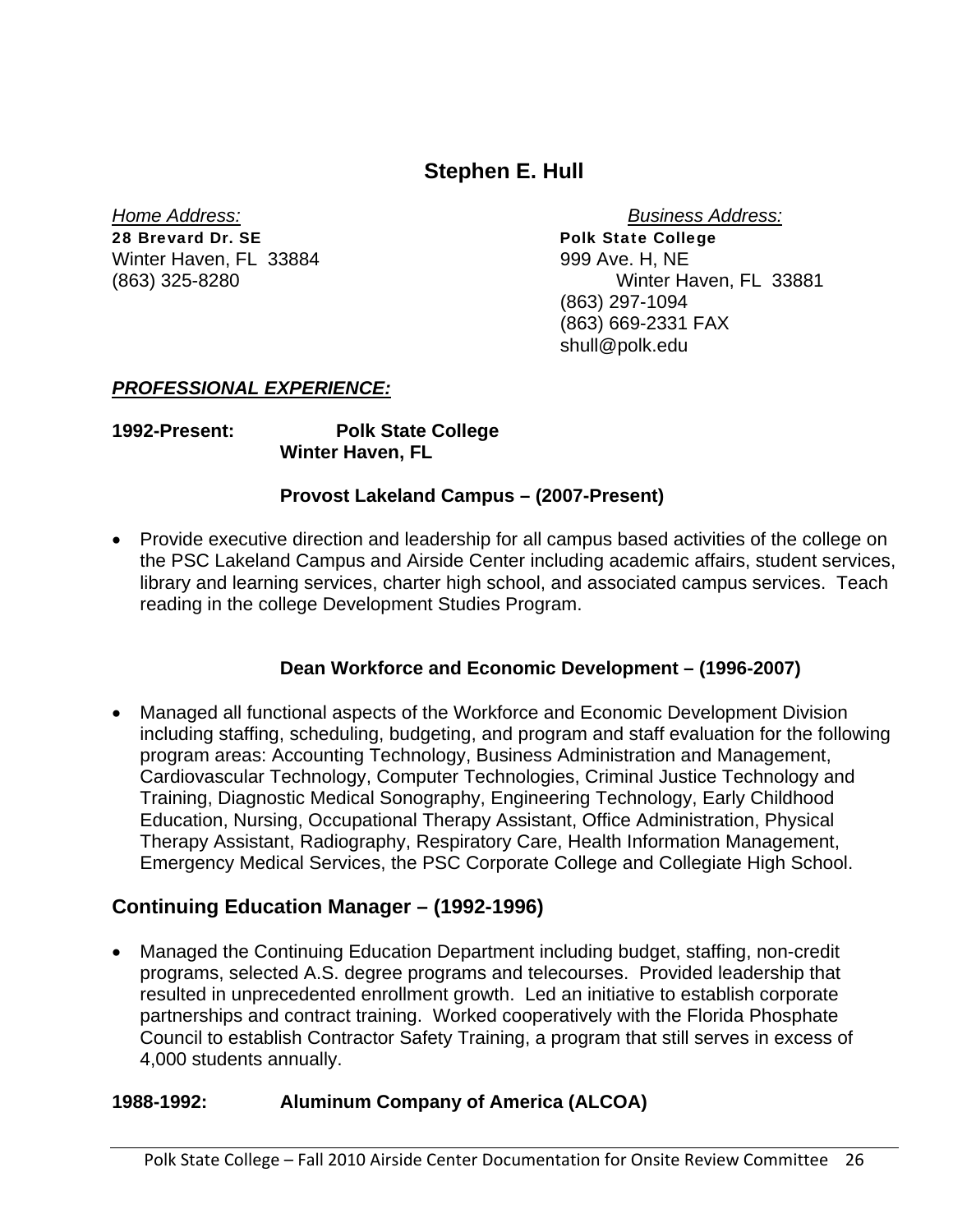# Stephen E. Hull

*Home Address:*
**28 Brevard Dr. SE**
Winter Haven, FL 33884
(863) 325-8280

*Business Address:*
**Polk State College**
999 Ave. H, NE
Winter Haven, FL 33881
(863) 297-1094
(863) 669-2331 FAX
shull@polk.edu

## ***PROFESSIONAL EXPERIENCE:***

**1992-Present: Polk State College**
**Winter Haven, FL**

### Provost Lakeland Campus – (2007-Present)

- Provide executive direction and leadership for all campus based activities of the college on the PSC Lakeland Campus and Airside Center including academic affairs, student services, library and learning services, charter high school, and associated campus services. Teach reading in the college Development Studies Program.

### Dean Workforce and Economic Development – (1996-2007)

- Managed all functional aspects of the Workforce and Economic Development Division including staffing, scheduling, budgeting, and program and staff evaluation for the following program areas: Accounting Technology, Business Administration and Management, Cardiovascular Technology, Computer Technologies, Criminal Justice Technology and Training, Diagnostic Medical Sonography, Engineering Technology, Early Childhood Education, Nursing, Occupational Therapy Assistant, Office Administration, Physical Therapy Assistant, Radiography, Respiratory Care, Health Information Management, Emergency Medical Services, the PSC Corporate College and Collegiate High School.

### Continuing Education Manager – (1992-1996)

- Managed the Continuing Education Department including budget, staffing, non-credit programs, selected A.S. degree programs and telecourses. Provided leadership that resulted in unprecedented enrollment growth. Led an initiative to establish corporate partnerships and contract training. Worked cooperatively with the Florida Phosphate Council to establish Contractor Safety Training, a program that still serves in excess of 4,000 students annually.

**1988-1992: Aluminum Company of America (ALCOA)**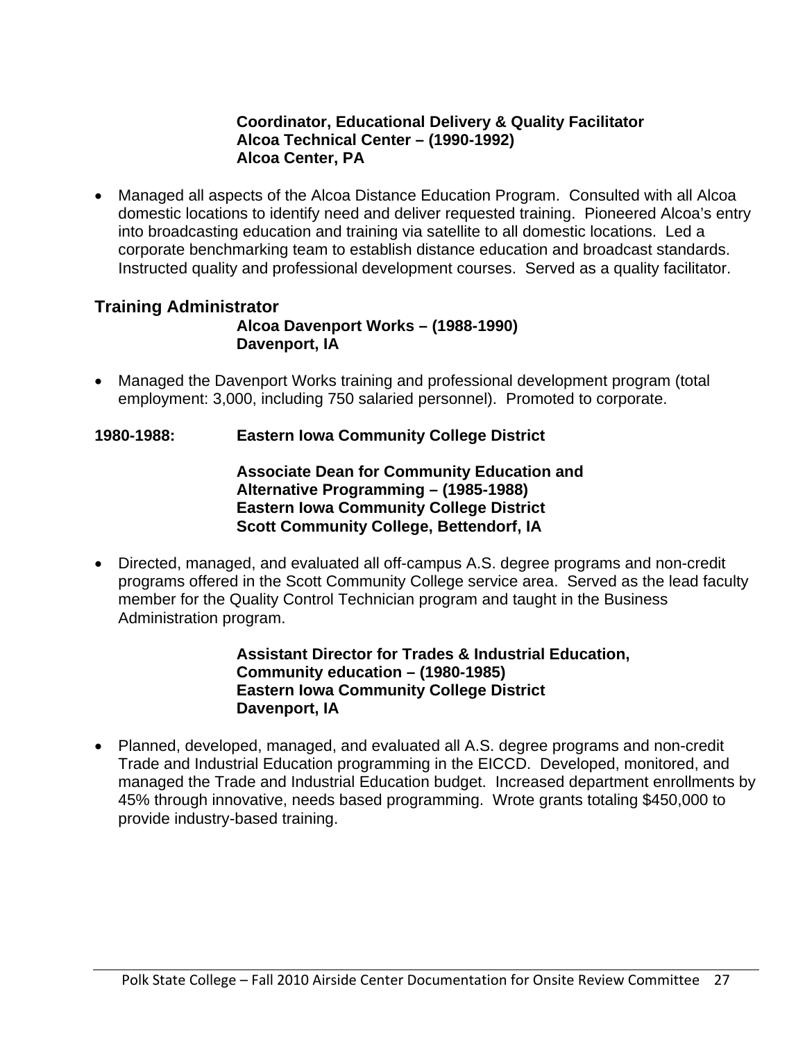**Coordinator, Educational Delivery & Quality Facilitator**
**Alcoa Technical Center – (1990-1992)**
**Alcoa Center, PA**

- Managed all aspects of the Alcoa Distance Education Program. Consulted with all Alcoa domestic locations to identify need and deliver requested training. Pioneered Alcoa's entry into broadcasting education and training via satellite to all domestic locations. Led a corporate benchmarking team to establish distance education and broadcast standards. Instructed quality and professional development courses. Served as a quality facilitator.

### Training Administrator

**Alcoa Davenport Works – (1988-1990)**
**Davenport, IA**

- Managed the Davenport Works training and professional development program (total employment: 3,000, including 750 salaried personnel). Promoted to corporate.

**1980-1988: Eastern Iowa Community College District**

**Associate Dean for Community Education and Alternative Programming – (1985-1988)**
**Eastern Iowa Community College District**
**Scott Community College, Bettendorf, IA**

- Directed, managed, and evaluated all off-campus A.S. degree programs and non-credit programs offered in the Scott Community College service area. Served as the lead faculty member for the Quality Control Technician program and taught in the Business Administration program.

**Assistant Director for Trades & Industrial Education, Community education – (1980-1985)**
**Eastern Iowa Community College District**
**Davenport, IA**

- Planned, developed, managed, and evaluated all A.S. degree programs and non-credit Trade and Industrial Education programming in the EICCD. Developed, monitored, and managed the Trade and Industrial Education budget. Increased department enrollments by 45% through innovative, needs based programming. Wrote grants totaling $450,000 to provide industry-based training.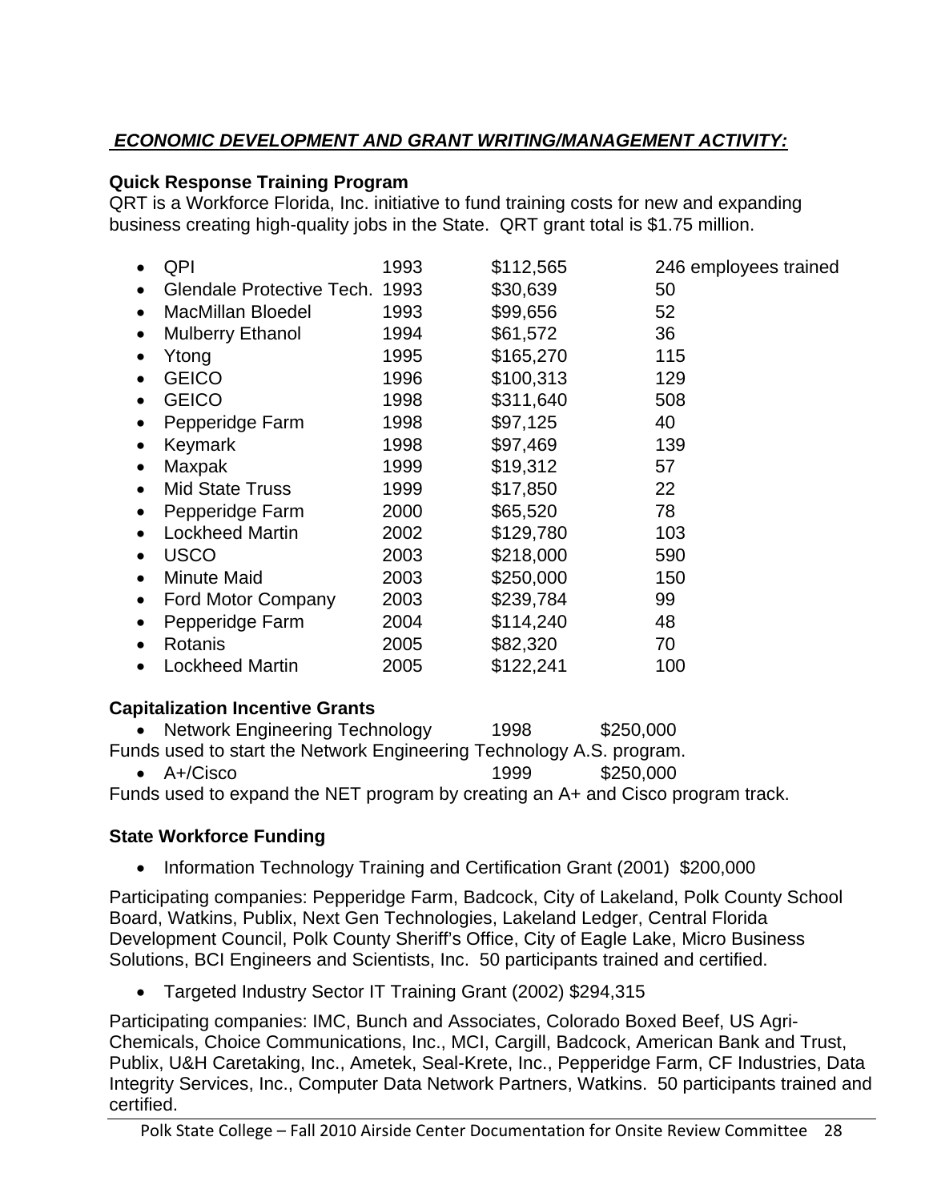## ***ECONOMIC DEVELOPMENT AND GRANT WRITING/MANAGEMENT ACTIVITY:***

**Quick Response Training Program**

QRT is a Workforce Florida, Inc. initiative to fund training costs for new and expanding business creating high-quality jobs in the State. QRT grant total is $1.75 million.

| Company | Year | Amount | Employees Trained |
|---|---|---|---|
| QPI | 1993 | $112,565 | 246 employees trained |
| Glendale Protective Tech. | 1993 | $30,639 | 50 |
| MacMillan Bloedel | 1993 | $99,656 | 52 |
| Mulberry Ethanol | 1994 | $61,572 | 36 |
| Ytong | 1995 | $165,270 | 115 |
| GEICO | 1996 | $100,313 | 129 |
| GEICO | 1998 | $311,640 | 508 |
| Pepperidge Farm | 1998 | $97,125 | 40 |
| Keymark | 1998 | $97,469 | 139 |
| Maxpak | 1999 | $19,312 | 57 |
| Mid State Truss | 1999 | $17,850 | 22 |
| Pepperidge Farm | 2000 | $65,520 | 78 |
| Lockheed Martin | 2002 | $129,780 | 103 |
| USCO | 2003 | $218,000 | 590 |
| Minute Maid | 2003 | $250,000 | 150 |
| Ford Motor Company | 2003 | $239,784 | 99 |
| Pepperidge Farm | 2004 | $114,240 | 48 |
| Rotanis | 2005 | $82,320 | 70 |
| Lockheed Martin | 2005 | $122,241 | 100 |

**Capitalization Incentive Grants**

- Network Engineering Technology 1998 $250,000

Funds used to start the Network Engineering Technology A.S. program.

- A+/Cisco 1999 $250,000

Funds used to expand the NET program by creating an A+ and Cisco program track.

**State Workforce Funding**

- Information Technology Training and Certification Grant (2001) $200,000

Participating companies: Pepperidge Farm, Badcock, City of Lakeland, Polk County School Board, Watkins, Publix, Next Gen Technologies, Lakeland Ledger, Central Florida Development Council, Polk County Sheriff's Office, City of Eagle Lake, Micro Business Solutions, BCI Engineers and Scientists, Inc. 50 participants trained and certified.

- Targeted Industry Sector IT Training Grant (2002) $294,315

Participating companies: IMC, Bunch and Associates, Colorado Boxed Beef, US Agri-Chemicals, Choice Communications, Inc., MCI, Cargill, Badcock, American Bank and Trust, Publix, U&H Caretaking, Inc., Ametek, Seal-Krete, Inc., Pepperidge Farm, CF Industries, Data Integrity Services, Inc., Computer Data Network Partners, Watkins. 50 participants trained and certified.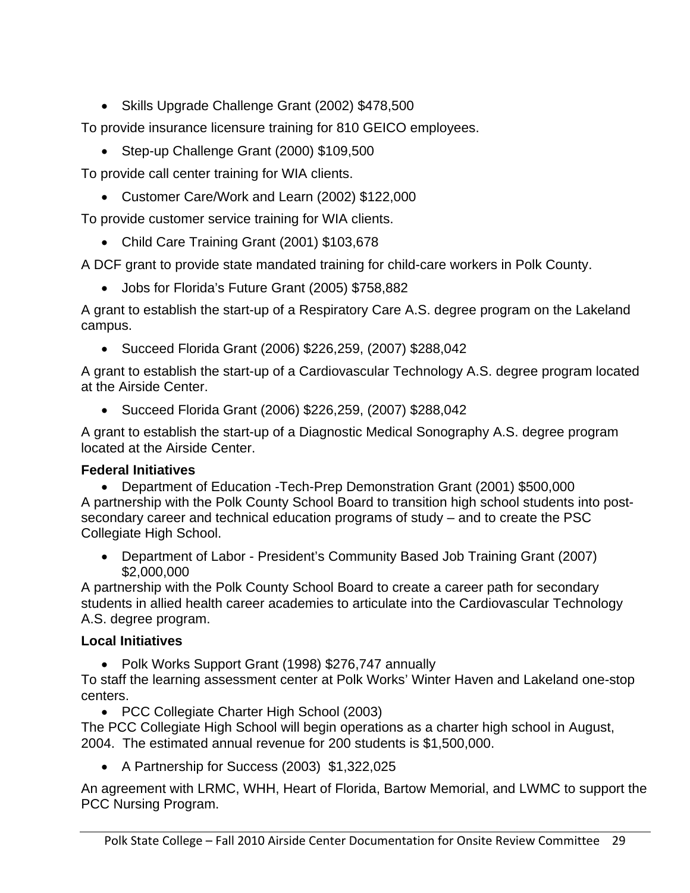- Skills Upgrade Challenge Grant (2002) $478,500

To provide insurance licensure training for 810 GEICO employees.

- Step-up Challenge Grant (2000) $109,500

To provide call center training for WIA clients.

- Customer Care/Work and Learn (2002) $122,000

To provide customer service training for WIA clients.

- Child Care Training Grant (2001) $103,678

A DCF grant to provide state mandated training for child-care workers in Polk County.

- Jobs for Florida's Future Grant (2005) $758,882

A grant to establish the start-up of a Respiratory Care A.S. degree program on the Lakeland campus.

- Succeed Florida Grant (2006) $226,259, (2007) $288,042

A grant to establish the start-up of a Cardiovascular Technology A.S. degree program located at the Airside Center.

- Succeed Florida Grant (2006) $226,259, (2007) $288,042

A grant to establish the start-up of a Diagnostic Medical Sonography A.S. degree program located at the Airside Center.

**Federal Initiatives**

- Department of Education -Tech-Prep Demonstration Grant (2001) $500,000

A partnership with the Polk County School Board to transition high school students into post-secondary career and technical education programs of study – and to create the PSC Collegiate High School.

- Department of Labor - President's Community Based Job Training Grant (2007) $2,000,000

A partnership with the Polk County School Board to create a career path for secondary students in allied health career academies to articulate into the Cardiovascular Technology A.S. degree program.

**Local Initiatives**

- Polk Works Support Grant (1998) $276,747 annually

To staff the learning assessment center at Polk Works' Winter Haven and Lakeland one-stop centers.

- PCC Collegiate Charter High School (2003)

The PCC Collegiate High School will begin operations as a charter high school in August, 2004. The estimated annual revenue for 200 students is $1,500,000.

- A Partnership for Success (2003) $1,322,025

An agreement with LRMC, WHH, Heart of Florida, Bartow Memorial, and LWMC to support the PCC Nursing Program.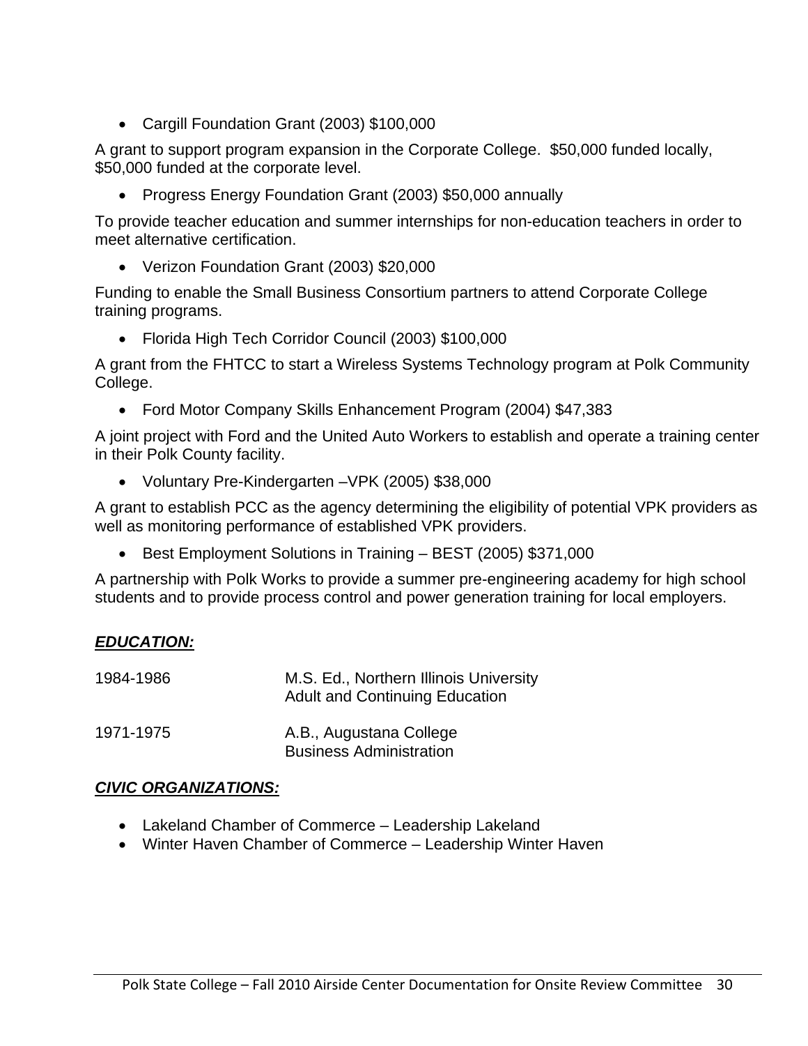- Cargill Foundation Grant (2003) $100,000

A grant to support program expansion in the Corporate College. $50,000 funded locally, $50,000 funded at the corporate level.

- Progress Energy Foundation Grant (2003) $50,000 annually

To provide teacher education and summer internships for non-education teachers in order to meet alternative certification.

- Verizon Foundation Grant (2003) $20,000

Funding to enable the Small Business Consortium partners to attend Corporate College training programs.

- Florida High Tech Corridor Council (2003) $100,000

A grant from the FHTCC to start a Wireless Systems Technology program at Polk Community College.

- Ford Motor Company Skills Enhancement Program (2004) $47,383

A joint project with Ford and the United Auto Workers to establish and operate a training center in their Polk County facility.

- Voluntary Pre-Kindergarten –VPK (2005) $38,000

A grant to establish PCC as the agency determining the eligibility of potential VPK providers as well as monitoring performance of established VPK providers.

- Best Employment Solutions in Training – BEST (2005) $371,000

A partnership with Polk Works to provide a summer pre-engineering academy for high school students and to provide process control and power generation training for local employers.

***EDUCATION:***

| | |
|---|---|
| 1984-1986 | M.S. Ed., Northern Illinois University<br>Adult and Continuing Education |
| 1971-1975 | A.B., Augustana College<br>Business Administration |

***CIVIC ORGANIZATIONS:***

- Lakeland Chamber of Commerce – Leadership Lakeland
- Winter Haven Chamber of Commerce – Leadership Winter Haven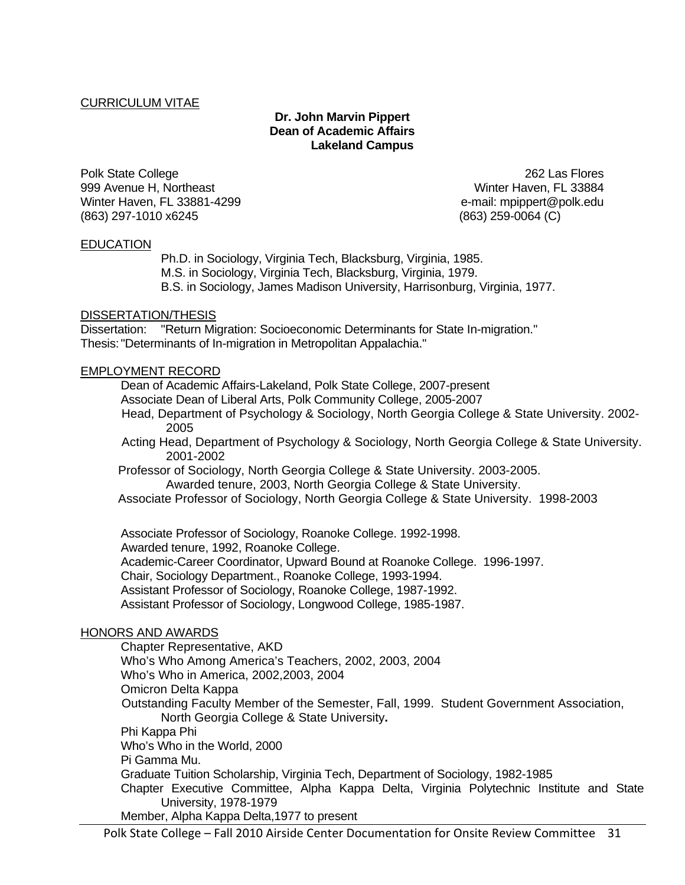CURRICULUM VITAE

**Dr. John Marvin Pippert**
**Dean of Academic Affairs**
**Lakeland Campus**

Polk State College
999 Avenue H, Northeast
Winter Haven, FL 33881-4299
(863) 297-1010 x6245

262 Las Flores
Winter Haven, FL 33884
e-mail: mpippert@polk.edu
(863) 259-0064 (C)

## EDUCATION

Ph.D. in Sociology, Virginia Tech, Blacksburg, Virginia, 1985.
M.S. in Sociology, Virginia Tech, Blacksburg, Virginia, 1979.
B.S. in Sociology, James Madison University, Harrisonburg, Virginia, 1977.

## DISSERTATION/THESIS

Dissertation: "Return Migration: Socioeconomic Determinants for State In-migration."
Thesis: "Determinants of In-migration in Metropolitan Appalachia."

## EMPLOYMENT RECORD

Dean of Academic Affairs-Lakeland, Polk State College, 2007-present
Associate Dean of Liberal Arts, Polk Community College, 2005-2007
Head, Department of Psychology & Sociology, North Georgia College & State University. 2002-2005
Acting Head, Department of Psychology & Sociology, North Georgia College & State University. 2001-2002
Professor of Sociology, North Georgia College & State University. 2003-2005.
Awarded tenure, 2003, North Georgia College & State University.
Associate Professor of Sociology, North Georgia College & State University. 1998-2003

Associate Professor of Sociology, Roanoke College. 1992-1998.
Awarded tenure, 1992, Roanoke College.
Academic-Career Coordinator, Upward Bound at Roanoke College. 1996-1997.
Chair, Sociology Department., Roanoke College, 1993-1994.
Assistant Professor of Sociology, Roanoke College, 1987-1992.
Assistant Professor of Sociology, Longwood College, 1985-1987.

## HONORS AND AWARDS

Chapter Representative, AKD
Who's Who Among America's Teachers, 2002, 2003, 2004
Who's Who in America, 2002,2003, 2004
Omicron Delta Kappa
Outstanding Faculty Member of the Semester, Fall, 1999. Student Government Association, North Georgia College & State University**.**
Phi Kappa Phi
Who's Who in the World, 2000
Pi Gamma Mu.
Graduate Tuition Scholarship, Virginia Tech, Department of Sociology, 1982-1985
Chapter Executive Committee, Alpha Kappa Delta, Virginia Polytechnic Institute and State University, 1978-1979
Member, Alpha Kappa Delta,1977 to present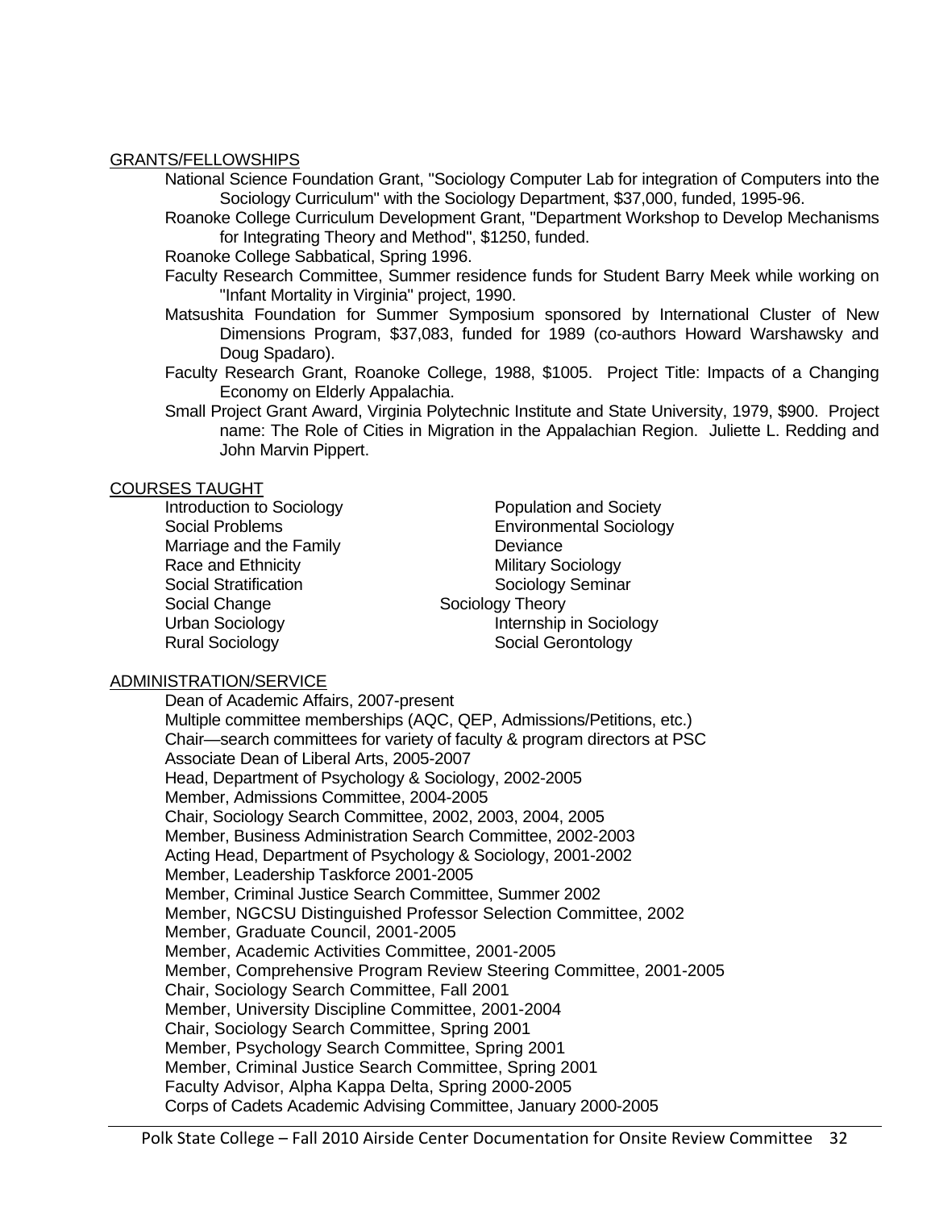## GRANTS/FELLOWSHIPS

National Science Foundation Grant, "Sociology Computer Lab for integration of Computers into the Sociology Curriculum" with the Sociology Department, $37,000, funded, 1995-96.

Roanoke College Curriculum Development Grant, "Department Workshop to Develop Mechanisms for Integrating Theory and Method", $1250, funded.

Roanoke College Sabbatical, Spring 1996.

Faculty Research Committee, Summer residence funds for Student Barry Meek while working on "Infant Mortality in Virginia" project, 1990.

Matsushita Foundation for Summer Symposium sponsored by International Cluster of New Dimensions Program, $37,083, funded for 1989 (co-authors Howard Warshawsky and Doug Spadaro).

Faculty Research Grant, Roanoke College, 1988, $1005. Project Title: Impacts of a Changing Economy on Elderly Appalachia.

Small Project Grant Award, Virginia Polytechnic Institute and State University, 1979, $900. Project name: The Role of Cities in Migration in the Appalachian Region. Juliette L. Redding and John Marvin Pippert.

## COURSES TAUGHT

- Introduction to Sociology
- Social Problems
- Marriage and the Family
- Race and Ethnicity
- Social Stratification
- Social Change
- Urban Sociology
- Rural Sociology
- Population and Society
- Environmental Sociology
- Deviance
- Military Sociology
- Sociology Seminar
- Sociology Theory
- Internship in Sociology
- Social Gerontology

## ADMINISTRATION/SERVICE

Dean of Academic Affairs, 2007-present
Multiple committee memberships (AQC, QEP, Admissions/Petitions, etc.)
Chair—search committees for variety of faculty & program directors at PSC
Associate Dean of Liberal Arts, 2005-2007
Head, Department of Psychology & Sociology, 2002-2005
Member, Admissions Committee, 2004-2005
Chair, Sociology Search Committee, 2002, 2003, 2004, 2005
Member, Business Administration Search Committee, 2002-2003
Acting Head, Department of Psychology & Sociology, 2001-2002
Member, Leadership Taskforce 2001-2005
Member, Criminal Justice Search Committee, Summer 2002
Member, NGCSU Distinguished Professor Selection Committee, 2002
Member, Graduate Council, 2001-2005
Member, Academic Activities Committee, 2001-2005
Member, Comprehensive Program Review Steering Committee, 2001-2005
Chair, Sociology Search Committee, Fall 2001
Member, University Discipline Committee, 2001-2004
Chair, Sociology Search Committee, Spring 2001
Member, Psychology Search Committee, Spring 2001
Member, Criminal Justice Search Committee, Spring 2001
Faculty Advisor, Alpha Kappa Delta, Spring 2000-2005
Corps of Cadets Academic Advising Committee, January 2000-2005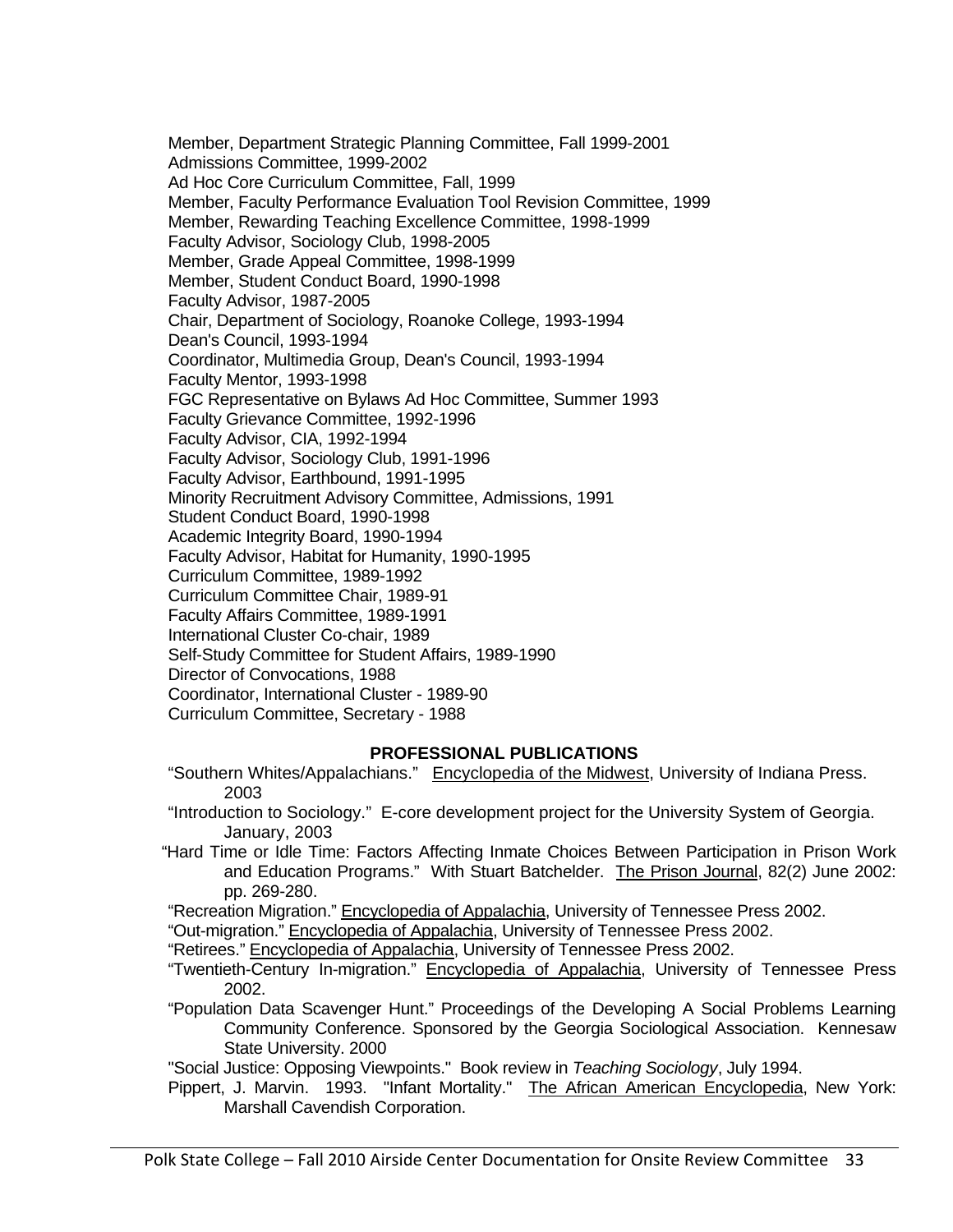Member, Department Strategic Planning Committee, Fall 1999-2001  
Admissions Committee, 1999-2002  
Ad Hoc Core Curriculum Committee, Fall, 1999  
Member, Faculty Performance Evaluation Tool Revision Committee, 1999  
Member, Rewarding Teaching Excellence Committee, 1998-1999  
Faculty Advisor, Sociology Club, 1998-2005  
Member, Grade Appeal Committee, 1998-1999  
Member, Student Conduct Board, 1990-1998  
Faculty Advisor, 1987-2005  
Chair, Department of Sociology, Roanoke College, 1993-1994  
Dean's Council, 1993-1994  
Coordinator, Multimedia Group, Dean's Council, 1993-1994  
Faculty Mentor, 1993-1998  
FGC Representative on Bylaws Ad Hoc Committee, Summer 1993  
Faculty Grievance Committee, 1992-1996  
Faculty Advisor, CIA, 1992-1994  
Faculty Advisor, Sociology Club, 1991-1996  
Faculty Advisor, Earthbound, 1991-1995  
Minority Recruitment Advisory Committee, Admissions, 1991  
Student Conduct Board, 1990-1998  
Academic Integrity Board, 1990-1994  
Faculty Advisor, Habitat for Humanity, 1990-1995  
Curriculum Committee, 1989-1992  
Curriculum Committee Chair, 1989-91  
Faculty Affairs Committee, 1989-1991  
International Cluster Co-chair, 1989  
Self-Study Committee for Student Affairs, 1989-1990  
Director of Convocations, 1988  
Coordinator, International Cluster - 1989-90  
Curriculum Committee, Secretary - 1988

## PROFESSIONAL PUBLICATIONS

"Southern Whites/Appalachians." Encyclopedia of the Midwest, University of Indiana Press. 2003

"Introduction to Sociology." E-core development project for the University System of Georgia. January, 2003

"Hard Time or Idle Time: Factors Affecting Inmate Choices Between Participation in Prison Work and Education Programs." With Stuart Batchelder. The Prison Journal, 82(2) June 2002: pp. 269-280.

"Recreation Migration." Encyclopedia of Appalachia, University of Tennessee Press 2002.

"Out-migration." Encyclopedia of Appalachia, University of Tennessee Press 2002.

"Retirees." Encyclopedia of Appalachia, University of Tennessee Press 2002.

"Twentieth-Century In-migration." Encyclopedia of Appalachia, University of Tennessee Press 2002.

"Population Data Scavenger Hunt." Proceedings of the Developing A Social Problems Learning Community Conference. Sponsored by the Georgia Sociological Association. Kennesaw State University. 2000

"Social Justice: Opposing Viewpoints." Book review in *Teaching Sociology*, July 1994.

Pippert, J. Marvin. 1993. "Infant Mortality." The African American Encyclopedia, New York: Marshall Cavendish Corporation.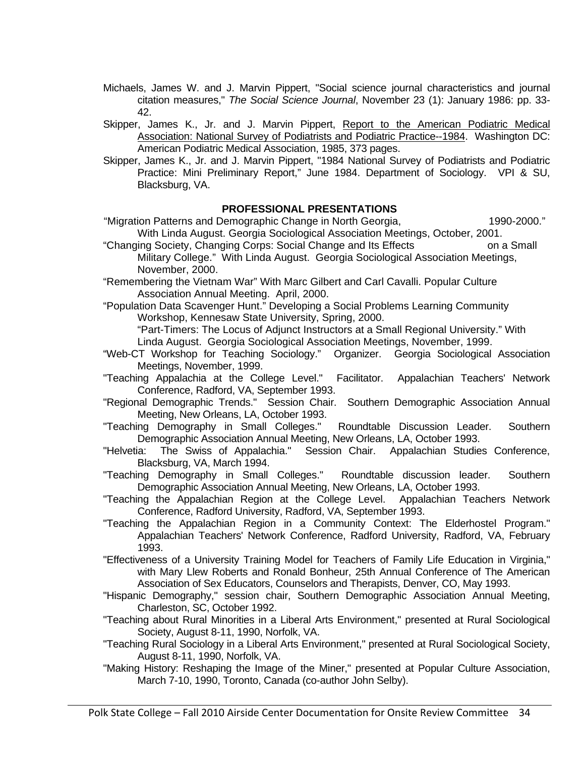Michaels, James W. and J. Marvin Pippert, "Social science journal characteristics and journal citation measures," *The Social Science Journal*, November 23 (1): January 1986: pp. 33-42.

Skipper, James K., Jr. and J. Marvin Pippert, Report to the American Podiatric Medical Association: National Survey of Podiatrists and Podiatric Practice--1984. Washington DC: American Podiatric Medical Association, 1985, 373 pages.

Skipper, James K., Jr. and J. Marvin Pippert, "1984 National Survey of Podiatrists and Podiatric Practice: Mini Preliminary Report," June 1984. Department of Sociology. VPI & SU, Blacksburg, VA.

**PROFESSIONAL PRESENTATIONS**

"Migration Patterns and Demographic Change in North Georgia, 1990-2000." With Linda August. Georgia Sociological Association Meetings, October, 2001.

"Changing Society, Changing Corps: Social Change and Its Effects on a Small Military College." With Linda August. Georgia Sociological Association Meetings, November, 2000.

"Remembering the Vietnam War" With Marc Gilbert and Carl Cavalli. Popular Culture Association Annual Meeting. April, 2000.

"Population Data Scavenger Hunt." Developing a Social Problems Learning Community Workshop, Kennesaw State University, Spring, 2000.

"Part-Timers: The Locus of Adjunct Instructors at a Small Regional University." With Linda August. Georgia Sociological Association Meetings, November, 1999.

"Web-CT Workshop for Teaching Sociology." Organizer. Georgia Sociological Association Meetings, November, 1999.

"Teaching Appalachia at the College Level." Facilitator. Appalachian Teachers' Network Conference, Radford, VA, September 1993.

"Regional Demographic Trends." Session Chair. Southern Demographic Association Annual Meeting, New Orleans, LA, October 1993.

"Teaching Demography in Small Colleges." Roundtable Discussion Leader. Southern Demographic Association Annual Meeting, New Orleans, LA, October 1993.

"Helvetia: The Swiss of Appalachia." Session Chair. Appalachian Studies Conference, Blacksburg, VA, March 1994.

"Teaching Demography in Small Colleges." Roundtable discussion leader. Southern Demographic Association Annual Meeting, New Orleans, LA, October 1993.

"Teaching the Appalachian Region at the College Level. Appalachian Teachers Network Conference, Radford University, Radford, VA, September 1993.

"Teaching the Appalachian Region in a Community Context: The Elderhostel Program." Appalachian Teachers' Network Conference, Radford University, Radford, VA, February 1993.

"Effectiveness of a University Training Model for Teachers of Family Life Education in Virginia," with Mary Llew Roberts and Ronald Bonheur, 25th Annual Conference of The American Association of Sex Educators, Counselors and Therapists, Denver, CO, May 1993.

"Hispanic Demography," session chair, Southern Demographic Association Annual Meeting, Charleston, SC, October 1992.

"Teaching about Rural Minorities in a Liberal Arts Environment," presented at Rural Sociological Society, August 8-11, 1990, Norfolk, VA.

"Teaching Rural Sociology in a Liberal Arts Environment," presented at Rural Sociological Society, August 8-11, 1990, Norfolk, VA.

"Making History: Reshaping the Image of the Miner," presented at Popular Culture Association, March 7-10, 1990, Toronto, Canada (co-author John Selby).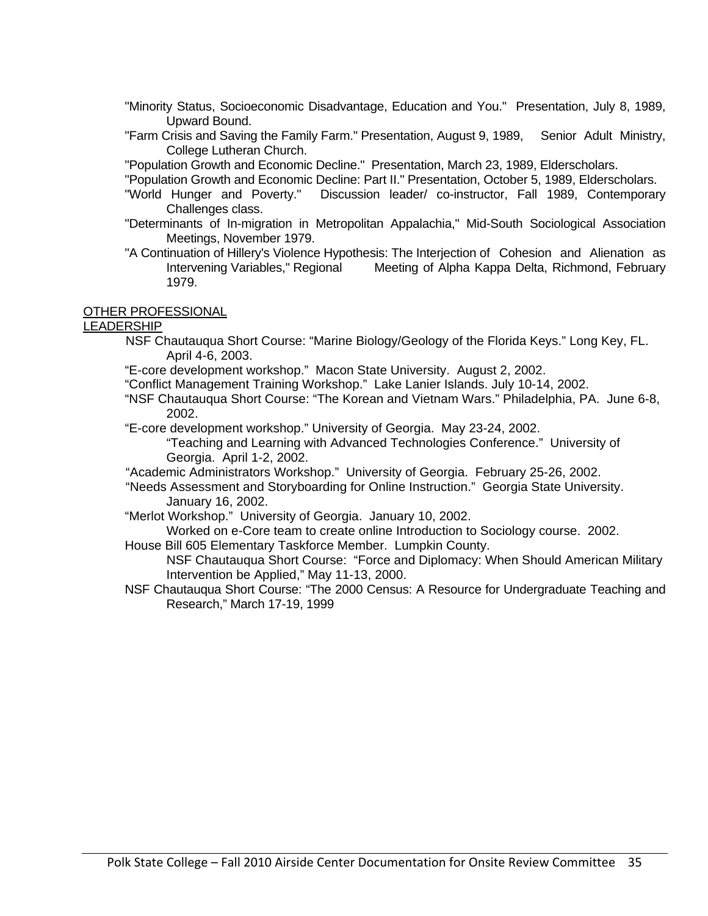"Minority Status, Socioeconomic Disadvantage, Education and You." Presentation, July 8, 1989, Upward Bound.

"Farm Crisis and Saving the Family Farm." Presentation, August 9, 1989, Senior Adult Ministry, College Lutheran Church.

"Population Growth and Economic Decline." Presentation, March 23, 1989, Elderscholars.

"Population Growth and Economic Decline: Part II." Presentation, October 5, 1989, Elderscholars.

"World Hunger and Poverty." Discussion leader/ co-instructor, Fall 1989, Contemporary Challenges class.

"Determinants of In-migration in Metropolitan Appalachia," Mid-South Sociological Association Meetings, November 1979.

"A Continuation of Hillery's Violence Hypothesis: The Interjection of Cohesion and Alienation as Intervening Variables," Regional Meeting of Alpha Kappa Delta, Richmond, February 1979.

OTHER PROFESSIONAL LEADERSHIP

NSF Chautauqua Short Course: "Marine Biology/Geology of the Florida Keys." Long Key, FL. April 4-6, 2003.

"E-core development workshop." Macon State University. August 2, 2002.

"Conflict Management Training Workshop." Lake Lanier Islands. July 10-14, 2002.

"NSF Chautauqua Short Course: "The Korean and Vietnam Wars." Philadelphia, PA. June 6-8, 2002.

"E-core development workshop." University of Georgia. May 23-24, 2002.

"Teaching and Learning with Advanced Technologies Conference." University of Georgia. April 1-2, 2002.

"Academic Administrators Workshop." University of Georgia. February 25-26, 2002.

"Needs Assessment and Storyboarding for Online Instruction." Georgia State University. January 16, 2002.

"Merlot Workshop." University of Georgia. January 10, 2002.

Worked on e-Core team to create online Introduction to Sociology course. 2002.

House Bill 605 Elementary Taskforce Member. Lumpkin County.

NSF Chautauqua Short Course: "Force and Diplomacy: When Should American Military Intervention be Applied," May 11-13, 2000.

NSF Chautauqua Short Course: "The 2000 Census: A Resource for Undergraduate Teaching and Research," March 17-19, 1999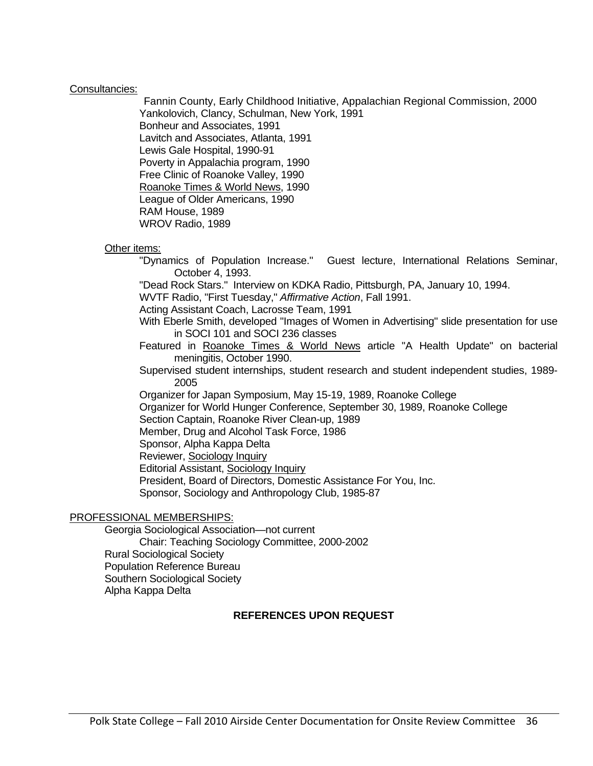Consultancies:

Fannin County, Early Childhood Initiative, Appalachian Regional Commission, 2000
Yankolovich, Clancy, Schulman, New York, 1991
Bonheur and Associates, 1991
Lavitch and Associates, Atlanta, 1991
Lewis Gale Hospital, 1990-91
Poverty in Appalachia program, 1990
Free Clinic of Roanoke Valley, 1990
Roanoke Times & World News, 1990
League of Older Americans, 1990
RAM House, 1989
WROV Radio, 1989

Other items:

"Dynamics of Population Increase." Guest lecture, International Relations Seminar, October 4, 1993.
"Dead Rock Stars." Interview on KDKA Radio, Pittsburgh, PA, January 10, 1994.
WVTF Radio, "First Tuesday," *Affirmative Action*, Fall 1991.
Acting Assistant Coach, Lacrosse Team, 1991
With Eberle Smith, developed "Images of Women in Advertising" slide presentation for use in SOCI 101 and SOCI 236 classes
Featured in Roanoke Times & World News article "A Health Update" on bacterial meningitis, October 1990.
Supervised student internships, student research and student independent studies, 1989-2005
Organizer for Japan Symposium, May 15-19, 1989, Roanoke College
Organizer for World Hunger Conference, September 30, 1989, Roanoke College
Section Captain, Roanoke River Clean-up, 1989
Member, Drug and Alcohol Task Force, 1986
Sponsor, Alpha Kappa Delta
Reviewer, Sociology Inquiry
Editorial Assistant, Sociology Inquiry
President, Board of Directors, Domestic Assistance For You, Inc.
Sponsor, Sociology and Anthropology Club, 1985-87

PROFESSIONAL MEMBERSHIPS:

Georgia Sociological Association—not current
Chair: Teaching Sociology Committee, 2000-2002
Rural Sociological Society
Population Reference Bureau
Southern Sociological Society
Alpha Kappa Delta

**REFERENCES UPON REQUEST**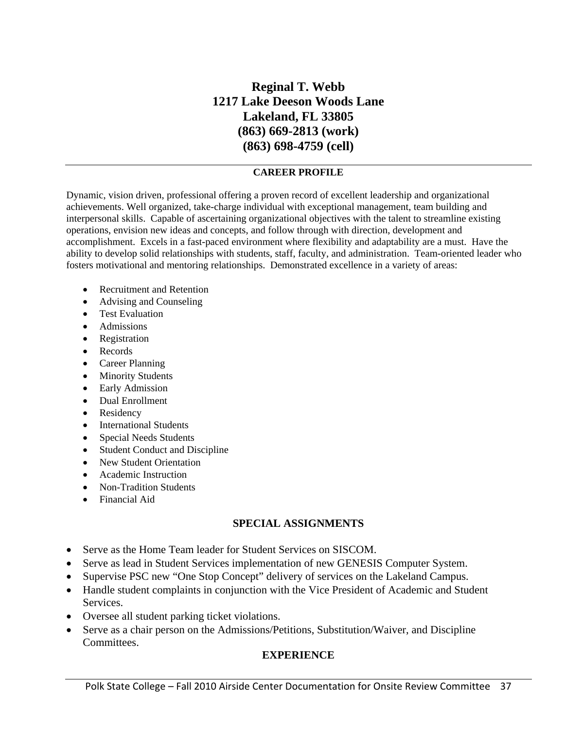**Reginal T. Webb**
**1217 Lake Deeson Woods Lane**
**Lakeland, FL 33805**
**(863) 669-2813 (work)**
**(863) 698-4759 (cell)**

---

## CAREER PROFILE

Dynamic, vision driven, professional offering a proven record of excellent leadership and organizational achievements. Well organized, take-charge individual with exceptional management, team building and interpersonal skills. Capable of ascertaining organizational objectives with the talent to streamline existing operations, envision new ideas and concepts, and follow through with direction, development and accomplishment. Excels in a fast-paced environment where flexibility and adaptability are a must. Have the ability to develop solid relationships with students, staff, faculty, and administration. Team-oriented leader who fosters motivational and mentoring relationships. Demonstrated excellence in a variety of areas:

- Recruitment and Retention
- Advising and Counseling
- Test Evaluation
- Admissions
- Registration
- Records
- Career Planning
- Minority Students
- Early Admission
- Dual Enrollment
- Residency
- International Students
- Special Needs Students
- Student Conduct and Discipline
- New Student Orientation
- Academic Instruction
- Non-Tradition Students
- Financial Aid

## SPECIAL ASSIGNMENTS

- Serve as the Home Team leader for Student Services on SISCOM.
- Serve as lead in Student Services implementation of new GENESIS Computer System.
- Supervise PSC new "One Stop Concept" delivery of services on the Lakeland Campus.
- Handle student complaints in conjunction with the Vice President of Academic and Student Services.
- Oversee all student parking ticket violations.
- Serve as a chair person on the Admissions/Petitions, Substitution/Waiver, and Discipline Committees.

## EXPERIENCE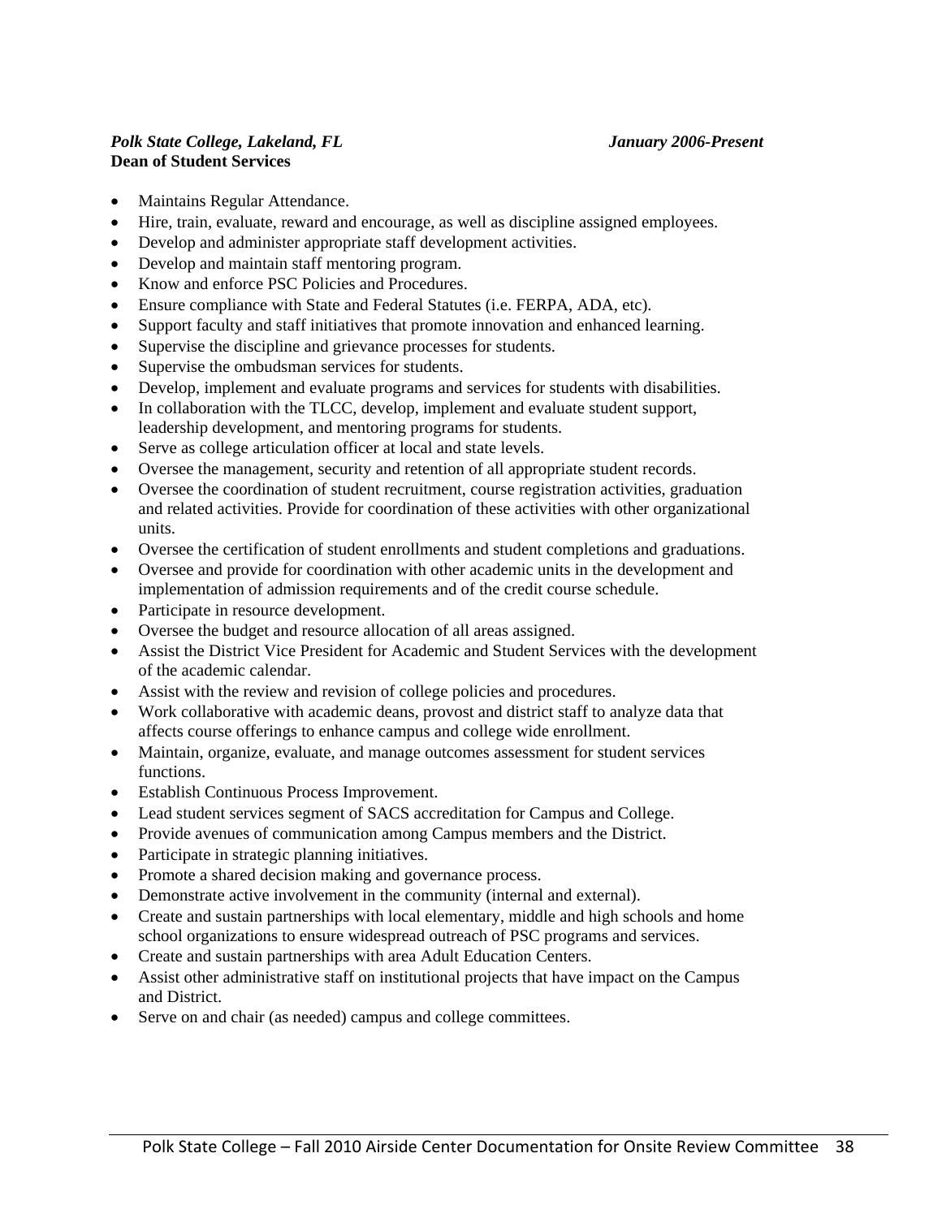***Polk State College, Lakeland, FL*** ***January 2006-Present***
**Dean of Student Services**

- Maintains Regular Attendance.
- Hire, train, evaluate, reward and encourage, as well as discipline assigned employees.
- Develop and administer appropriate staff development activities.
- Develop and maintain staff mentoring program.
- Know and enforce PSC Policies and Procedures.
- Ensure compliance with State and Federal Statutes (i.e. FERPA, ADA, etc).
- Support faculty and staff initiatives that promote innovation and enhanced learning.
- Supervise the discipline and grievance processes for students.
- Supervise the ombudsman services for students.
- Develop, implement and evaluate programs and services for students with disabilities.
- In collaboration with the TLCC, develop, implement and evaluate student support, leadership development, and mentoring programs for students.
- Serve as college articulation officer at local and state levels.
- Oversee the management, security and retention of all appropriate student records.
- Oversee the coordination of student recruitment, course registration activities, graduation and related activities. Provide for coordination of these activities with other organizational units.
- Oversee the certification of student enrollments and student completions and graduations.
- Oversee and provide for coordination with other academic units in the development and implementation of admission requirements and of the credit course schedule.
- Participate in resource development.
- Oversee the budget and resource allocation of all areas assigned.
- Assist the District Vice President for Academic and Student Services with the development of the academic calendar.
- Assist with the review and revision of college policies and procedures.
- Work collaborative with academic deans, provost and district staff to analyze data that affects course offerings to enhance campus and college wide enrollment.
- Maintain, organize, evaluate, and manage outcomes assessment for student services functions.
- Establish Continuous Process Improvement.
- Lead student services segment of SACS accreditation for Campus and College.
- Provide avenues of communication among Campus members and the District.
- Participate in strategic planning initiatives.
- Promote a shared decision making and governance process.
- Demonstrate active involvement in the community (internal and external).
- Create and sustain partnerships with local elementary, middle and high schools and home school organizations to ensure widespread outreach of PSC programs and services.
- Create and sustain partnerships with area Adult Education Centers.
- Assist other administrative staff on institutional projects that have impact on the Campus and District.
- Serve on and chair (as needed) campus and college committees.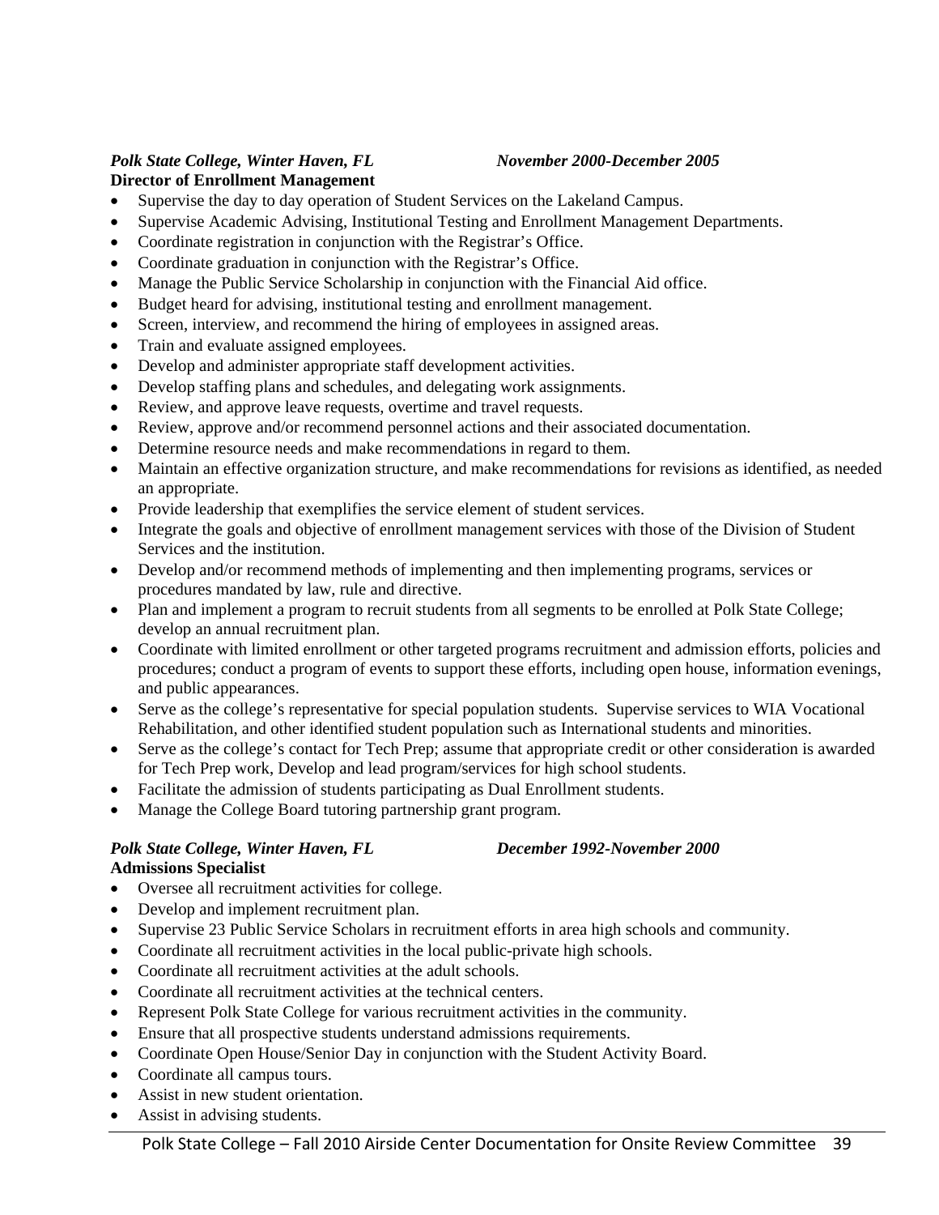*Polk State College, Winter Haven, FL* *November 2000-December 2005*

**Director of Enrollment Management**

- Supervise the day to day operation of Student Services on the Lakeland Campus.
- Supervise Academic Advising, Institutional Testing and Enrollment Management Departments.
- Coordinate registration in conjunction with the Registrar's Office.
- Coordinate graduation in conjunction with the Registrar's Office.
- Manage the Public Service Scholarship in conjunction with the Financial Aid office.
- Budget heard for advising, institutional testing and enrollment management.
- Screen, interview, and recommend the hiring of employees in assigned areas.
- Train and evaluate assigned employees.
- Develop and administer appropriate staff development activities.
- Develop staffing plans and schedules, and delegating work assignments.
- Review, and approve leave requests, overtime and travel requests.
- Review, approve and/or recommend personnel actions and their associated documentation.
- Determine resource needs and make recommendations in regard to them.
- Maintain an effective organization structure, and make recommendations for revisions as identified, as needed an appropriate.
- Provide leadership that exemplifies the service element of student services.
- Integrate the goals and objective of enrollment management services with those of the Division of Student Services and the institution.
- Develop and/or recommend methods of implementing and then implementing programs, services or procedures mandated by law, rule and directive.
- Plan and implement a program to recruit students from all segments to be enrolled at Polk State College; develop an annual recruitment plan.
- Coordinate with limited enrollment or other targeted programs recruitment and admission efforts, policies and procedures; conduct a program of events to support these efforts, including open house, information evenings, and public appearances.
- Serve as the college's representative for special population students. Supervise services to WIA Vocational Rehabilitation, and other identified student population such as International students and minorities.
- Serve as the college's contact for Tech Prep; assume that appropriate credit or other consideration is awarded for Tech Prep work, Develop and lead program/services for high school students.
- Facilitate the admission of students participating as Dual Enrollment students.
- Manage the College Board tutoring partnership grant program.

*Polk State College, Winter Haven, FL* *December 1992-November 2000*

**Admissions Specialist**

- Oversee all recruitment activities for college.
- Develop and implement recruitment plan.
- Supervise 23 Public Service Scholars in recruitment efforts in area high schools and community.
- Coordinate all recruitment activities in the local public-private high schools.
- Coordinate all recruitment activities at the adult schools.
- Coordinate all recruitment activities at the technical centers.
- Represent Polk State College for various recruitment activities in the community.
- Ensure that all prospective students understand admissions requirements.
- Coordinate Open House/Senior Day in conjunction with the Student Activity Board.
- Coordinate all campus tours.
- Assist in new student orientation.
- Assist in advising students.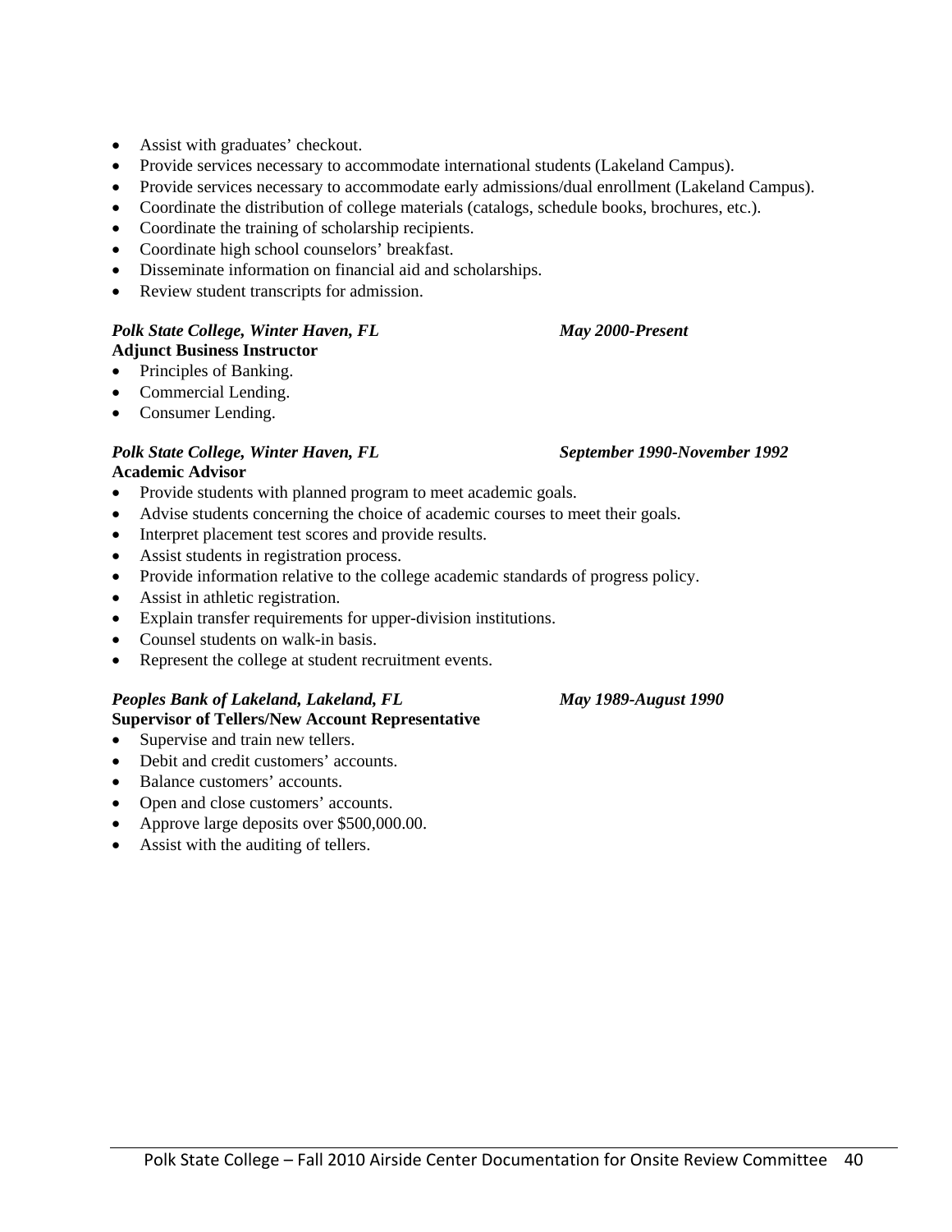- Assist with graduates' checkout.
- Provide services necessary to accommodate international students (Lakeland Campus).
- Provide services necessary to accommodate early admissions/dual enrollment (Lakeland Campus).
- Coordinate the distribution of college materials (catalogs, schedule books, brochures, etc.).
- Coordinate the training of scholarship recipients.
- Coordinate high school counselors' breakfast.
- Disseminate information on financial aid and scholarships.
- Review student transcripts for admission.

***Polk State College, Winter Haven, FL*** ***May 2000-Present***
**Adjunct Business Instructor**

- Principles of Banking.
- Commercial Lending.
- Consumer Lending.

***Polk State College, Winter Haven, FL*** ***September 1990-November 1992***
**Academic Advisor**

- Provide students with planned program to meet academic goals.
- Advise students concerning the choice of academic courses to meet their goals.
- Interpret placement test scores and provide results.
- Assist students in registration process.
- Provide information relative to the college academic standards of progress policy.
- Assist in athletic registration.
- Explain transfer requirements for upper-division institutions.
- Counsel students on walk-in basis.
- Represent the college at student recruitment events.

***Peoples Bank of Lakeland, Lakeland, FL*** ***May 1989-August 1990***
**Supervisor of Tellers/New Account Representative**

- Supervise and train new tellers.
- Debit and credit customers' accounts.
- Balance customers' accounts.
- Open and close customers' accounts.
- Approve large deposits over $500,000.00.
- Assist with the auditing of tellers.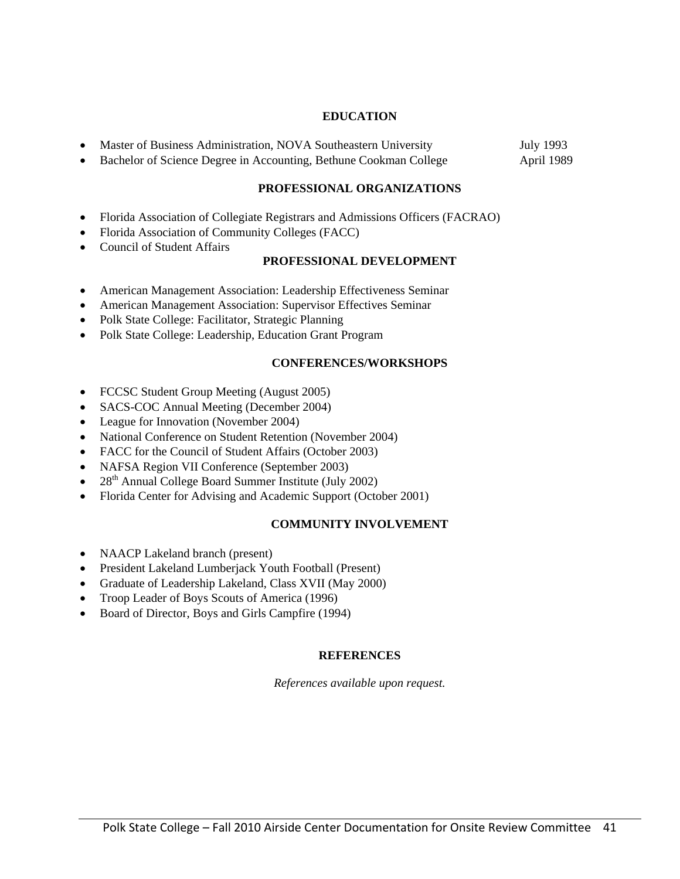## EDUCATION

- Master of Business Administration, NOVA Southeastern University — July 1993
- Bachelor of Science Degree in Accounting, Bethune Cookman College — April 1989

## PROFESSIONAL ORGANIZATIONS

- Florida Association of Collegiate Registrars and Admissions Officers (FACRAO)
- Florida Association of Community Colleges (FACC)
- Council of Student Affairs

## PROFESSIONAL DEVELOPMENT

- American Management Association: Leadership Effectiveness Seminar
- American Management Association: Supervisor Effectives Seminar
- Polk State College: Facilitator, Strategic Planning
- Polk State College: Leadership, Education Grant Program

## CONFERENCES/WORKSHOPS

- FCCSC Student Group Meeting (August 2005)
- SACS-COC Annual Meeting (December 2004)
- League for Innovation (November 2004)
- National Conference on Student Retention (November 2004)
- FACC for the Council of Student Affairs (October 2003)
- NAFSA Region VII Conference (September 2003)
- 28th Annual College Board Summer Institute (July 2002)
- Florida Center for Advising and Academic Support (October 2001)

## COMMUNITY INVOLVEMENT

- NAACP Lakeland branch (present)
- President Lakeland Lumberjack Youth Football (Present)
- Graduate of Leadership Lakeland, Class XVII (May 2000)
- Troop Leader of Boys Scouts of America (1996)
- Board of Director, Boys and Girls Campfire (1994)

## REFERENCES

*References available upon request.*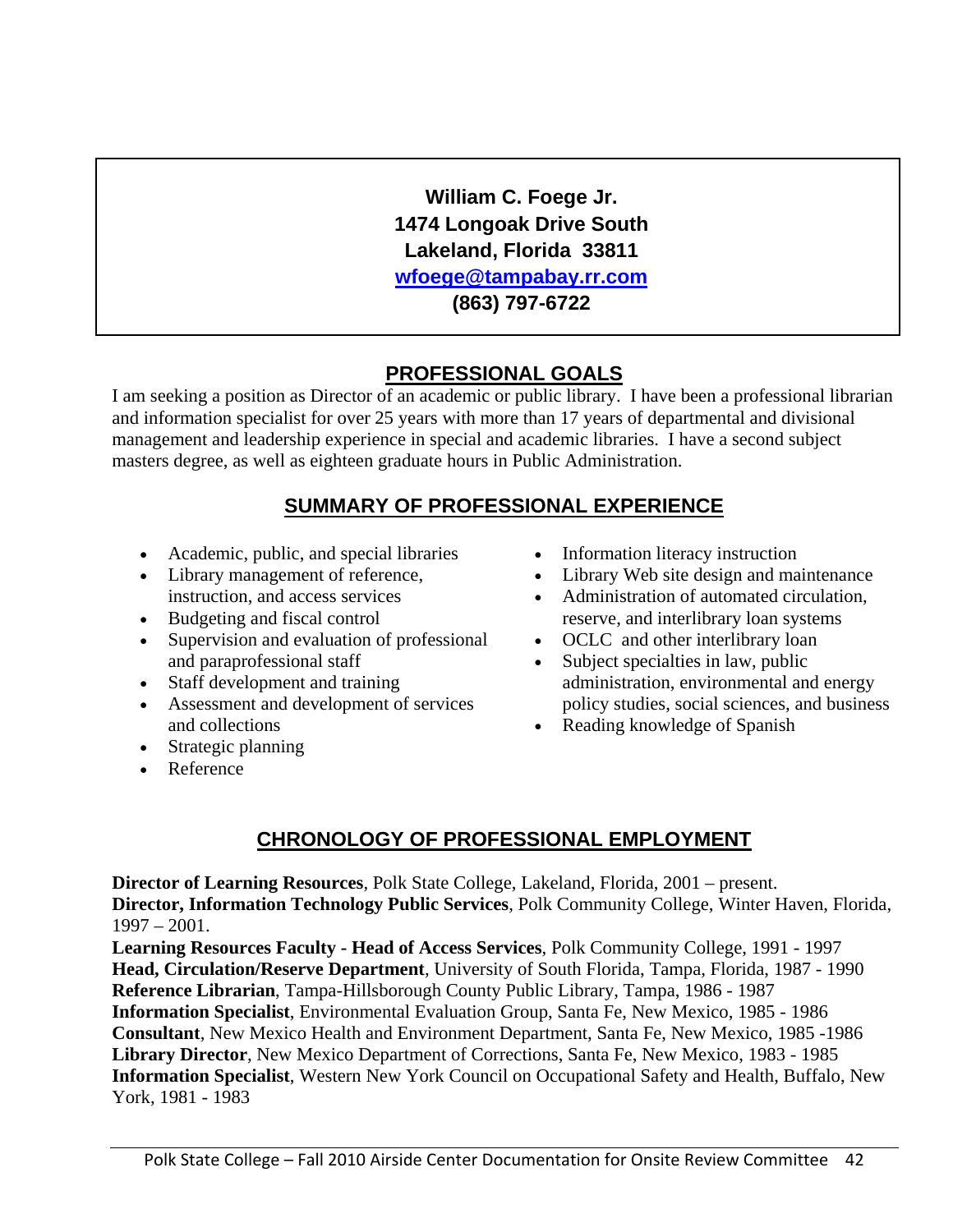**William C. Foege Jr.**
**1474 Longoak Drive South**
**Lakeland, Florida 33811**
**wfoege@tampabay.rr.com**
**(863) 797-6722**

## PROFESSIONAL GOALS

I am seeking a position as Director of an academic or public library. I have been a professional librarian and information specialist for over 25 years with more than 17 years of departmental and divisional management and leadership experience in special and academic libraries. I have a second subject masters degree, as well as eighteen graduate hours in Public Administration.

## SUMMARY OF PROFESSIONAL EXPERIENCE

- Academic, public, and special libraries
- Library management of reference, instruction, and access services
- Budgeting and fiscal control
- Supervision and evaluation of professional and paraprofessional staff
- Staff development and training
- Assessment and development of services and collections
- Strategic planning
- Reference
- Information literacy instruction
- Library Web site design and maintenance
- Administration of automated circulation, reserve, and interlibrary loan systems
- OCLC and other interlibrary loan
- Subject specialties in law, public administration, environmental and energy policy studies, social sciences, and business
- Reading knowledge of Spanish

## CHRONOLOGY OF PROFESSIONAL EMPLOYMENT

**Director of Learning Resources**, Polk State College, Lakeland, Florida, 2001 – present.
**Director, Information Technology Public Services**, Polk Community College, Winter Haven, Florida, 1997 – 2001.
**Learning Resources Faculty - Head of Access Services**, Polk Community College, 1991 - 1997
**Head, Circulation/Reserve Department**, University of South Florida, Tampa, Florida, 1987 - 1990
**Reference Librarian**, Tampa-Hillsborough County Public Library, Tampa, 1986 - 1987
**Information Specialist**, Environmental Evaluation Group, Santa Fe, New Mexico, 1985 - 1986
**Consultant**, New Mexico Health and Environment Department, Santa Fe, New Mexico, 1985 -1986
**Library Director**, New Mexico Department of Corrections, Santa Fe, New Mexico, 1983 - 1985
**Information Specialist**, Western New York Council on Occupational Safety and Health, Buffalo, New York, 1981 - 1983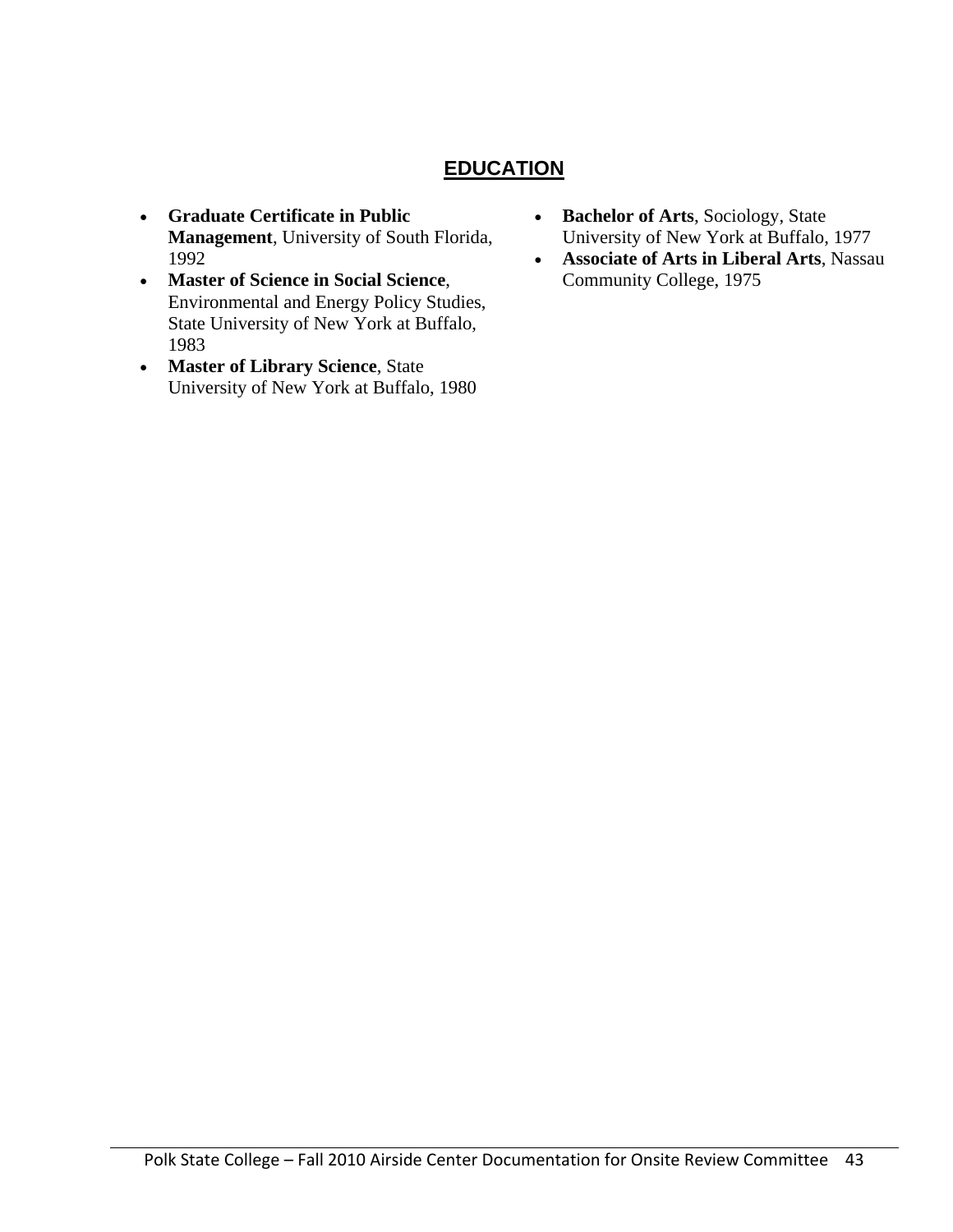## EDUCATION

- **Graduate Certificate in Public Management**, University of South Florida, 1992
- **Master of Science in Social Science**, Environmental and Energy Policy Studies, State University of New York at Buffalo, 1983
- **Master of Library Science**, State University of New York at Buffalo, 1980
- **Bachelor of Arts**, Sociology, State University of New York at Buffalo, 1977
- **Associate of Arts in Liberal Arts**, Nassau Community College, 1975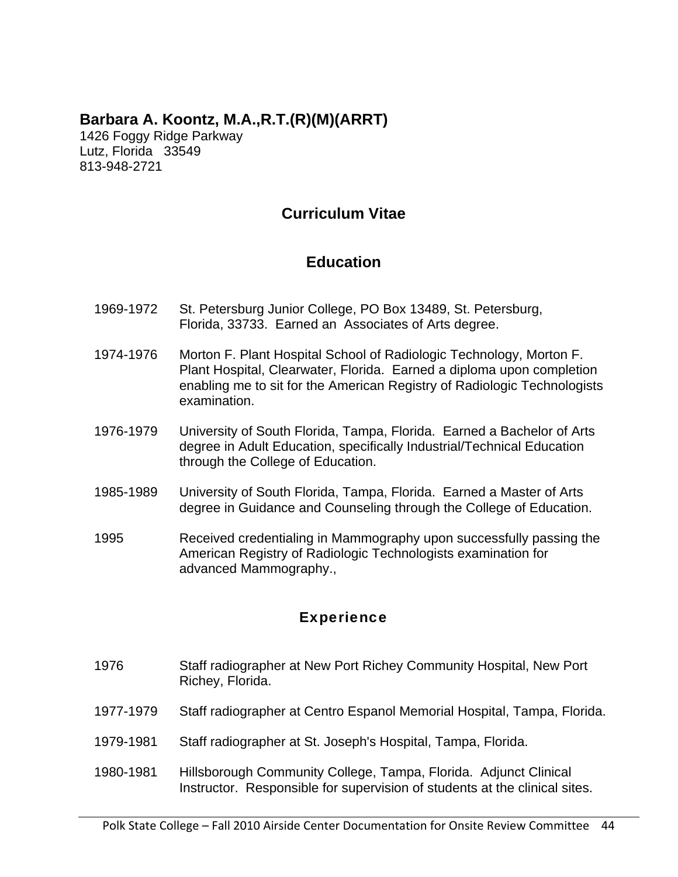**Barbara A. Koontz, M.A.,R.T.(R)(M)(ARRT)**
1426 Foggy Ridge Parkway
Lutz, Florida 33549
813-948-2721

## Curriculum Vitae

## Education

1969-1972 St. Petersburg Junior College, PO Box 13489, St. Petersburg, Florida, 33733. Earned an Associates of Arts degree.

1974-1976 Morton F. Plant Hospital School of Radiologic Technology, Morton F. Plant Hospital, Clearwater, Florida. Earned a diploma upon completion enabling me to sit for the American Registry of Radiologic Technologists examination.

1976-1979 University of South Florida, Tampa, Florida. Earned a Bachelor of Arts degree in Adult Education, specifically Industrial/Technical Education through the College of Education.

1985-1989 University of South Florida, Tampa, Florida. Earned a Master of Arts degree in Guidance and Counseling through the College of Education.

1995 Received credentialing in Mammography upon successfully passing the American Registry of Radiologic Technologists examination for advanced Mammography.,

## Experience

1976 Staff radiographer at New Port Richey Community Hospital, New Port Richey, Florida.

1977-1979 Staff radiographer at Centro Espanol Memorial Hospital, Tampa, Florida.

1979-1981 Staff radiographer at St. Joseph's Hospital, Tampa, Florida.

1980-1981 Hillsborough Community College, Tampa, Florida. Adjunct Clinical Instructor. Responsible for supervision of students at the clinical sites.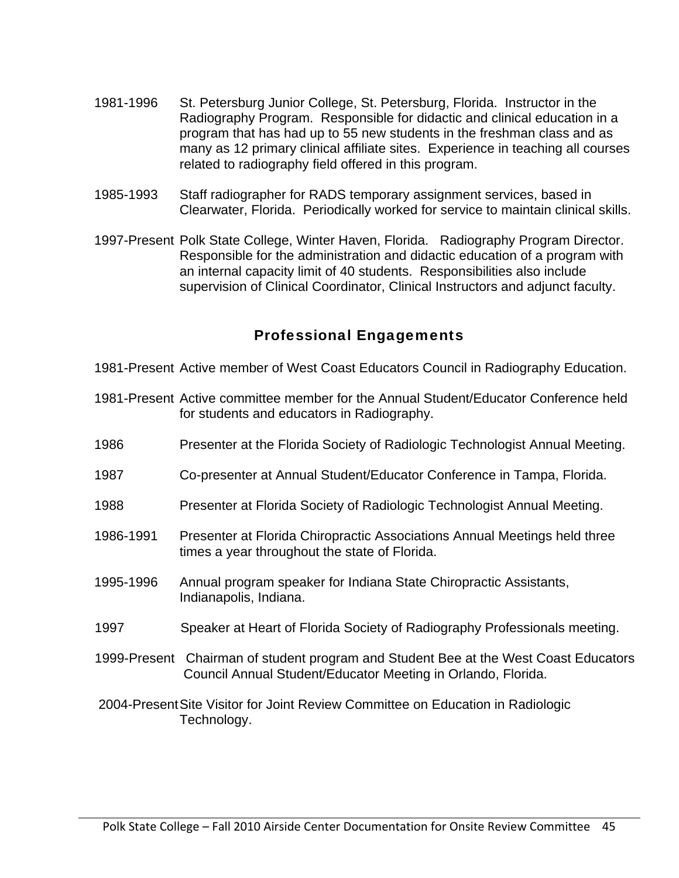1981-1996 St. Petersburg Junior College, St. Petersburg, Florida. Instructor in the Radiography Program. Responsible for didactic and clinical education in a program that has had up to 55 new students in the freshman class and as many as 12 primary clinical affiliate sites. Experience in teaching all courses related to radiography field offered in this program.

1985-1993 Staff radiographer for RADS temporary assignment services, based in Clearwater, Florida. Periodically worked for service to maintain clinical skills.

1997-Present Polk State College, Winter Haven, Florida. Radiography Program Director. Responsible for the administration and didactic education of a program with an internal capacity limit of 40 students. Responsibilities also include supervision of Clinical Coordinator, Clinical Instructors and adjunct faculty.

## Professional Engagements

1981-Present Active member of West Coast Educators Council in Radiography Education.

1981-Present Active committee member for the Annual Student/Educator Conference held for students and educators in Radiography.

1986 Presenter at the Florida Society of Radiologic Technologist Annual Meeting.

1987 Co-presenter at Annual Student/Educator Conference in Tampa, Florida.

1988 Presenter at Florida Society of Radiologic Technologist Annual Meeting.

1986-1991 Presenter at Florida Chiropractic Associations Annual Meetings held three times a year throughout the state of Florida.

1995-1996 Annual program speaker for Indiana State Chiropractic Assistants, Indianapolis, Indiana.

1997 Speaker at Heart of Florida Society of Radiography Professionals meeting.

1999-Present Chairman of student program and Student Bee at the West Coast Educators Council Annual Student/Educator Meeting in Orlando, Florida.

2004-Present Site Visitor for Joint Review Committee on Education in Radiologic Technology.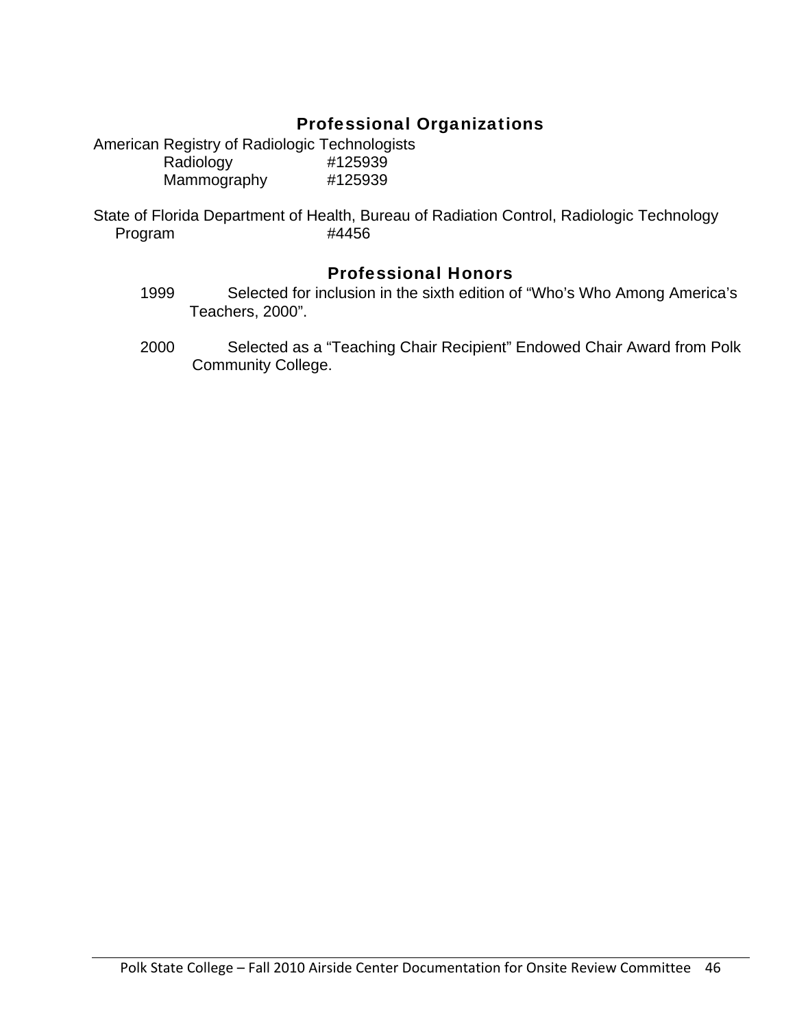## Professional Organizations

American Registry of Radiologic Technologists

| | |
|---|---|
| Radiology | #125939 |
| Mammography | #125939 |

State of Florida Department of Health, Bureau of Radiation Control, Radiologic Technology Program #4456

## Professional Honors

1999 Selected for inclusion in the sixth edition of "Who's Who Among America's Teachers, 2000".

2000 Selected as a "Teaching Chair Recipient" Endowed Chair Award from Polk Community College.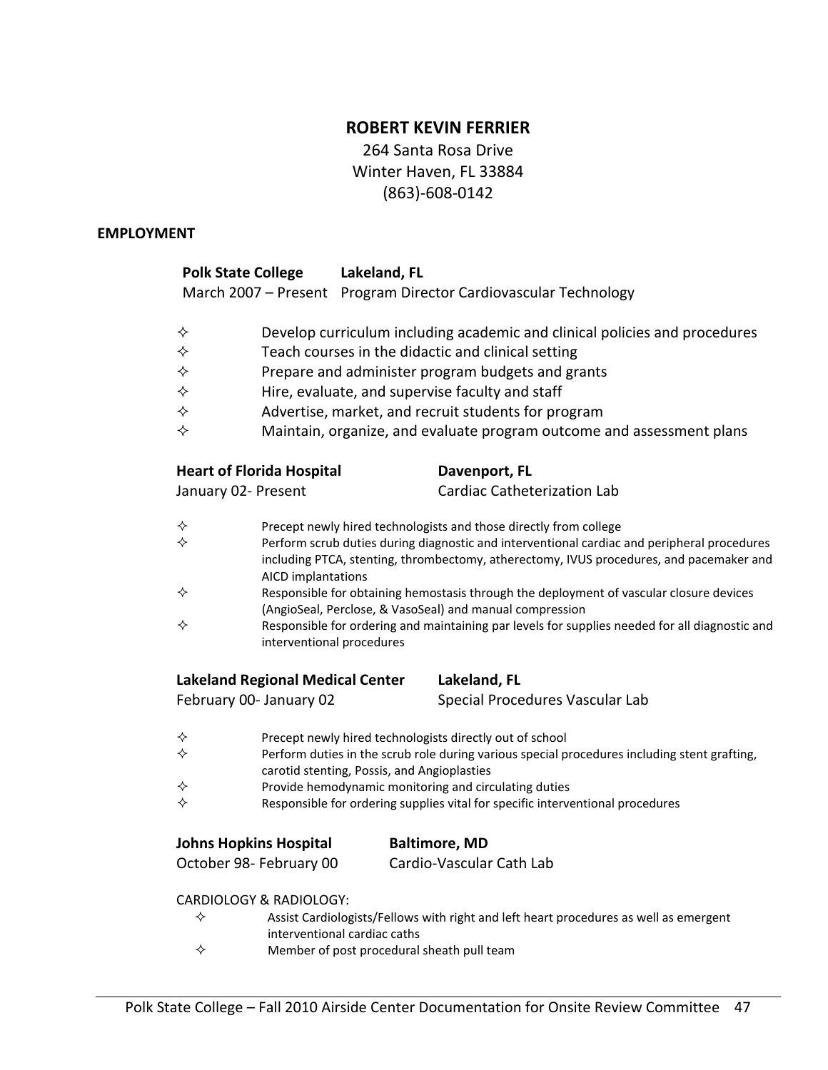**ROBERT KEVIN FERRIER**

264 Santa Rosa Drive
Winter Haven, FL 33884
(863)-608-0142

## EMPLOYMENT

**Polk State College** **Lakeland, FL**
March 2007 – Present Program Director Cardiovascular Technology

- Develop curriculum including academic and clinical policies and procedures
- Teach courses in the didactic and clinical setting
- Prepare and administer program budgets and grants
- Hire, evaluate, and supervise faculty and staff
- Advertise, market, and recruit students for program
- Maintain, organize, and evaluate program outcome and assessment plans

**Heart of Florida Hospital** **Davenport, FL**
January 02- Present Cardiac Catheterization Lab

- Precept newly hired technologists and those directly from college
- Perform scrub duties during diagnostic and interventional cardiac and peripheral procedures including PTCA, stenting, thrombectomy, atherectomy, IVUS procedures, and pacemaker and AICD implantations
- Responsible for obtaining hemostasis through the deployment of vascular closure devices (AngioSeal, Perclose, & VasoSeal) and manual compression
- Responsible for ordering and maintaining par levels for supplies needed for all diagnostic and interventional procedures

**Lakeland Regional Medical Center** **Lakeland, FL**
February 00- January 02 Special Procedures Vascular Lab

- Precept newly hired technologists directly out of school
- Perform duties in the scrub role during various special procedures including stent grafting, carotid stenting, Possis, and Angioplasties
- Provide hemodynamic monitoring and circulating duties
- Responsible for ordering supplies vital for specific interventional procedures

**Johns Hopkins Hospital** **Baltimore, MD**
October 98- February 00 Cardio-Vascular Cath Lab

CARDIOLOGY & RADIOLOGY:

- Assist Cardiologists/Fellows with right and left heart procedures as well as emergent interventional cardiac caths
- Member of post procedural sheath pull team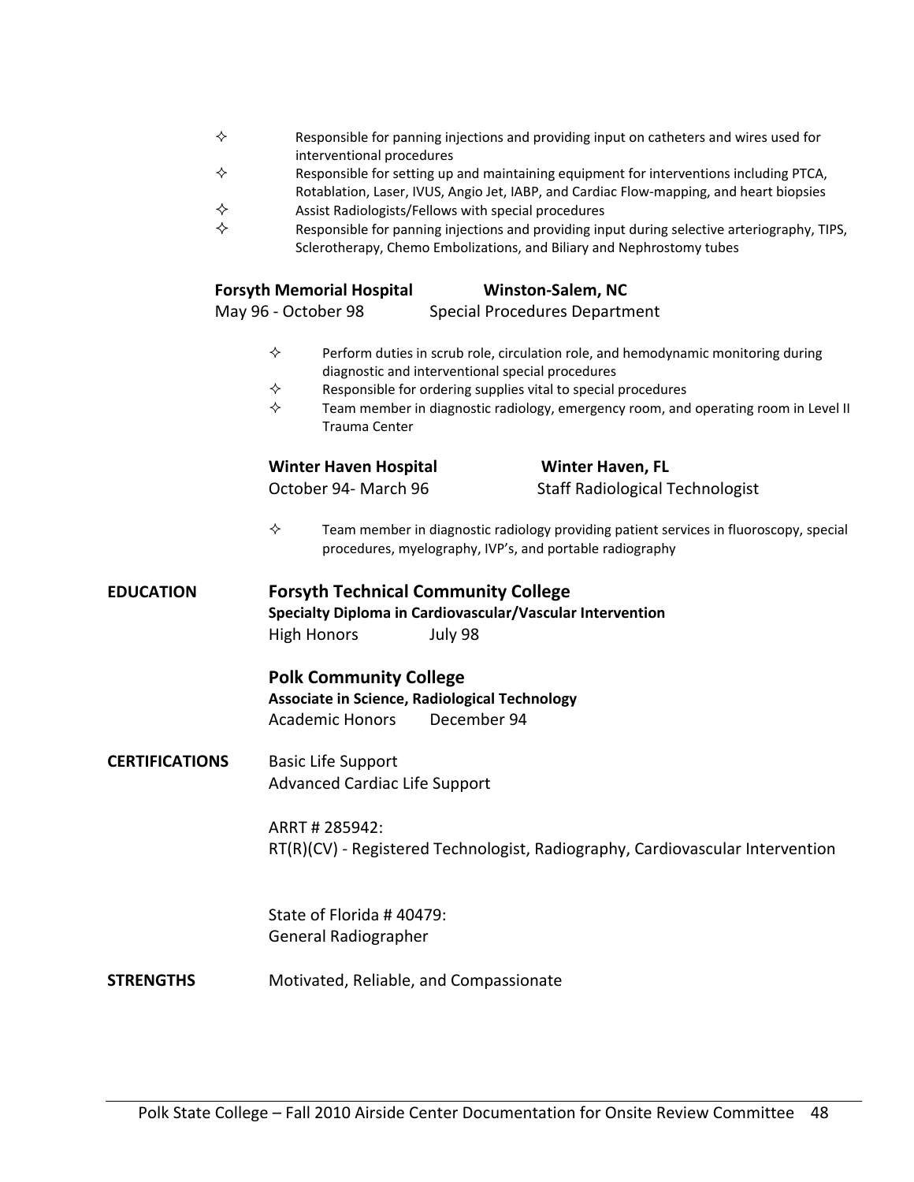- Responsible for panning injections and providing input on catheters and wires used for interventional procedures
- Responsible for setting up and maintaining equipment for interventions including PTCA, Rotablation, Laser, IVUS, Angio Jet, IABP, and Cardiac Flow-mapping, and heart biopsies
- Assist Radiologists/Fellows with special procedures
- Responsible for panning injections and providing input during selective arteriography, TIPS, Sclerotherapy, Chemo Embolizations, and Biliary and Nephrostomy tubes

**Forsyth Memorial Hospital** **Winston-Salem, NC**
May 96 - October 98 Special Procedures Department

- Perform duties in scrub role, circulation role, and hemodynamic monitoring during diagnostic and interventional special procedures
- Responsible for ordering supplies vital to special procedures
- Team member in diagnostic radiology, emergency room, and operating room in Level II Trauma Center

**Winter Haven Hospital** **Winter Haven, FL**
October 94- March 96 Staff Radiological Technologist

- Team member in diagnostic radiology providing patient services in fluoroscopy, special procedures, myelography, IVP's, and portable radiography

**EDUCATION**

**Forsyth Technical Community College**
**Specialty Diploma in Cardiovascular/Vascular Intervention**
High Honors July 98

**Polk Community College**
**Associate in Science, Radiological Technology**
Academic Honors December 94

**CERTIFICATIONS**

Basic Life Support
Advanced Cardiac Life Support

ARRT # 285942:
RT(R)(CV) - Registered Technologist, Radiography, Cardiovascular Intervention

State of Florida # 40479:
General Radiographer

**STRENGTHS**

Motivated, Reliable, and Compassionate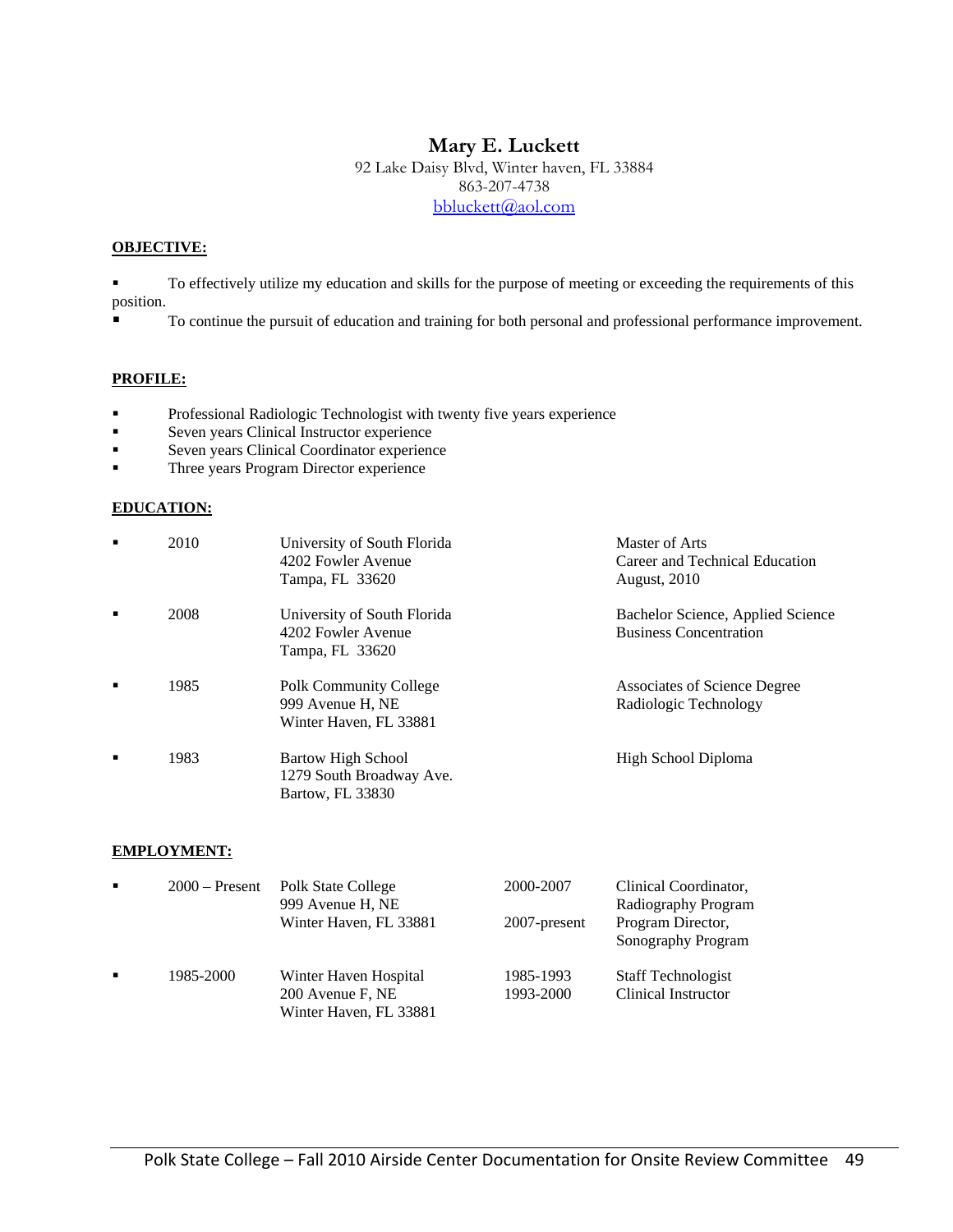# Mary E. Luckett

92 Lake Daisy Blvd, Winter haven, FL 33884
863-207-4738
bbluckett@aol.com

**OBJECTIVE:**

- To effectively utilize my education and skills for the purpose of meeting or exceeding the requirements of this position.
- To continue the pursuit of education and training for both personal and professional performance improvement.

**PROFILE:**

- Professional Radiologic Technologist with twenty five years experience
- Seven years Clinical Instructor experience
- Seven years Clinical Coordinator experience
- Three years Program Director experience

**EDUCATION:**

| Year | Institution | Degree |
|---|---|---|
| 2010 | University of South Florida<br>4202 Fowler Avenue<br>Tampa, FL 33620 | Master of Arts<br>Career and Technical Education<br>August, 2010 |
| 2008 | University of South Florida<br>4202 Fowler Avenue<br>Tampa, FL 33620 | Bachelor Science, Applied Science<br>Business Concentration |
| 1985 | Polk Community College<br>999 Avenue H, NE<br>Winter Haven, FL 33881 | Associates of Science Degree<br>Radiologic Technology |
| 1983 | Bartow High School<br>1279 South Broadway Ave.<br>Bartow, FL 33830 | High School Diploma |

**EMPLOYMENT:**

| Years | Employer | Dates | Position |
|---|---|---|---|
| 2000 – Present | Polk State College<br>999 Avenue H, NE<br>Winter Haven, FL 33881 | 2000-2007<br><br>2007-present | Clinical Coordinator,<br>Radiography Program<br>Program Director,<br>Sonography Program |
| 1985-2000 | Winter Haven Hospital<br>200 Avenue F, NE<br>Winter Haven, FL 33881 | 1985-1993<br>1993-2000 | Staff Technologist<br>Clinical Instructor |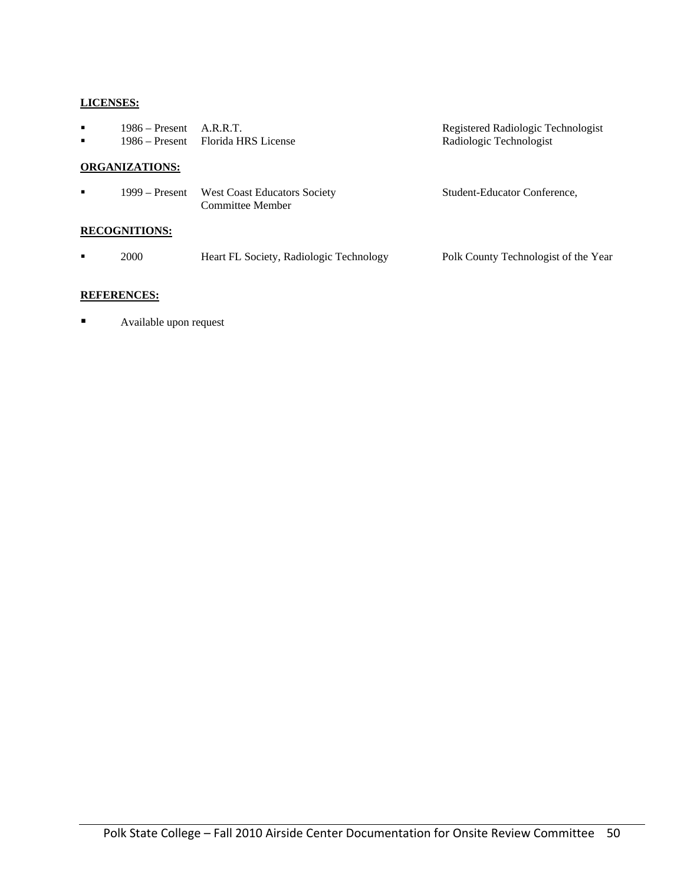**LICENSES:**

- 1986 – Present A.R.R.T. Registered Radiologic Technologist
- 1986 – Present Florida HRS License Radiologic Technologist

**ORGANIZATIONS:**

- 1999 – Present West Coast Educators Society Student-Educator Conference, Committee Member

**RECOGNITIONS:**

- 2000 Heart FL Society, Radiologic Technology Polk County Technologist of the Year

**REFERENCES:**

- Available upon request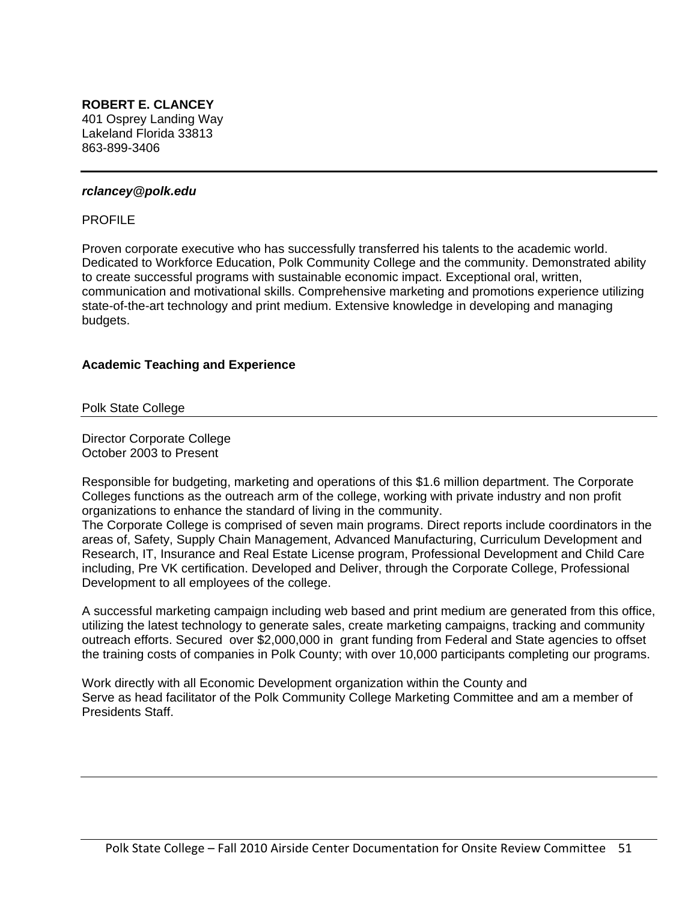**ROBERT E. CLANCEY**
401 Osprey Landing Way
Lakeland Florida 33813
863-899-3406

***rclancey@polk.edu***

PROFILE

Proven corporate executive who has successfully transferred his talents to the academic world. Dedicated to Workforce Education, Polk Community College and the community. Demonstrated ability to create successful programs with sustainable economic impact. Exceptional oral, written, communication and motivational skills. Comprehensive marketing and promotions experience utilizing state-of-the-art technology and print medium. Extensive knowledge in developing and managing budgets.

**Academic Teaching and Experience**

Polk State College

Director Corporate College
October 2003 to Present

Responsible for budgeting, marketing and operations of this $1.6 million department. The Corporate Colleges functions as the outreach arm of the college, working with private industry and non profit organizations to enhance the standard of living in the community.
The Corporate College is comprised of seven main programs. Direct reports include coordinators in the areas of, Safety, Supply Chain Management, Advanced Manufacturing, Curriculum Development and Research, IT, Insurance and Real Estate License program, Professional Development and Child Care including, Pre VK certification. Developed and Deliver, through the Corporate College, Professional Development to all employees of the college.

A successful marketing campaign including web based and print medium are generated from this office, utilizing the latest technology to generate sales, create marketing campaigns, tracking and community outreach efforts. Secured over $2,000,000 in grant funding from Federal and State agencies to offset the training costs of companies in Polk County; with over 10,000 participants completing our programs.

Work directly with all Economic Development organization within the County and
Serve as head facilitator of the Polk Community College Marketing Committee and am a member of Presidents Staff.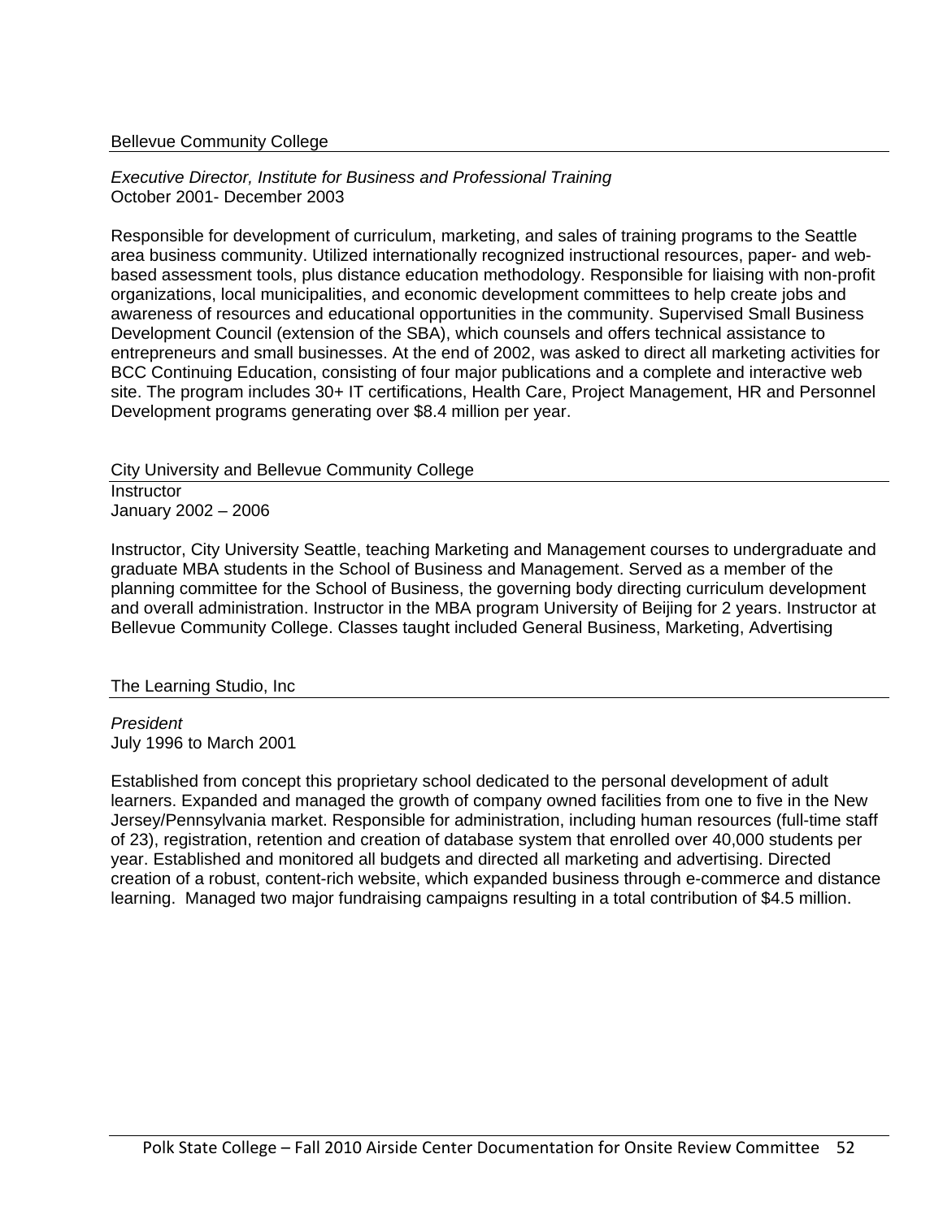Bellevue Community College

*Executive Director, Institute for Business and Professional Training*
October 2001- December 2003

Responsible for development of curriculum, marketing, and sales of training programs to the Seattle area business community. Utilized internationally recognized instructional resources, paper- and web-based assessment tools, plus distance education methodology. Responsible for liaising with non-profit organizations, local municipalities, and economic development committees to help create jobs and awareness of resources and educational opportunities in the community. Supervised Small Business Development Council (extension of the SBA), which counsels and offers technical assistance to entrepreneurs and small businesses. At the end of 2002, was asked to direct all marketing activities for BCC Continuing Education, consisting of four major publications and a complete and interactive web site. The program includes 30+ IT certifications, Health Care, Project Management, HR and Personnel Development programs generating over $8.4 million per year.

City University and Bellevue Community College

Instructor
January 2002 – 2006

Instructor, City University Seattle, teaching Marketing and Management courses to undergraduate and graduate MBA students in the School of Business and Management. Served as a member of the planning committee for the School of Business, the governing body directing curriculum development and overall administration. Instructor in the MBA program University of Beijing for 2 years. Instructor at Bellevue Community College. Classes taught included General Business, Marketing, Advertising

The Learning Studio, Inc

*President*
July 1996 to March 2001

Established from concept this proprietary school dedicated to the personal development of adult learners. Expanded and managed the growth of company owned facilities from one to five in the New Jersey/Pennsylvania market. Responsible for administration, including human resources (full-time staff of 23), registration, retention and creation of database system that enrolled over 40,000 students per year. Established and monitored all budgets and directed all marketing and advertising. Directed creation of a robust, content-rich website, which expanded business through e-commerce and distance learning. Managed two major fundraising campaigns resulting in a total contribution of $4.5 million.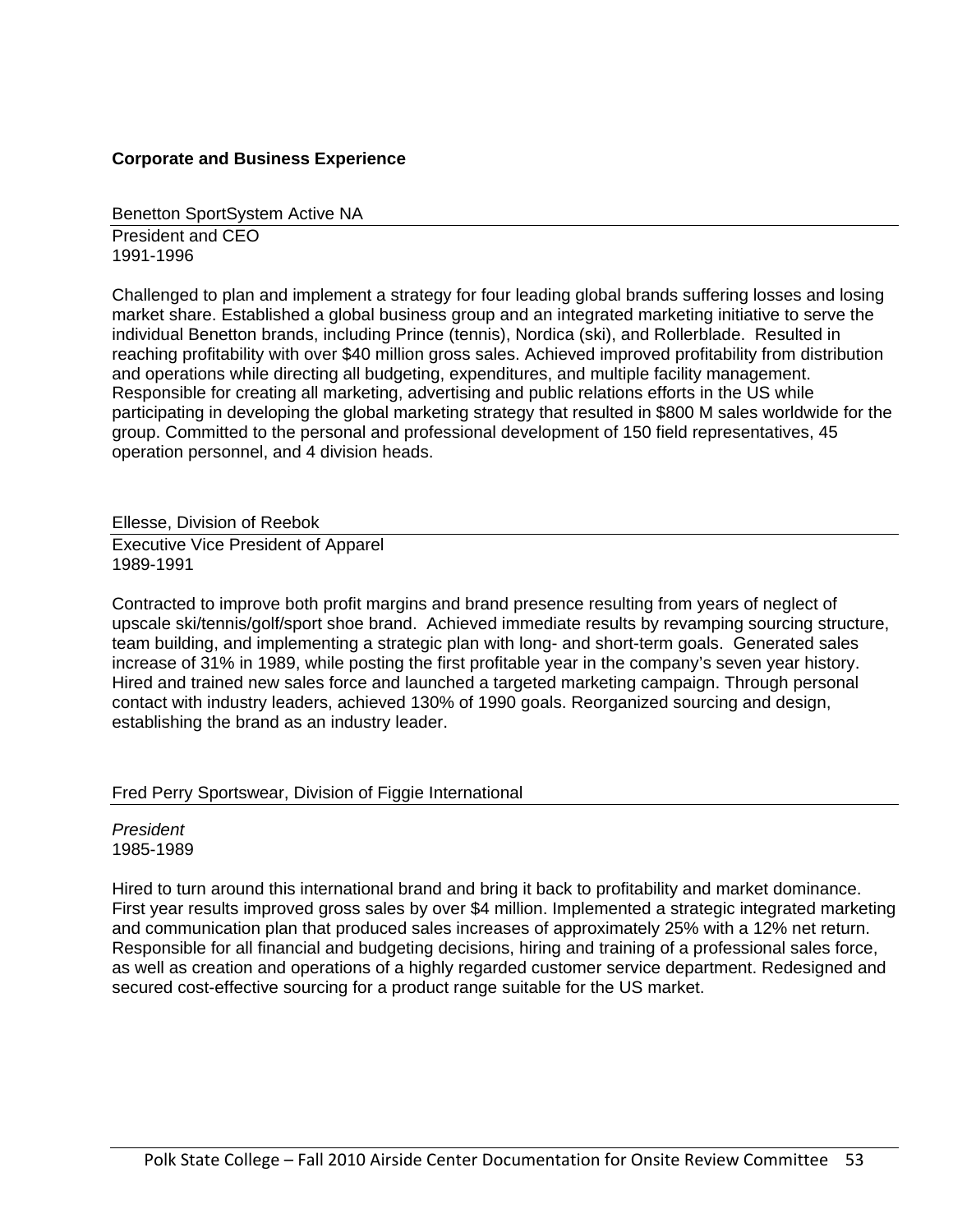**Corporate and Business Experience**

Benetton SportSystem Active NA

President and CEO
1991-1996

Challenged to plan and implement a strategy for four leading global brands suffering losses and losing market share. Established a global business group and an integrated marketing initiative to serve the individual Benetton brands, including Prince (tennis), Nordica (ski), and Rollerblade. Resulted in reaching profitability with over $40 million gross sales. Achieved improved profitability from distribution and operations while directing all budgeting, expenditures, and multiple facility management. Responsible for creating all marketing, advertising and public relations efforts in the US while participating in developing the global marketing strategy that resulted in $800 M sales worldwide for the group. Committed to the personal and professional development of 150 field representatives, 45 operation personnel, and 4 division heads.

Ellesse, Division of Reebok

Executive Vice President of Apparel
1989-1991

Contracted to improve both profit margins and brand presence resulting from years of neglect of upscale ski/tennis/golf/sport shoe brand. Achieved immediate results by revamping sourcing structure, team building, and implementing a strategic plan with long- and short-term goals. Generated sales increase of 31% in 1989, while posting the first profitable year in the company's seven year history. Hired and trained new sales force and launched a targeted marketing campaign. Through personal contact with industry leaders, achieved 130% of 1990 goals. Reorganized sourcing and design, establishing the brand as an industry leader.

Fred Perry Sportswear, Division of Figgie International

*President*
1985-1989

Hired to turn around this international brand and bring it back to profitability and market dominance. First year results improved gross sales by over $4 million. Implemented a strategic integrated marketing and communication plan that produced sales increases of approximately 25% with a 12% net return. Responsible for all financial and budgeting decisions, hiring and training of a professional sales force, as well as creation and operations of a highly regarded customer service department. Redesigned and secured cost-effective sourcing for a product range suitable for the US market.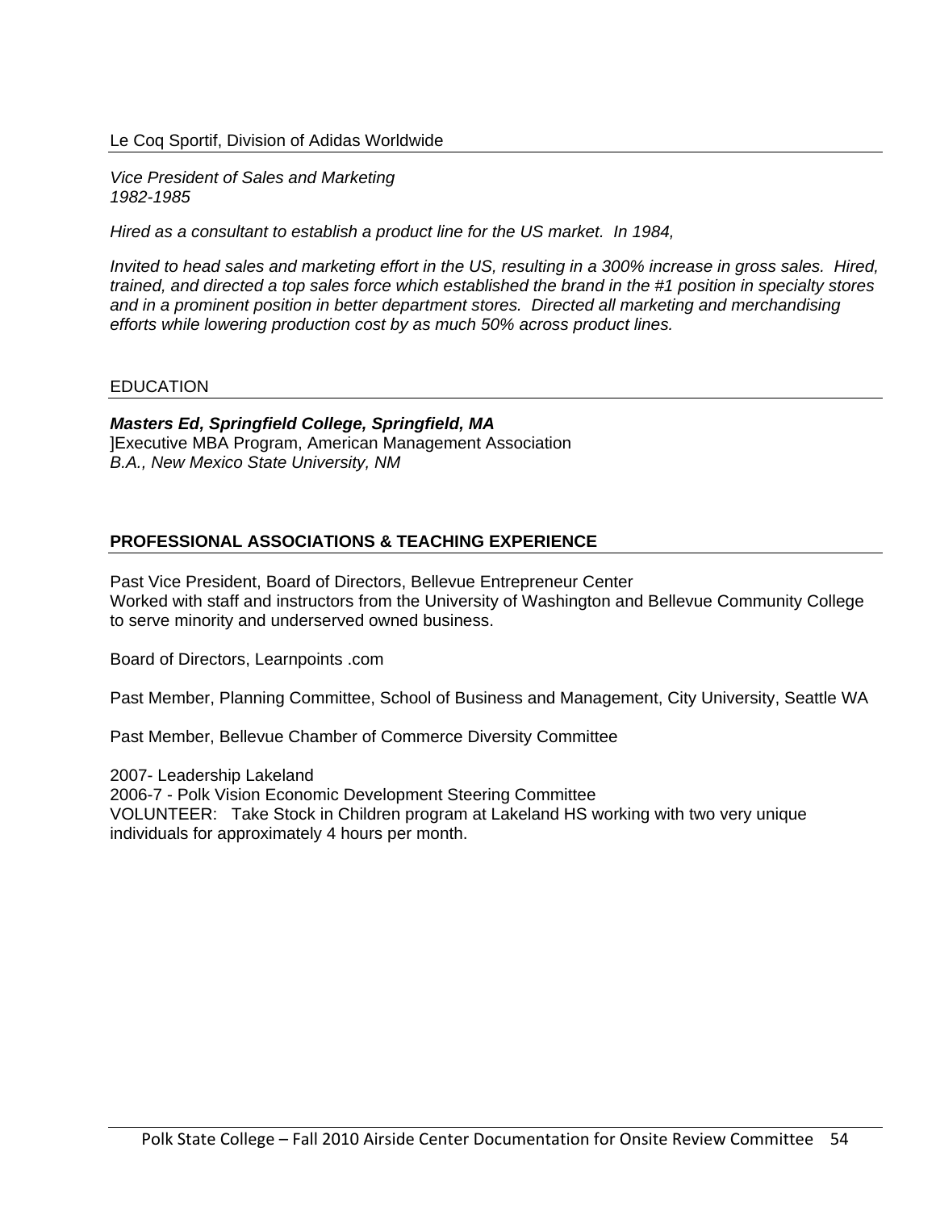Le Coq Sportif, Division of Adidas Worldwide

*Vice President of Sales and Marketing*
*1982-1985*

*Hired as a consultant to establish a product line for the US market. In 1984,*

*Invited to head sales and marketing effort in the US, resulting in a 300% increase in gross sales. Hired, trained, and directed a top sales force which established the brand in the #1 position in specialty stores and in a prominent position in better department stores. Directed all marketing and merchandising efforts while lowering production cost by as much 50% across product lines.*

EDUCATION

***Masters Ed, Springfield College, Springfield, MA***
]Executive MBA Program, American Management Association
*B.A., New Mexico State University, NM*

**PROFESSIONAL ASSOCIATIONS & TEACHING EXPERIENCE**

Past Vice President, Board of Directors, Bellevue Entrepreneur Center
Worked with staff and instructors from the University of Washington and Bellevue Community College to serve minority and underserved owned business.

Board of Directors, Learnpoints .com

Past Member, Planning Committee, School of Business and Management, City University, Seattle WA

Past Member, Bellevue Chamber of Commerce Diversity Committee

2007- Leadership Lakeland
2006-7 - Polk Vision Economic Development Steering Committee
VOLUNTEER: Take Stock in Children program at Lakeland HS working with two very unique individuals for approximately 4 hours per month.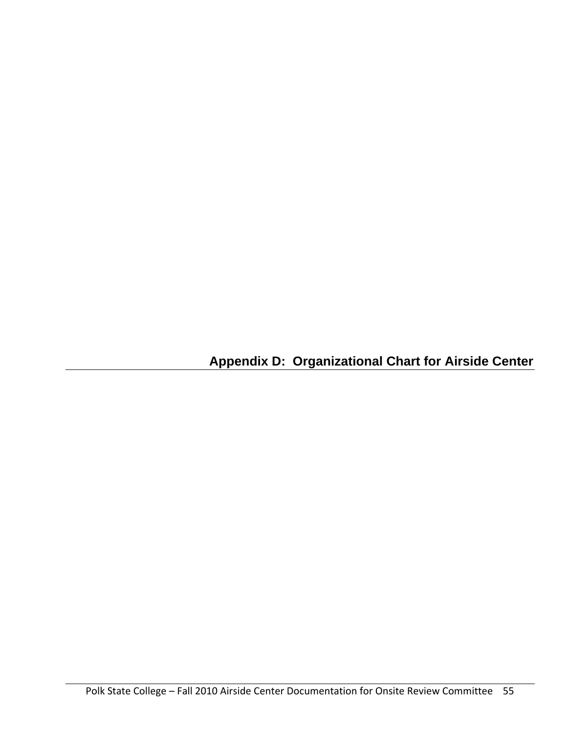## Appendix D: Organizational Chart for Airside Center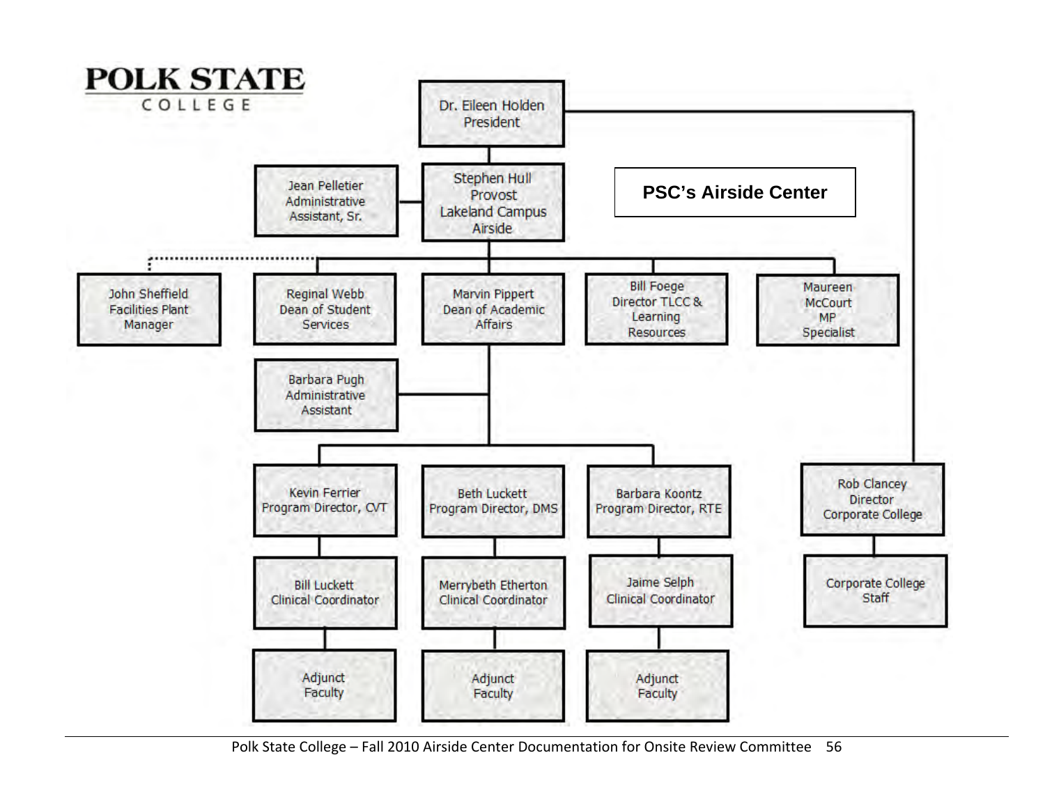**POLK STATE**
COLLEGE

## PSC's Airside Center

- **Dr. Eileen Holden**, President
  - **Stephen Hull**, Provost, Lakeland Campus, Airside
    - Jean Pelletier, Administrative Assistant, Sr.
    - John Sheffield, Facilities Plant Manager (dotted line)
    - Reginal Webb, Dean of Student Services
    - Marvin Pippert, Dean of Academic Affairs
      - Barbara Pugh, Administrative Assistant
      - Kevin Ferrier, Program Director, CVT
        - Bill Luckett, Clinical Coordinator
          - Adjunct Faculty
      - Beth Luckett, Program Director, DMS
        - Merrybeth Etherton, Clinical Coordinator
          - Adjunct Faculty
      - Barbara Koontz, Program Director, RTE
        - Jaime Selph, Clinical Coordinator
          - Adjunct Faculty
    - Bill Foege, Director TLCC & Learning Resources
    - Maureen McCourt, MP Specialist
  - **Rob Clancey**, Director, Corporate College
    - Corporate College Staff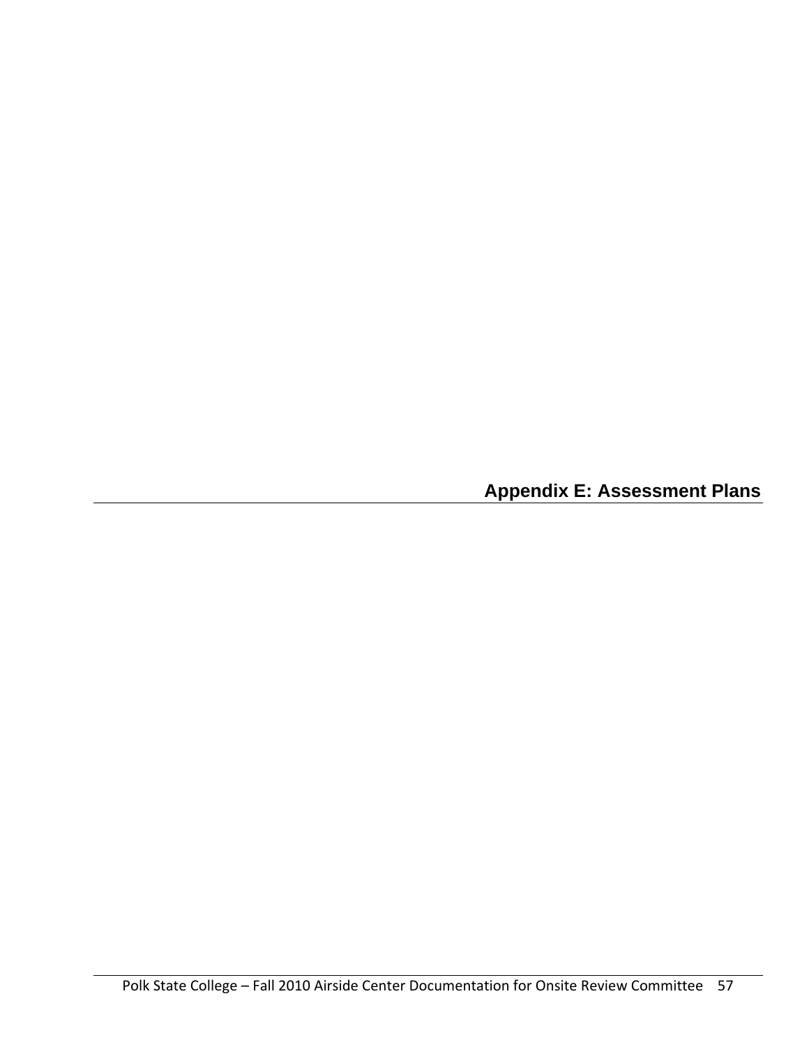# Appendix E: Assessment Plans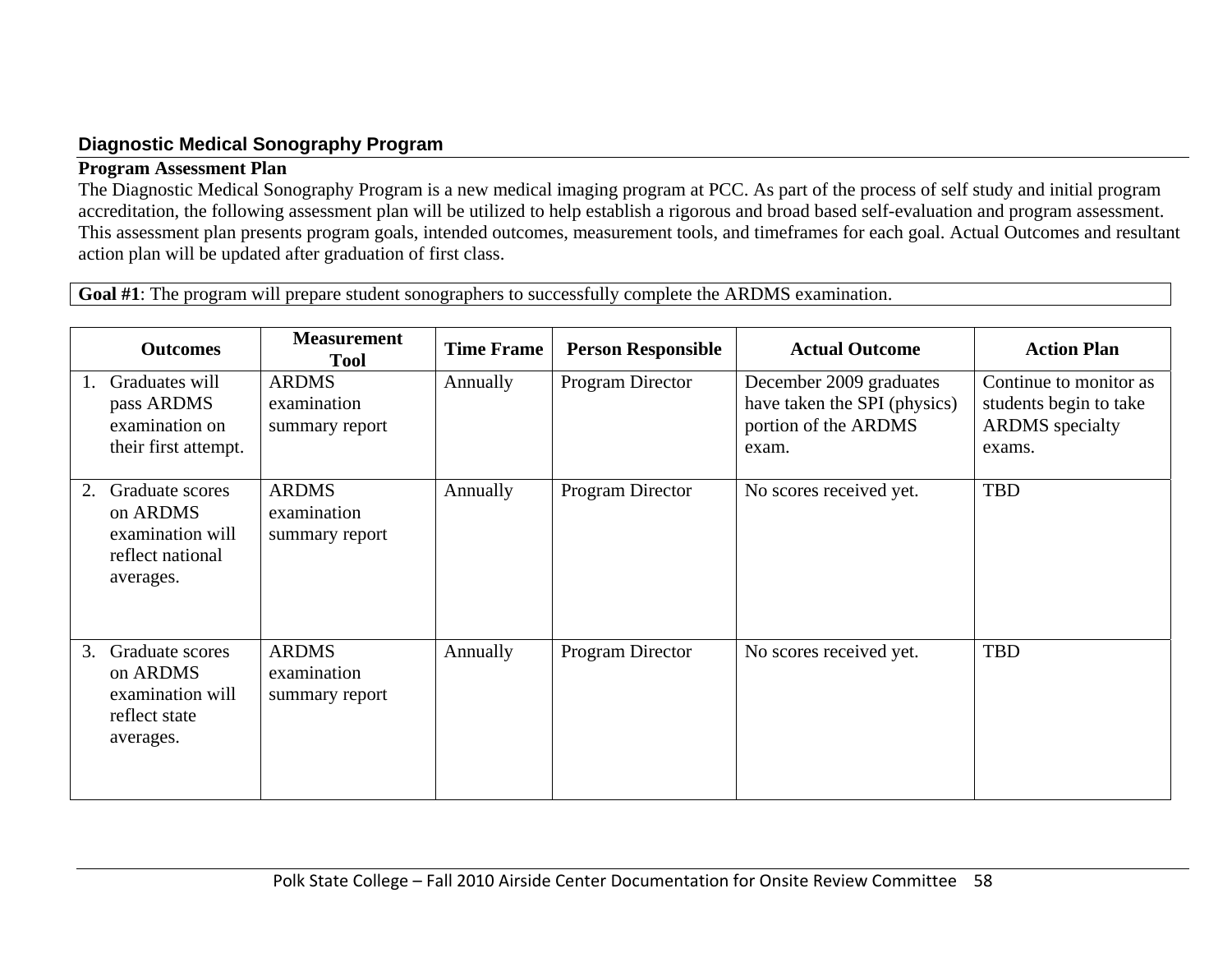## Diagnostic Medical Sonography Program

**Program Assessment Plan**

The Diagnostic Medical Sonography Program is a new medical imaging program at PCC. As part of the process of self study and initial program accreditation, the following assessment plan will be utilized to help establish a rigorous and broad based self-evaluation and program assessment. This assessment plan presents program goals, intended outcomes, measurement tools, and timeframes for each goal. Actual Outcomes and resultant action plan will be updated after graduation of first class.

**Goal #1**: The program will prepare student sonographers to successfully complete the ARDMS examination.

| Outcomes | Measurement Tool | Time Frame | Person Responsible | Actual Outcome | Action Plan |
|---|---|---|---|---|---|
| 1. Graduates will pass ARDMS examination on their first attempt. | ARDMS examination summary report | Annually | Program Director | December 2009 graduates have taken the SPI (physics) portion of the ARDMS exam. | Continue to monitor as students begin to take ARDMS specialty exams. |
| 2. Graduate scores on ARDMS examination will reflect national averages. | ARDMS examination summary report | Annually | Program Director | No scores received yet. | TBD |
| 3. Graduate scores on ARDMS examination will reflect state averages. | ARDMS examination summary report | Annually | Program Director | No scores received yet. | TBD |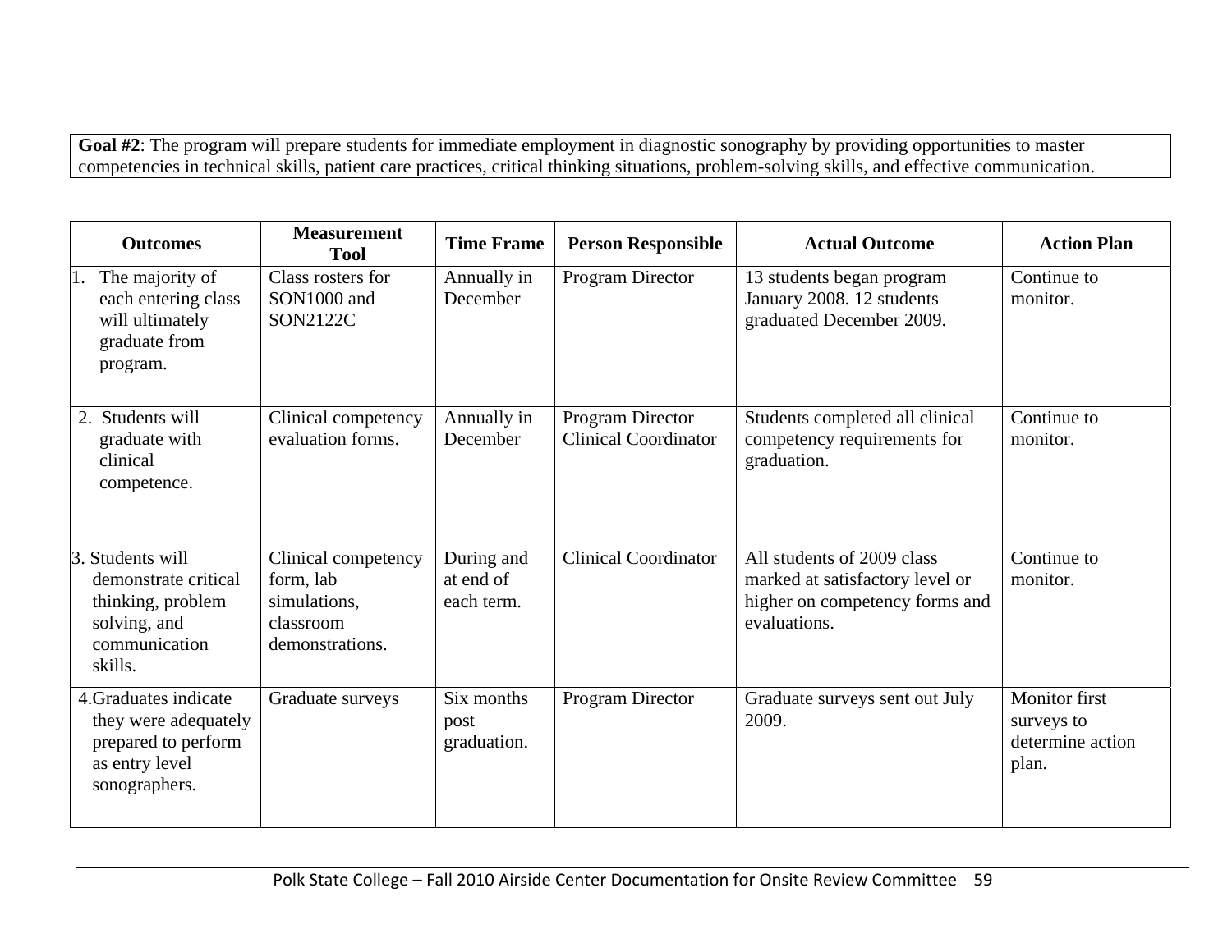**Goal #2**: The program will prepare students for immediate employment in diagnostic sonography by providing opportunities to master competencies in technical skills, patient care practices, critical thinking situations, problem-solving skills, and effective communication.

| Outcomes | Measurement Tool | Time Frame | Person Responsible | Actual Outcome | Action Plan |
|---|---|---|---|---|---|
| 1. The majority of each entering class will ultimately graduate from program. | Class rosters for SON1000 and SON2122C | Annually in December | Program Director | 13 students began program January 2008. 12 students graduated December 2009. | Continue to monitor. |
| 2. Students will graduate with clinical competence. | Clinical competency evaluation forms. | Annually in December | Program Director Clinical Coordinator | Students completed all clinical competency requirements for graduation. | Continue to monitor. |
| 3. Students will demonstrate critical thinking, problem solving, and communication skills. | Clinical competency form, lab simulations, classroom demonstrations. | During and at end of each term. | Clinical Coordinator | All students of 2009 class marked at satisfactory level or higher on competency forms and evaluations. | Continue to monitor. |
| 4. Graduates indicate they were adequately prepared to perform as entry level sonographers. | Graduate surveys | Six months post graduation. | Program Director | Graduate surveys sent out July 2009. | Monitor first surveys to determine action plan. |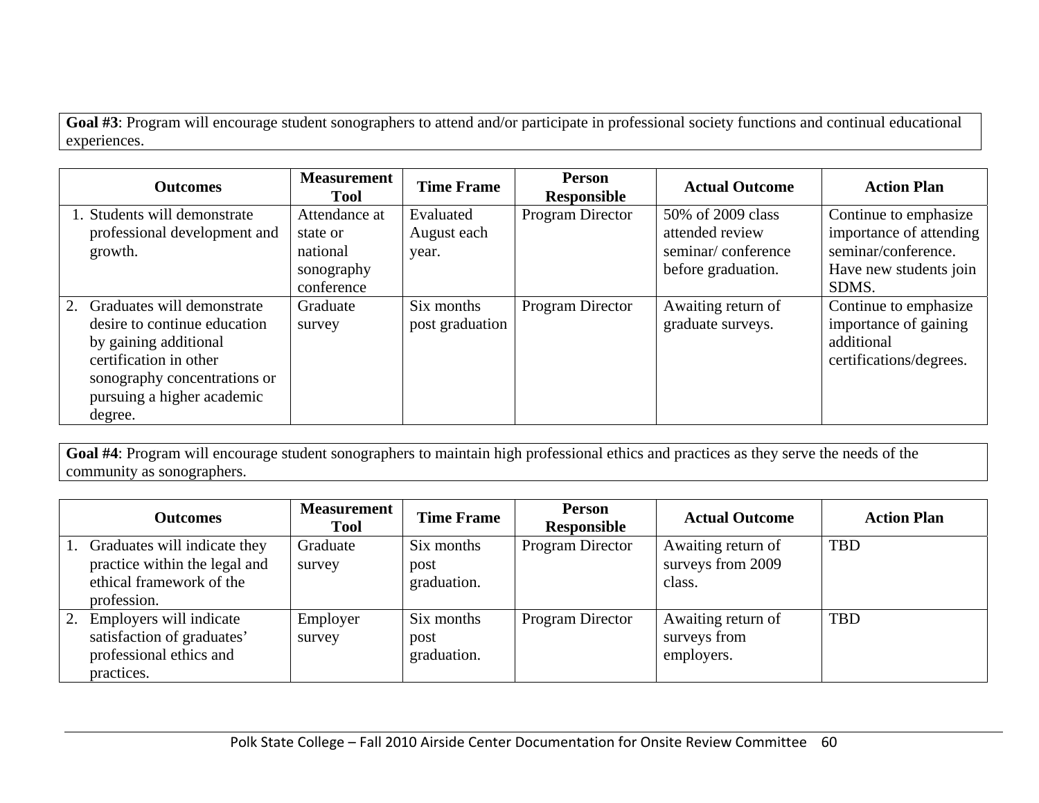**Goal #3**: Program will encourage student sonographers to attend and/or participate in professional society functions and continual educational experiences.

| Outcomes | Measurement Tool | Time Frame | Person Responsible | Actual Outcome | Action Plan |
|---|---|---|---|---|---|
| 1. Students will demonstrate professional development and growth. | Attendance at state or national sonography conference | Evaluated August each year. | Program Director | 50% of 2009 class attended review seminar/ conference before graduation. | Continue to emphasize importance of attending seminar/conference. Have new students join SDMS. |
| 2. Graduates will demonstrate desire to continue education by gaining additional certification in other sonography concentrations or pursuing a higher academic degree. | Graduate survey | Six months post graduation | Program Director | Awaiting return of graduate surveys. | Continue to emphasize importance of gaining additional certifications/degrees. |

**Goal #4**: Program will encourage student sonographers to maintain high professional ethics and practices as they serve the needs of the community as sonographers.

| Outcomes | Measurement Tool | Time Frame | Person Responsible | Actual Outcome | Action Plan |
|---|---|---|---|---|---|
| 1. Graduates will indicate they practice within the legal and ethical framework of the profession. | Graduate survey | Six months post graduation. | Program Director | Awaiting return of surveys from 2009 class. | TBD |
| 2. Employers will indicate satisfaction of graduates' professional ethics and practices. | Employer survey | Six months post graduation. | Program Director | Awaiting return of surveys from employers. | TBD |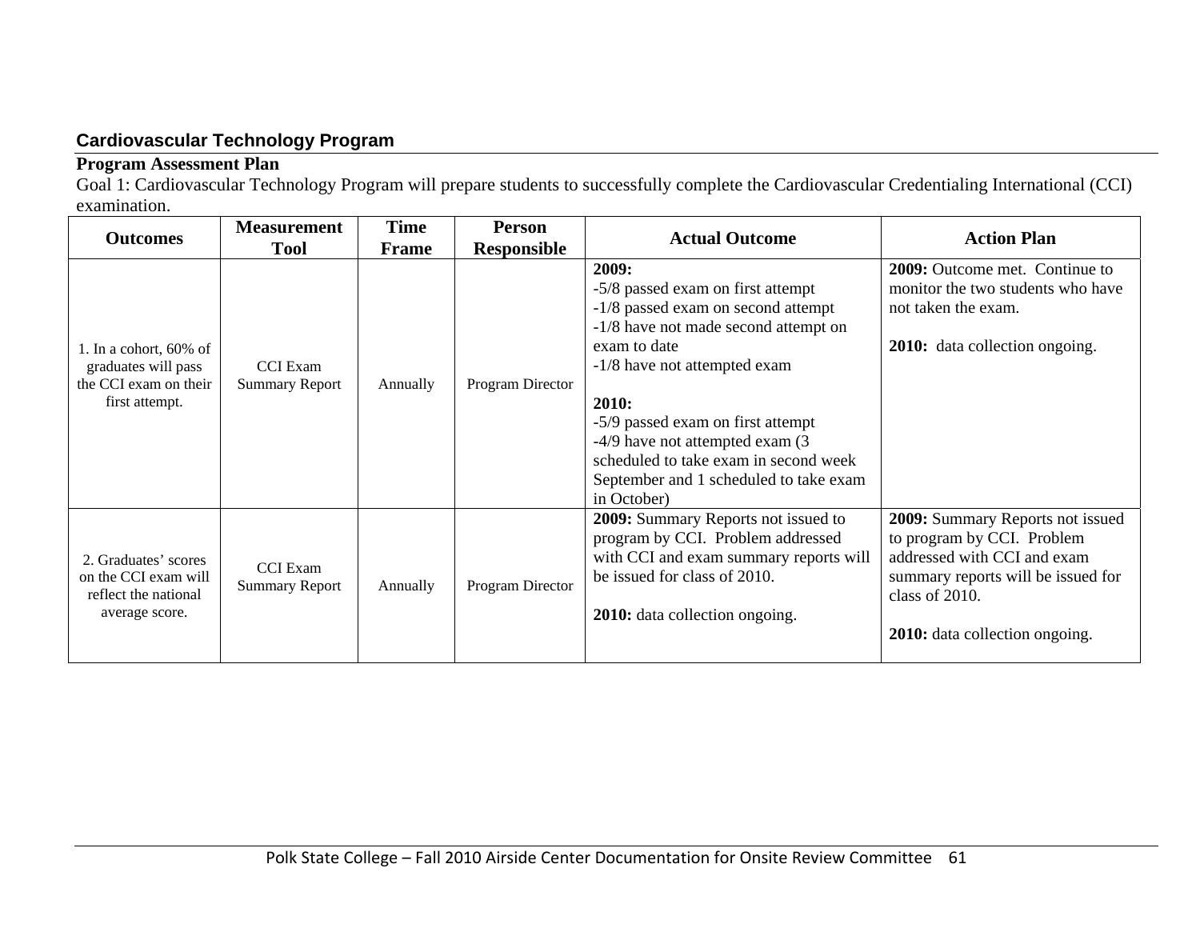## Cardiovascular Technology Program

**Program Assessment Plan**

Goal 1: Cardiovascular Technology Program will prepare students to successfully complete the Cardiovascular Credentialing International (CCI) examination.

| Outcomes | Measurement Tool | Time Frame | Person Responsible | Actual Outcome | Action Plan |
|---|---|---|---|---|---|
| 1. In a cohort, 60% of graduates will pass the CCI exam on their first attempt. | CCI Exam Summary Report | Annually | Program Director | **2009:**<br>-5/8 passed exam on first attempt<br>-1/8 passed exam on second attempt<br>-1/8 have not made second attempt on exam to date<br>-1/8 have not attempted exam<br><br>**2010:**<br>-5/9 passed exam on first attempt<br>-4/9 have not attempted exam (3 scheduled to take exam in second week September and 1 scheduled to take exam in October) | **2009:** Outcome met. Continue to monitor the two students who have not taken the exam.<br><br>**2010:** data collection ongoing. |
| 2. Graduates' scores on the CCI exam will reflect the national average score. | CCI Exam Summary Report | Annually | Program Director | **2009:** Summary Reports not issued to program by CCI. Problem addressed with CCI and exam summary reports will be issued for class of 2010.<br><br>**2010:** data collection ongoing. | **2009:** Summary Reports not issued to program by CCI. Problem addressed with CCI and exam summary reports will be issued for class of 2010.<br><br>**2010:** data collection ongoing. |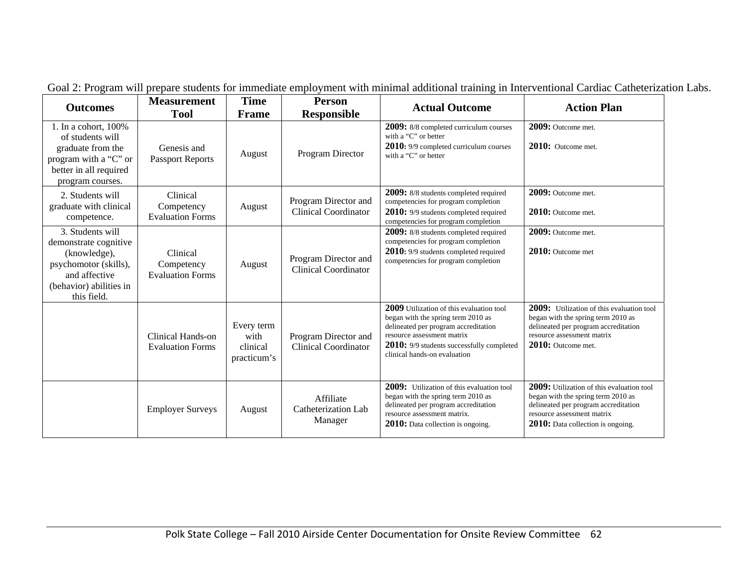Goal 2: Program will prepare students for immediate employment with minimal additional training in Interventional Cardiac Catheterization Labs.

| Outcomes | Measurement Tool | Time Frame | Person Responsible | Actual Outcome | Action Plan |
|---|---|---|---|---|---|
| 1. In a cohort, 100% of students will graduate from the program with a "C" or better in all required program courses. | Genesis and Passport Reports | August | Program Director | **2009:** 8/8 completed curriculum courses with a "C" or better<br>**2010:** 9/9 completed curriculum courses with a "C" or better | **2009:** Outcome met.<br>**2010:** Outcome met. |
| 2. Students will graduate with clinical competence. | Clinical Competency Evaluation Forms | August | Program Director and Clinical Coordinator | **2009:** 8/8 students completed required competencies for program completion<br>**2010:** 9/9 students completed required competencies for program completion | **2009:** Outcome met.<br>**2010:** Outcome met. |
| 3. Students will demonstrate cognitive (knowledge), psychomotor (skills), and affective (behavior) abilities in this field. | Clinical Competency Evaluation Forms | August | Program Director and Clinical Coordinator | **2009:** 8/8 students completed required competencies for program completion<br>**2010:** 9/9 students completed required competencies for program completion | **2009:** Outcome met.<br>**2010:** Outcome met |
| | Clinical Hands-on Evaluation Forms | Every term with clinical practicum's | Program Director and Clinical Coordinator | **2009** Utilization of this evaluation tool began with the spring term 2010 as delineated per program accreditation resource assessment matrix<br>**2010:** 9/9 students successfully completed clinical hands-on evaluation | **2009:** Utilization of this evaluation tool began with the spring term 2010 as delineated per program accreditation resource assessment matrix<br>**2010:** Outcome met. |
| | Employer Surveys | August | Affiliate Catheterization Lab Manager | **2009:** Utilization of this evaluation tool began with the spring term 2010 as delineated per program accreditation resource assessment matrix.<br>**2010:** Data collection is ongoing. | **2009:** Utilization of this evaluation tool began with the spring term 2010 as delineated per program accreditation resource assessment matrix<br>**2010:** Data collection is ongoing. |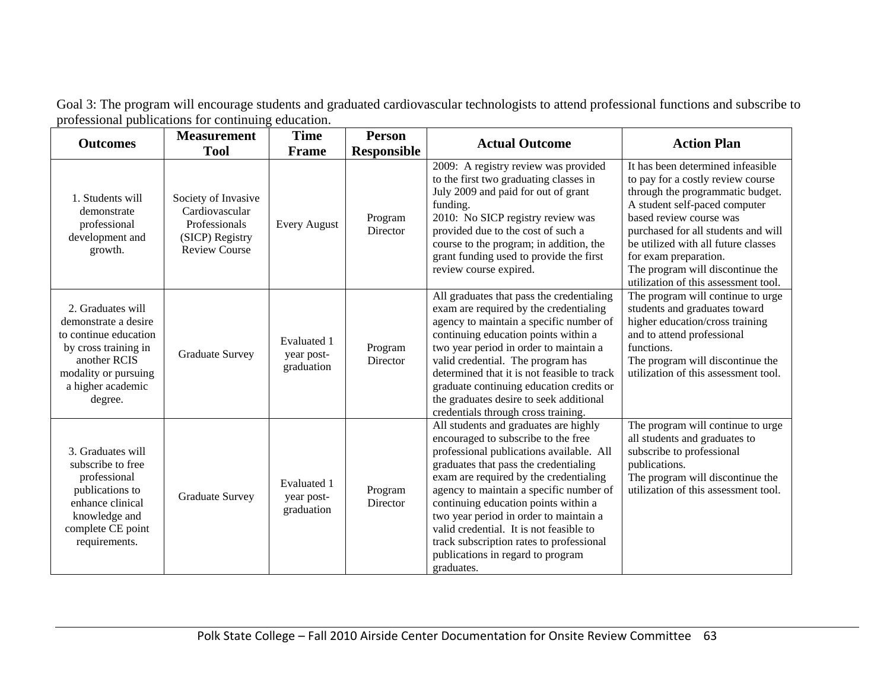Goal 3: The program will encourage students and graduated cardiovascular technologists to attend professional functions and subscribe to professional publications for continuing education.

| Outcomes | Measurement Tool | Time Frame | Person Responsible | Actual Outcome | Action Plan |
|---|---|---|---|---|---|
| 1. Students will demonstrate professional development and growth. | Society of Invasive Cardiovascular Professionals (SICP) Registry Review Course | Every August | Program Director | 2009: A registry review was provided to the first two graduating classes in July 2009 and paid for out of grant funding.<br>2010: No SICP registry review was provided due to the cost of such a course to the program; in addition, the grant funding used to provide the first review course expired. | It has been determined infeasible to pay for a costly review course through the programmatic budget. A student self-paced computer based review course was purchased for all students and will be utilized with all future classes for exam preparation.<br>The program will discontinue the utilization of this assessment tool. |
| 2. Graduates will demonstrate a desire to continue education by cross training in another RCIS modality or pursuing a higher academic degree. | Graduate Survey | Evaluated 1 year post-graduation | Program Director | All graduates that pass the credentialing exam are required by the credentialing agency to maintain a specific number of continuing education points within a two year period in order to maintain a valid credential. The program has determined that it is not feasible to track graduate continuing education credits or the graduates desire to seek additional credentials through cross training. | The program will continue to urge students and graduates toward higher education/cross training and to attend professional functions.<br>The program will discontinue the utilization of this assessment tool. |
| 3. Graduates will subscribe to free professional publications to enhance clinical knowledge and complete CE point requirements. | Graduate Survey | Evaluated 1 year post-graduation | Program Director | All students and graduates are highly encouraged to subscribe to the free professional publications available. All graduates that pass the credentialing exam are required by the credentialing agency to maintain a specific number of continuing education points within a two year period in order to maintain a valid credential. It is not feasible to track subscription rates to professional publications in regard to program graduates. | The program will continue to urge all students and graduates to subscribe to professional publications.<br>The program will discontinue the utilization of this assessment tool. |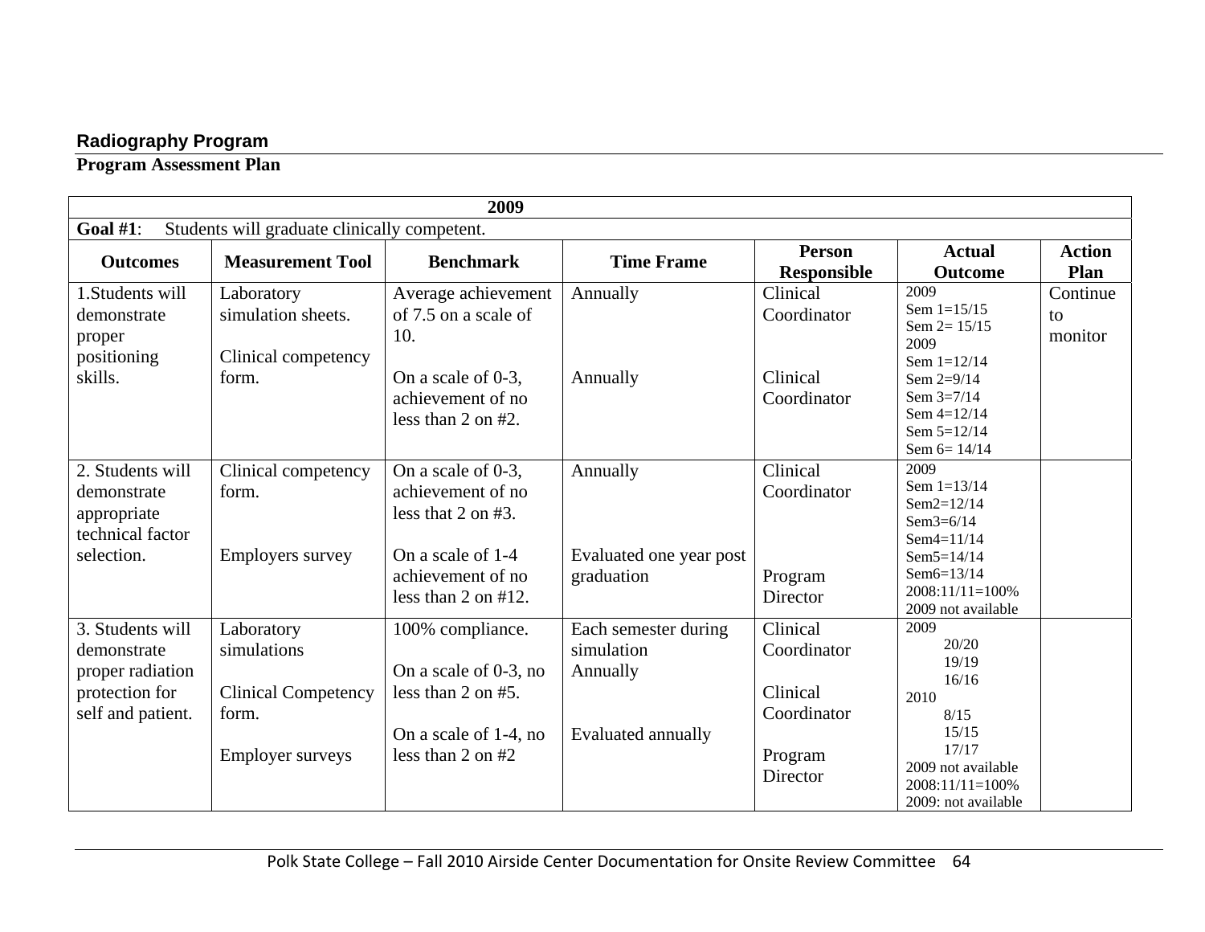**Radiography Program**

**Program Assessment Plan**

| 2009 | | | | | | |
|---|---|---|---|---|---|---|
| **Goal #1**: Students will graduate clinically competent. | | | | | | |
| **Outcomes** | **Measurement Tool** | **Benchmark** | **Time Frame** | **Person Responsible** | **Actual Outcome** | **Action Plan** |
| 1.Students will demonstrate proper positioning skills. | Laboratory simulation sheets.<br><br>Clinical competency form. | Average achievement of 7.5 on a scale of 10.<br><br>On a scale of 0-3, achievement of no less than 2 on #2. | Annually<br><br>Annually | Clinical Coordinator<br><br>Clinical Coordinator | 2009<br>Sem 1=15/15<br>Sem 2= 15/15<br>2009<br>Sem 1=12/14<br>Sem 2=9/14<br>Sem 3=7/14<br>Sem 4=12/14<br>Sem 5=12/14<br>Sem 6= 14/14 | Continue to monitor |
| 2. Students will demonstrate appropriate technical factor selection. | Clinical competency form.<br><br>Employers survey | On a scale of 0-3, achievement of no less that 2 on #3.<br><br>On a scale of 1-4 achievement of no less than 2 on #12. | Annually<br><br>Evaluated one year post graduation | Clinical Coordinator<br><br>Program Director | 2009<br>Sem 1=13/14<br>Sem2=12/14<br>Sem3=6/14<br>Sem4=11/14<br>Sem5=14/14<br>Sem6=13/14<br>2008:11/11=100%<br>2009 not available | |
| 3. Students will demonstrate proper radiation protection for self and patient. | Laboratory simulations<br><br>Clinical Competency form.<br><br>Employer surveys | 100% compliance.<br><br>On a scale of 0-3, no less than 2 on #5.<br><br>On a scale of 1-4, no less than 2 on #2 | Each semester during simulation<br>Annually<br><br>Evaluated annually | Clinical Coordinator<br><br>Clinical Coordinator<br><br>Program Director | 2009<br>20/20<br>19/19<br>16/16<br>2010<br>8/15<br>15/15<br>17/17<br>2009 not available<br>2008:11/11=100%<br>2009: not available | |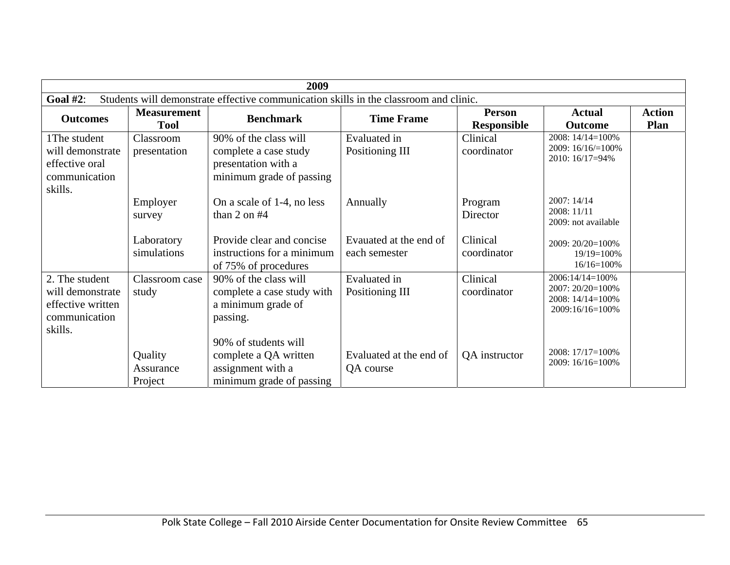| 2009 | | | | | | |
|---|---|---|---|---|---|---|
| **Goal #2**: Students will demonstrate effective communication skills in the classroom and clinic. | | | | | | |
| **Outcomes** | **Measurement Tool** | **Benchmark** | **Time Frame** | **Person Responsible** | **Actual Outcome** | **Action Plan** |
| 1The student will demonstrate effective oral communication skills. | Classroom presentation | 90% of the class will complete a case study presentation with a minimum grade of passing | Evaluated in Positioning III | Clinical coordinator | 2008: 14/14=100%<br>2009: 16/16/=100%<br>2010: 16/17=94% | |
| | Employer survey | On a scale of 1-4, no less than 2 on #4 | Annually | Program Director | 2007: 14/14<br>2008: 11/11<br>2009: not available | |
| | Laboratory simulations | Provide clear and concise instructions for a minimum of 75% of procedures | Evauated at the end of each semester | Clinical coordinator | 2009: 20/20=100%<br>19/19=100%<br>16/16=100% | |
| 2. The student will demonstrate effective written communication skills. | Classroom case study | 90% of the class will complete a case study with a minimum grade of passing. | Evaluated in Positioning III | Clinical coordinator | 2006:14/14=100%<br>2007: 20/20=100%<br>2008: 14/14=100%<br>2009:16/16=100% | |
| | Quality Assurance Project | 90% of students will complete a QA written assignment with a minimum grade of passing | Evaluated at the end of QA course | QA instructor | 2008: 17/17=100%<br>2009: 16/16=100% | |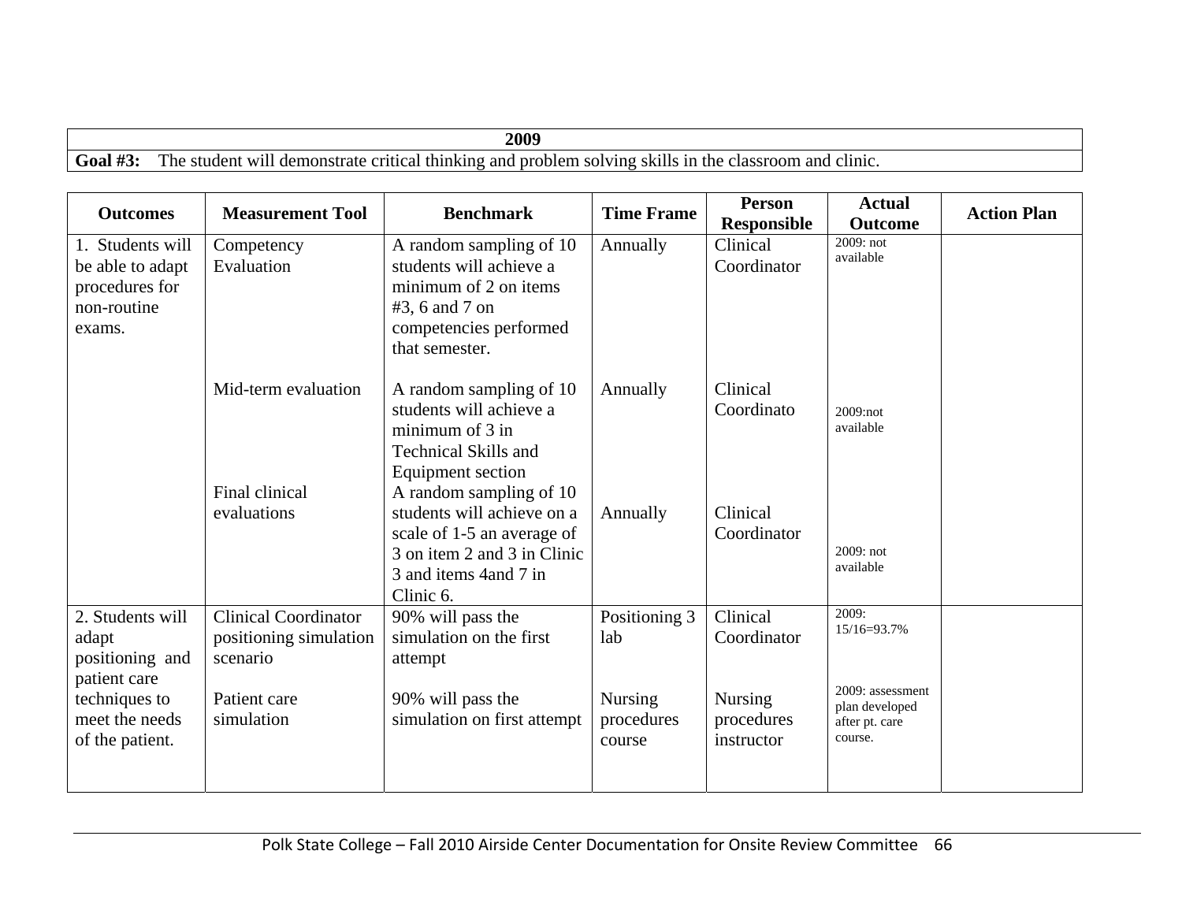| 2009 |
|---|
| **Goal #3:** The student will demonstrate critical thinking and problem solving skills in the classroom and clinic. |

| Outcomes | Measurement Tool | Benchmark | Time Frame | Person Responsible | Actual Outcome | Action Plan |
|---|---|---|---|---|---|---|
| 1. Students will be able to adapt procedures for non-routine exams. | Competency Evaluation | A random sampling of 10 students will achieve a minimum of 2 on items #3, 6 and 7 on competencies performed that semester. | Annually | Clinical Coordinator | 2009: not available | |
| | Mid-term evaluation | A random sampling of 10 students will achieve a minimum of 3 in Technical Skills and Equipment section | Annually | Clinical Coordinato | 2009:not available | |
| | Final clinical evaluations | A random sampling of 10 students will achieve on a scale of 1-5 an average of 3 on item 2 and 3 in Clinic 3 and items 4and 7 in Clinic 6. | Annually | Clinical Coordinator | 2009: not available | |
| 2. Students will adapt positioning and patient care techniques to meet the needs of the patient. | Clinical Coordinator positioning simulation scenario | 90% will pass the simulation on the first attempt | Positioning 3 lab | Clinical Coordinator | 2009: 15/16=93.7% | |
| | Patient care simulation | 90% will pass the simulation on first attempt | Nursing procedures course | Nursing procedures instructor | 2009: assessment plan developed after pt. care course. | |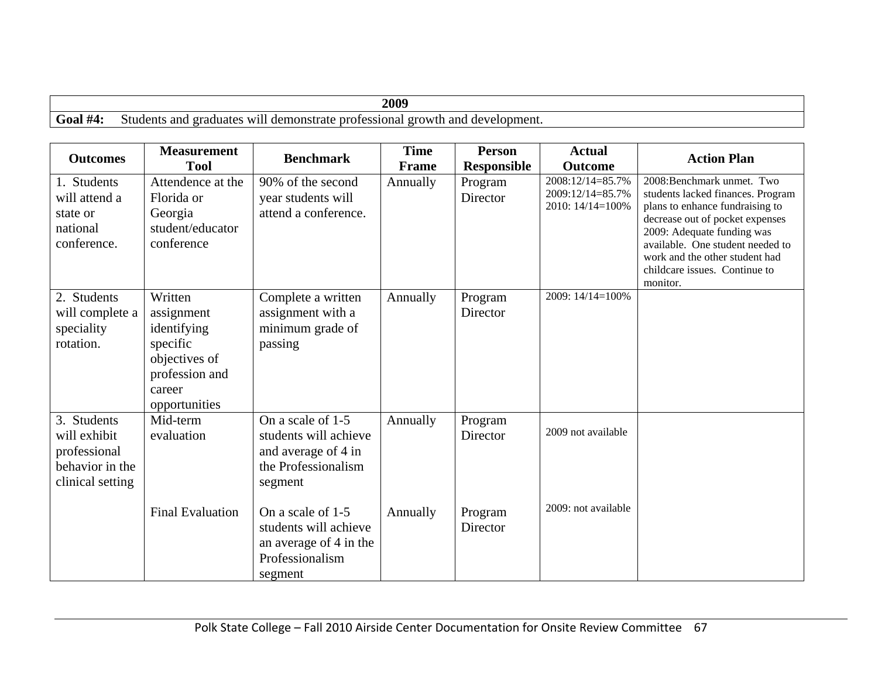| 2009 |
|---|
| **Goal #4:** Students and graduates will demonstrate professional growth and development. |

| Outcomes | Measurement Tool | Benchmark | Time Frame | Person Responsible | Actual Outcome | Action Plan |
|---|---|---|---|---|---|---|
| 1. Students will attend a state or national conference. | Attendence at the Florida or Georgia student/educator conference | 90% of the second year students will attend a conference. | Annually | Program Director | 2008:12/14=85.7%<br>2009:12/14=85.7%<br>2010: 14/14=100% | 2008:Benchmark unmet. Two students lacked finances. Program plans to enhance fundraising to decrease out of pocket expenses<br>2009: Adequate funding was available. One student needed to work and the other student had childcare issues. Continue to monitor. |
| 2. Students will complete a speciality rotation. | Written assignment identifying specific objectives of profession and career opportunities | Complete a written assignment with a minimum grade of passing | Annually | Program Director | 2009: 14/14=100% | |
| 3. Students will exhibit professional behavior in the clinical setting | Mid-term evaluation | On a scale of 1-5 students will achieve and average of 4 in the Professionalism segment | Annually | Program Director | 2009 not available | |
| | Final Evaluation | On a scale of 1-5 students will achieve an average of 4 in the Professionalism segment | Annually | Program Director | 2009: not available | |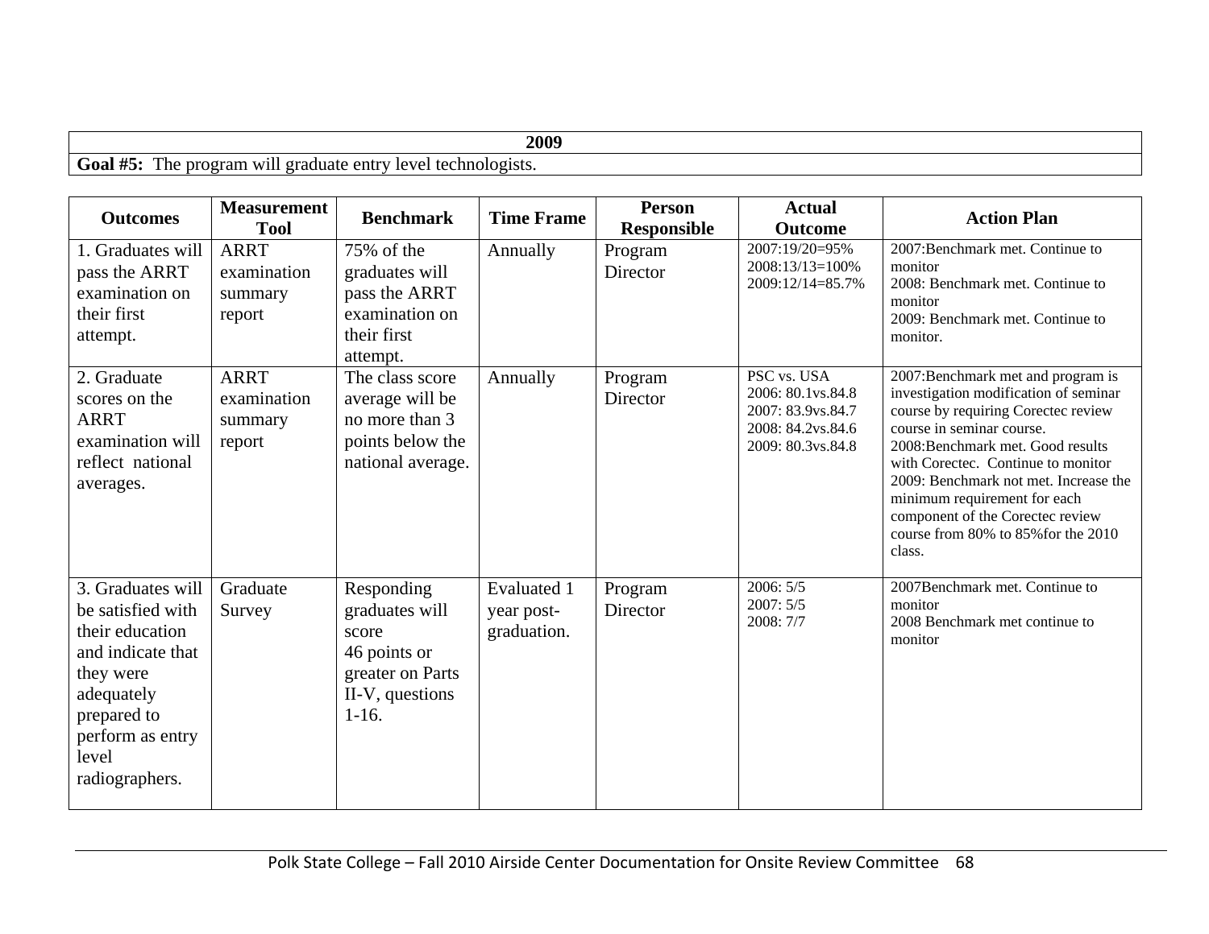| 2009 |
|---|
| **Goal #5:** The program will graduate entry level technologists. |

| Outcomes | Measurement Tool | Benchmark | Time Frame | Person Responsible | Actual Outcome | Action Plan |
|---|---|---|---|---|---|---|
| 1. Graduates will pass the ARRT examination on their first attempt. | ARRT examination summary report | 75% of the graduates will pass the ARRT examination on their first attempt. | Annually | Program Director | 2007:19/20=95%<br>2008:13/13=100%<br>2009:12/14=85.7% | 2007:Benchmark met. Continue to monitor<br>2008: Benchmark met. Continue to monitor<br>2009: Benchmark met. Continue to monitor. |
| 2. Graduate scores on the ARRT examination will reflect national averages. | ARRT examination summary report | The class score average will be no more than 3 points below the national average. | Annually | Program Director | PSC vs. USA<br>2006: 80.1vs.84.8<br>2007: 83.9vs.84.7<br>2008: 84.2vs.84.6<br>2009: 80.3vs.84.8 | 2007:Benchmark met and program is investigation modification of seminar course by requiring Corectec review course in seminar course.<br>2008:Benchmark met. Good results with Corectec. Continue to monitor<br>2009: Benchmark not met. Increase the minimum requirement for each component of the Corectec review course from 80% to 85%for the 2010 class. |
| 3. Graduates will be satisfied with their education and indicate that they were adequately prepared to perform as entry level radiographers. | Graduate Survey | Responding graduates will score 46 points or greater on Parts II-V, questions 1-16. | Evaluated 1 year post-graduation. | Program Director | 2006: 5/5<br>2007: 5/5<br>2008: 7/7 | 2007Benchmark met. Continue to monitor<br>2008 Benchmark met continue to monitor |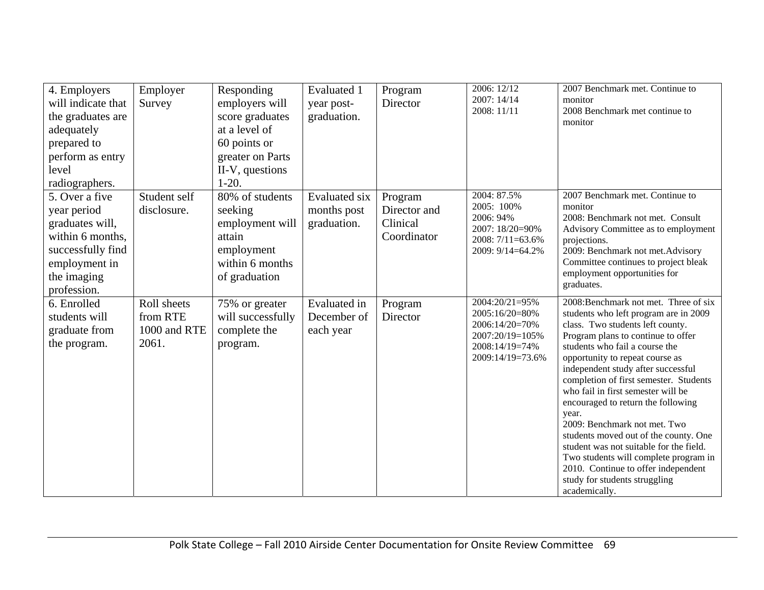| | | | | | | |
|---|---|---|---|---|---|---|
| 4. Employers will indicate that the graduates are adequately prepared to perform as entry level radiographers. | Employer Survey | Responding employers will score graduates at a level of 60 points or greater on Parts II-V, questions 1-20. | Evaluated 1 year post-graduation. | Program Director | 2006: 12/12<br>2007: 14/14<br>2008: 11/11 | 2007 Benchmark met. Continue to monitor<br>2008 Benchmark met continue to monitor |
| 5. Over a five year period graduates will, within 6 months, successfully find employment in the imaging profession. | Student self disclosure. | 80% of students seeking employment will attain employment within 6 months of graduation | Evaluated six months post graduation. | Program Director and Clinical Coordinator | 2004: 87.5%<br>2005: 100%<br>2006: 94%<br>2007: 18/20=90%<br>2008: 7/11=63.6%<br>2009: 9/14=64.2% | 2007 Benchmark met. Continue to monitor<br>2008: Benchmark not met. Consult Advisory Committee as to employment projections.<br>2009: Benchmark not met.Advisory Committee continues to project bleak employment opportunities for graduates. |
| 6. Enrolled students will graduate from the program. | Roll sheets from RTE 1000 and RTE 2061. | 75% or greater will successfully complete the program. | Evaluated in December of each year | Program Director | 2004:20/21=95%<br>2005:16/20=80%<br>2006:14/20=70%<br>2007:20/19=105%<br>2008:14/19=74%<br>2009:14/19=73.6% | 2008:Benchmark not met. Three of six students who left program are in 2009 class. Two students left county. Program plans to continue to offer students who fail a course the opportunity to repeat course as independent study after successful completion of first semester. Students who fail in first semester will be encouraged to return the following year.<br>2009: Benchmark not met. Two students moved out of the county. One student was not suitable for the field. Two students will complete program in 2010. Continue to offer independent study for students struggling academically. |